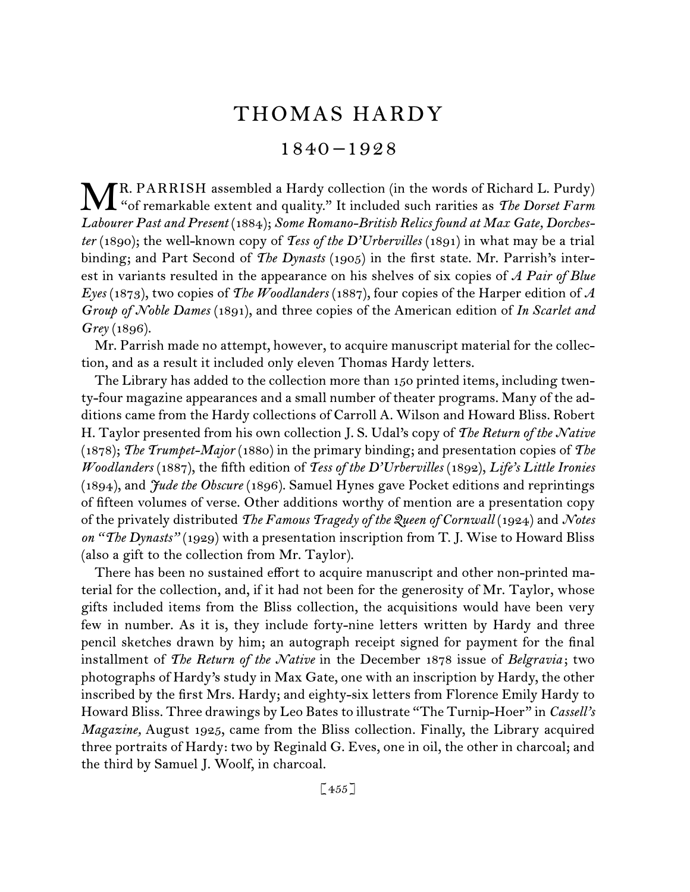# THOMAS HARDY

## 1840–1928

MR. PARRISH assembled a Hardy collection (in the words of Richard L. Purdy) "of remarkable extent and quality." It included such rarities as *The Dorset Farm Labourer Past and Present* (1884); *Some Romano-British Relics found at Max Gate, Dorchester* (1890); the well-known copy of *Tess of the D'Urbervilles* (1891) in what may be a trial binding; and Part Second of *The Dynasts* (1905) in the first state. Mr. Parrish's interest in variants resulted in the appearance on his shelves of six copies of *A Pair of Blue Eyes* (1873), two copies of *The Woodlanders* (1887), four copies of the Harper edition of *A Group of Noble Dames* (1891), and three copies of the American edition of *In Scarlet and Grey* (1896).

Mr. Parrish made no attempt, however, to acquire manuscript material for the collection, and as a result it included only eleven Thomas Hardy letters.

The Library has added to the collection more than 150 printed items, including twenty-four magazine appearances and a small number of theater programs. Many of the additions came from the Hardy collections of Carroll A. Wilson and Howard Bliss. Robert H. Taylor presented from his own collection J. S. Udal's copy of *The Return of the Native* (1878); *The Trumpet-Major* (1880) in the primary binding; and presentation copies of *The Woodlanders* (1887), the fifth edition of *Tess of the D'Urbervilles* (1892), *Life's Little Ironies* (1894), and *Jude the Obscure* (1896). Samuel Hynes gave Pocket editions and reprintings of fifteen volumes of verse. Other additions worthy of mention are a presentation copy of the privately distributed *The Famous Tragedy of the Queen of Cornwall* (1924) and *Notes on "The Dynasts"* (1929) with a presentation inscription from T. J. Wise to Howard Bliss (also a gift to the collection from Mr. Taylor).

There has been no sustained effort to acquire manuscript and other non-printed material for the collection, and, if it had not been for the generosity of Mr. Taylor, whose gifts included items from the Bliss collection, the acquisitions would have been very few in number. As it is, they include forty-nine letters written by Hardy and three pencil sketches drawn by him; an autograph receipt signed for payment for the final installment of *The Return of the Native* in the December 1878 issue of *Belgravia*; two photographs of Hardy's study in Max Gate, one with an inscription by Hardy, the other inscribed by the first Mrs. Hardy; and eighty-six letters from Florence Emily Hardy to Howard Bliss. Three drawings by Leo Bates to illustrate "The Turnip-Hoer" in *Cassell's Magazine,* August 1925, came from the Bliss collection. Finally, the Library acquired three portraits of Hardy: two by Reginald G. Eves, one in oil, the other in charcoal; and the third by Samuel J. Woolf, in charcoal.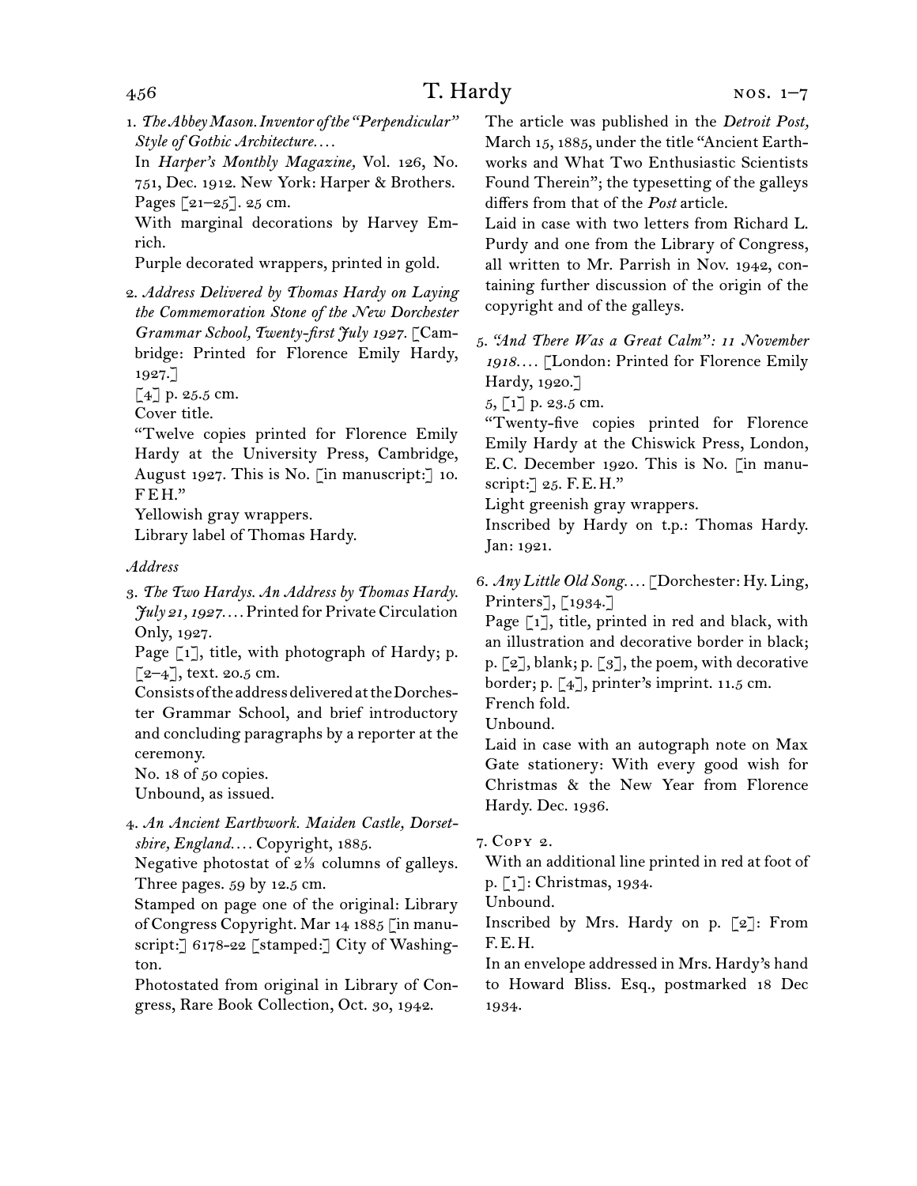1. *The Abbey Mason. Inventor of the "Perpendicular" Style of Gothic Architecture. . . .*
In *Harper's Monthly Magazine,* Vol. 126, No. 751, Dec. 1912. New York: Harper & Brothers. Pages [21–25]. 25 cm.
With marginal decorations by Harvey Emrich.
Purple decorated wrappers, printed in gold.

2. *Address Delivered by Thomas Hardy on Laying the Commemoration Stone of the New Dorchester Grammar School, Twenty-first July 1927.* [Cambridge: Printed for Florence Emily Hardy, 1927.]
[4] p. 25.5 cm.
Cover title.
"Twelve copies printed for Florence Emily Hardy at the University Press, Cambridge, August 1927. This is No. [in manuscript:] 10. F E H."
Yellowish gray wrappers.
Library label of Thomas Hardy.

*Address*

3. *The Two Hardys. An Address by Thomas Hardy. July 21, 1927. . . .* Printed for Private Circulation Only, 1927.
Page [1], title, with photograph of Hardy; p. [2–4], text. 20.5 cm.
Consists of the address delivered at the Dorchester Grammar School, and brief introductory and concluding paragraphs by a reporter at the ceremony.
No. 18 of 50 copies.
Unbound, as issued.

4. *An Ancient Earthwork. Maiden Castle, Dorsetshire, England. . . .* Copyright, 1885.
Negative photostat of 2⅓ columns of galleys. Three pages. 59 by 12.5 cm.
Stamped on page one of the original: Library of Congress Copyright. Mar 14 1885 [in manuscript:] 6178-22 [stamped:] City of Washington.
Photostated from original in Library of Congress, Rare Book Collection, Oct. 30, 1942.
The article was published in the *Detroit Post,* March 15, 1885, under the title "Ancient Earthworks and What Two Enthusiastic Scientists Found Therein"; the typesetting of the galleys differs from that of the *Post* article.
Laid in case with two letters from Richard L. Purdy and one from the Library of Congress, all written to Mr. Parrish in Nov. 1942, containing further discussion of the origin of the copyright and of the galleys.

5. *"And There Was a Great Calm": 11 November 1918. . . .* [London: Printed for Florence Emily Hardy, 1920.]
5, [1] p. 23.5 cm.
"Twenty-five copies printed for Florence Emily Hardy at the Chiswick Press, London, E.C. December 1920. This is No. [in manuscript:] 25. F.E.H."
Light greenish gray wrappers.
Inscribed by Hardy on t.p.: Thomas Hardy. Jan: 1921.

6. *Any Little Old Song. . . .* [Dorchester: Hy. Ling, Printers], [1934.]
Page [1], title, printed in red and black, with an illustration and decorative border in black; p. [2], blank; p. [3], the poem, with decorative border; p. [4], printer's imprint. 11.5 cm.
French fold.
Unbound.
Laid in case with an autograph note on Max Gate stationery: With every good wish for Christmas & the New Year from Florence Hardy. Dec. 1936.

7. Copy 2.
With an additional line printed in red at foot of p. [1]: Christmas, 1934.
Unbound.
Inscribed by Mrs. Hardy on p. [2]: From F.E.H.
In an envelope addressed in Mrs. Hardy's hand to Howard Bliss. Esq., postmarked 18 Dec 1934.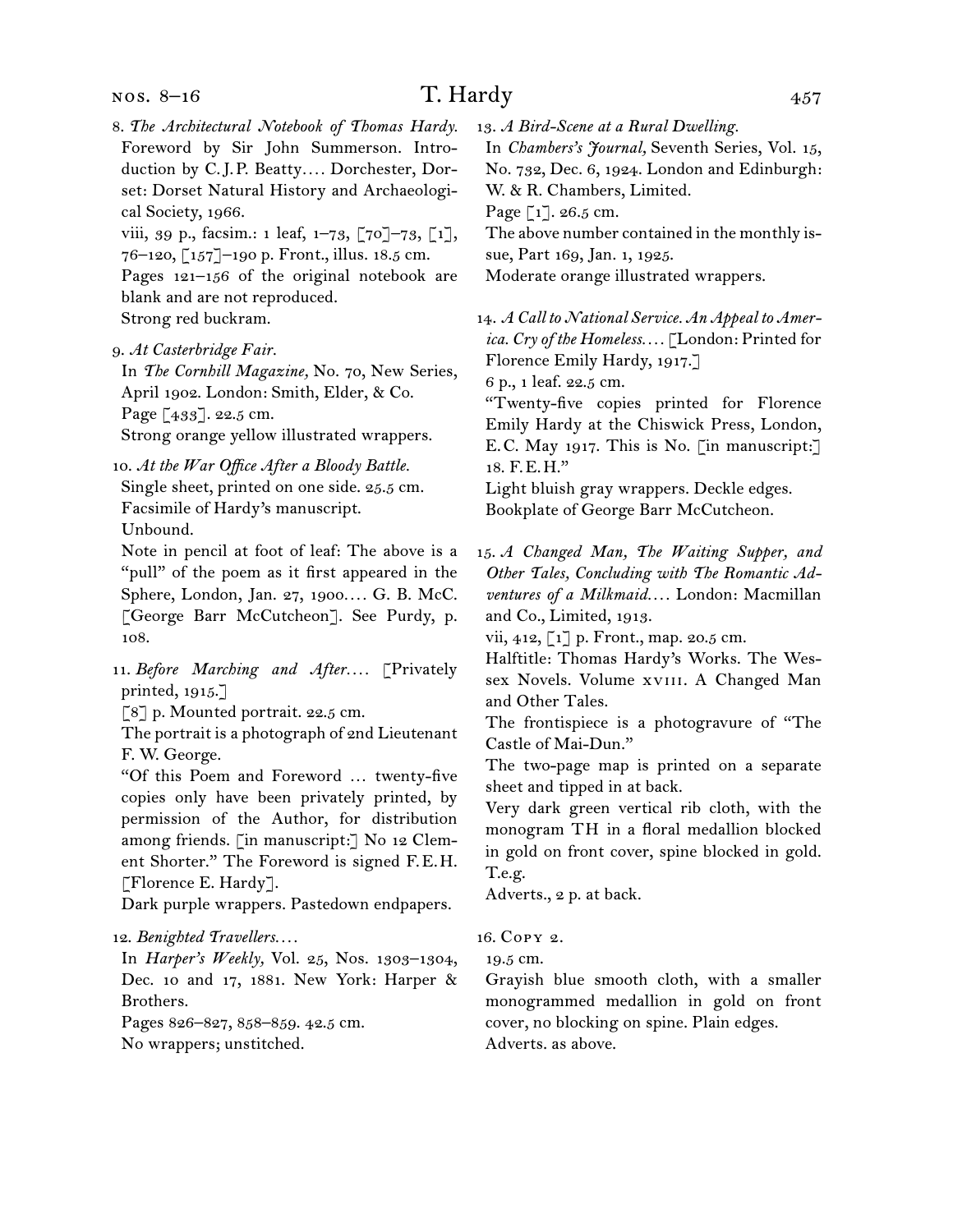8. *The Architectural Notebook of Thomas Hardy.* Foreword by Sir John Summerson. Introduction by C.J.P. Beatty.... Dorchester, Dorset: Dorset Natural History and Archaeological Society, 1966.
viii, 39 p., facsim.: 1 leaf, 1–73, [70]–73, [1], 76–120, [157]–190 p. Front., illus. 18.5 cm.
Pages 121–156 of the original notebook are blank and are not reproduced.
Strong red buckram.

9. *At Casterbridge Fair.*
In *The Cornhill Magazine,* No. 70, New Series, April 1902. London: Smith, Elder, & Co.
Page [433]. 22.5 cm.
Strong orange yellow illustrated wrappers.

10. *At the War Office After a Bloody Battle.*
Single sheet, printed on one side. 25.5 cm.
Facsimile of Hardy's manuscript.
Unbound.
Note in pencil at foot of leaf: The above is a "pull" of the poem as it first appeared in the Sphere, London, Jan. 27, 1900.... G. B. McC. [George Barr McCutcheon]. See Purdy, p. 108.

11. *Before Marching and After....* [Privately printed, 1915.]
[8] p. Mounted portrait. 22.5 cm.
The portrait is a photograph of 2nd Lieutenant F. W. George.
"Of this Poem and Foreword ... twenty-five copies only have been privately printed, by permission of the Author, for distribution among friends. [in manuscript:] No 12 Clement Shorter." The Foreword is signed F.E.H. [Florence E. Hardy].
Dark purple wrappers. Pastedown endpapers.

12. *Benighted Travellers....*
In *Harper's Weekly,* Vol. 25, Nos. 1303–1304, Dec. 10 and 17, 1881. New York: Harper & Brothers.
Pages 826–827, 858–859. 42.5 cm.
No wrappers; unstitched.

13. *A Bird-Scene at a Rural Dwelling.*
In *Chambers's Journal,* Seventh Series, Vol. 15, No. 732, Dec. 6, 1924. London and Edinburgh: W. & R. Chambers, Limited.
Page [1]. 26.5 cm.
The above number contained in the monthly issue, Part 169, Jan. 1, 1925.
Moderate orange illustrated wrappers.

14. *A Call to National Service. An Appeal to America. Cry of the Homeless....* [London: Printed for Florence Emily Hardy, 1917.]
6 p., 1 leaf. 22.5 cm.
"Twenty-five copies printed for Florence Emily Hardy at the Chiswick Press, London, E.C. May 1917. This is No. [in manuscript:] 18. F.E.H."
Light bluish gray wrappers. Deckle edges.
Bookplate of George Barr McCutcheon.

15. *A Changed Man, The Waiting Supper, and Other Tales, Concluding with The Romantic Adventures of a Milkmaid....* London: Macmillan and Co., Limited, 1913.
vii, 412, [1] p. Front., map. 20.5 cm.
Halftitle: Thomas Hardy's Works. The Wessex Novels. Volume xviii. A Changed Man and Other Tales.
The frontispiece is a photogravure of "The Castle of Mai-Dun."
The two-page map is printed on a separate sheet and tipped in at back.
Very dark green vertical rib cloth, with the monogram TH in a floral medallion blocked in gold on front cover, spine blocked in gold. T.e.g.
Adverts., 2 p. at back.

16. Copy 2.
19.5 cm.
Grayish blue smooth cloth, with a smaller monogrammed medallion in gold on front cover, no blocking on spine. Plain edges.
Adverts. as above.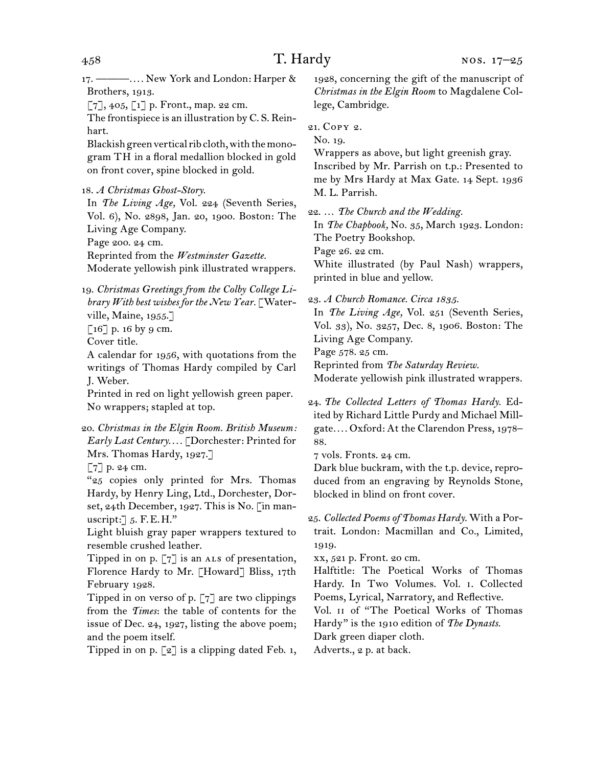17. ———. . . . New York and London: Harper & Brothers, 1913.

[7], 405, [1] p. Front., map. 22 cm.

The frontispiece is an illustration by C. S. Reinhart.

Blackish green vertical rib cloth, with the monogram TH in a floral medallion blocked in gold on front cover, spine blocked in gold.

18. *A Christmas Ghost-Story.*

In *The Living Age,* Vol. 224 (Seventh Series, Vol. 6), No. 2898, Jan. 20, 1900. Boston: The Living Age Company.

Page 200. 24 cm.

Reprinted from the *Westminster Gazette.*

Moderate yellowish pink illustrated wrappers.

19. *Christmas Greetings from the Colby College Library With best wishes for the New Year.* [Waterville, Maine, 1955.]

[16] p. 16 by 9 cm.

Cover title.

A calendar for 1956, with quotations from the writings of Thomas Hardy compiled by Carl J. Weber.

Printed in red on light yellowish green paper. No wrappers; stapled at top.

20. *Christmas in the Elgin Room. British Museum: Early Last Century.* . . . [Dorchester: Printed for Mrs. Thomas Hardy, 1927.]

[7] p. 24 cm.

"25 copies only printed for Mrs. Thomas Hardy, by Henry Ling, Ltd., Dorchester, Dorset, 24th December, 1927. This is No. [in manuscript:] 5. F. E. H."

Light bluish gray paper wrappers textured to resemble crushed leather.

Tipped in on p. [7] is an ALS of presentation, Florence Hardy to Mr. [Howard] Bliss, 17th February 1928.

Tipped in on verso of p. [7] are two clippings from the *Times*: the table of contents for the issue of Dec. 24, 1927, listing the above poem; and the poem itself.

Tipped in on p. [2] is a clipping dated Feb. 1, 1928, concerning the gift of the manuscript of *Christmas in the Elgin Room* to Magdalene College, Cambridge.

21. Copy 2.

No. 19.

Wrappers as above, but light greenish gray.

Inscribed by Mr. Parrish on t.p.: Presented to me by Mrs Hardy at Max Gate. 14 Sept. 1936 M. L. Parrish.

22. . . . *The Church and the Wedding.*

In *The Chapbook,* No. 35, March 1923. London: The Poetry Bookshop.

Page 26. 22 cm.

White illustrated (by Paul Nash) wrappers, printed in blue and yellow.

23. *A Church Romance. Circa 1835.*

In *The Living Age,* Vol. 251 (Seventh Series, Vol. 33), No. 3257, Dec. 8, 1906. Boston: The Living Age Company.

Page 578. 25 cm.

Reprinted from *The Saturday Review.*

Moderate yellowish pink illustrated wrappers.

24. *The Collected Letters of Thomas Hardy.* Edited by Richard Little Purdy and Michael Millgate. . . . Oxford: At the Clarendon Press, 1978–88.

7 vols. Fronts. 24 cm.

Dark blue buckram, with the t.p. device, reproduced from an engraving by Reynolds Stone, blocked in blind on front cover.

25. *Collected Poems of Thomas Hardy.* With a Portrait. London: Macmillan and Co., Limited, 1919.

xx, 521 p. Front. 20 cm.

Halftitle: The Poetical Works of Thomas Hardy. In Two Volumes. Vol. I. Collected Poems, Lyrical, Narratory, and Reflective.

Vol. II of "The Poetical Works of Thomas Hardy" is the 1910 edition of *The Dynasts.*

Dark green diaper cloth.

Adverts., 2 p. at back.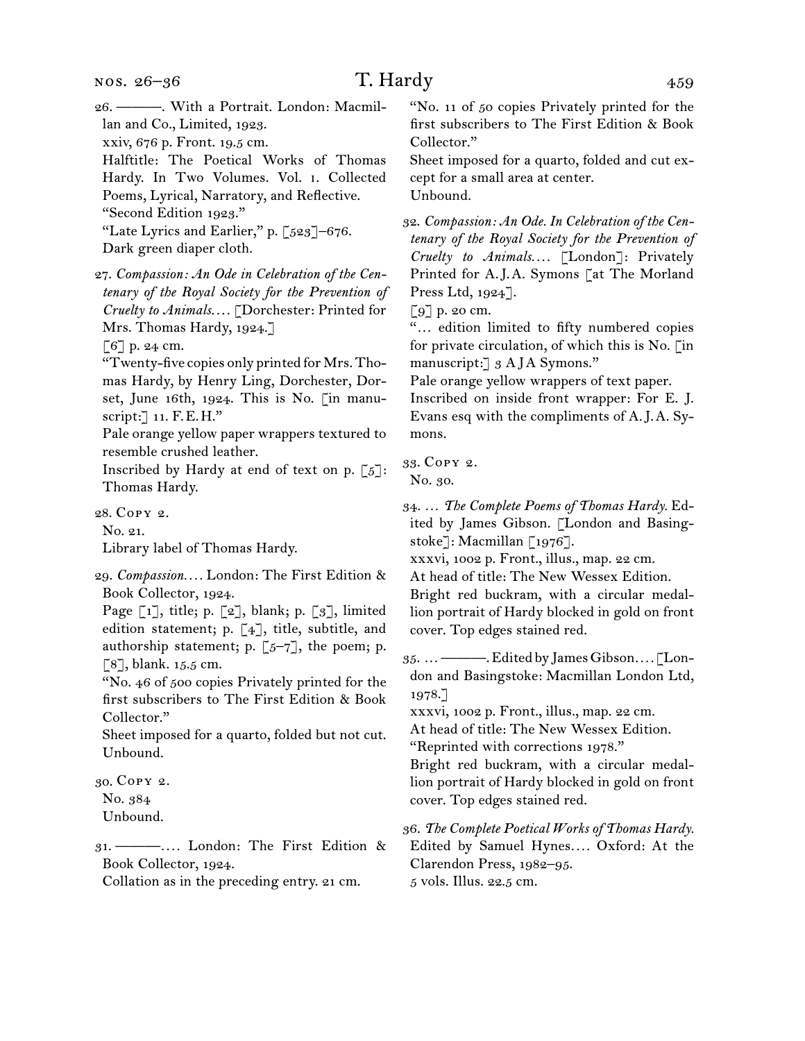26. ———. With a Portrait. London: Macmillan and Co., Limited, 1923.
xxiv, 676 p. Front. 19.5 cm.
Halftitle: The Poetical Works of Thomas Hardy. In Two Volumes. Vol. I. Collected Poems, Lyrical, Narratory, and Reflective.
"Second Edition 1923."
"Late Lyrics and Earlier," p. [523]–676.
Dark green diaper cloth.

27. *Compassion: An Ode in Celebration of the Centenary of the Royal Society for the Prevention of Cruelty to Animals.*… [Dorchester: Printed for Mrs. Thomas Hardy, 1924.]
[6] p. 24 cm.
"Twenty-five copies only printed for Mrs. Thomas Hardy, by Henry Ling, Dorchester, Dorset, June 16th, 1924. This is No. [in manuscript:] 11. F. E. H."
Pale orange yellow paper wrappers textured to resemble crushed leather.
Inscribed by Hardy at end of text on p. [5]: Thomas Hardy.

28. Copy 2.
No. 21.
Library label of Thomas Hardy.

29. *Compassion.*… London: The First Edition & Book Collector, 1924.
Page [1], title; p. [2], blank; p. [3], limited edition statement; p. [4], title, subtitle, and authorship statement; p. [5–7], the poem; p. [8], blank. 15.5 cm.
"No. 46 of 500 copies Privately printed for the first subscribers to The First Edition & Book Collector."
Sheet imposed for a quarto, folded but not cut.
Unbound.

30. Copy 2.
No. 384
Unbound.

31. ———.… London: The First Edition & Book Collector, 1924.
Collation as in the preceding entry. 21 cm.
"No. 11 of 50 copies Privately printed for the first subscribers to The First Edition & Book Collector."
Sheet imposed for a quarto, folded and cut except for a small area at center.
Unbound.

32. *Compassion: An Ode. In Celebration of the Centenary of the Royal Society for the Prevention of Cruelty to Animals.*… [London]: Privately Printed for A. J. A. Symons [at The Morland Press Ltd, 1924].
[9] p. 20 cm.
"… edition limited to fifty numbered copies for private circulation, of which this is No. [in manuscript:] 3 A J A Symons."
Pale orange yellow wrappers of text paper.
Inscribed on inside front wrapper: For E. J. Evans esq with the compliments of A. J. A. Symons.

33. Copy 2.
No. 30.

34. … *The Complete Poems of Thomas Hardy.* Edited by James Gibson. [London and Basingstoke]: Macmillan [1976].
xxxvi, 1002 p. Front., illus., map. 22 cm.
At head of title: The New Wessex Edition.
Bright red buckram, with a circular medallion portrait of Hardy blocked in gold on front cover. Top edges stained red.

35. … ———. Edited by James Gibson.… [London and Basingstoke: Macmillan London Ltd, 1978.]
xxxvi, 1002 p. Front., illus., map. 22 cm.
At head of title: The New Wessex Edition.
"Reprinted with corrections 1978."
Bright red buckram, with a circular medallion portrait of Hardy blocked in gold on front cover. Top edges stained red.

36. *The Complete Poetical Works of Thomas Hardy.* Edited by Samuel Hynes.… Oxford: At the Clarendon Press, 1982–95.
5 vols. Illus. 22.5 cm.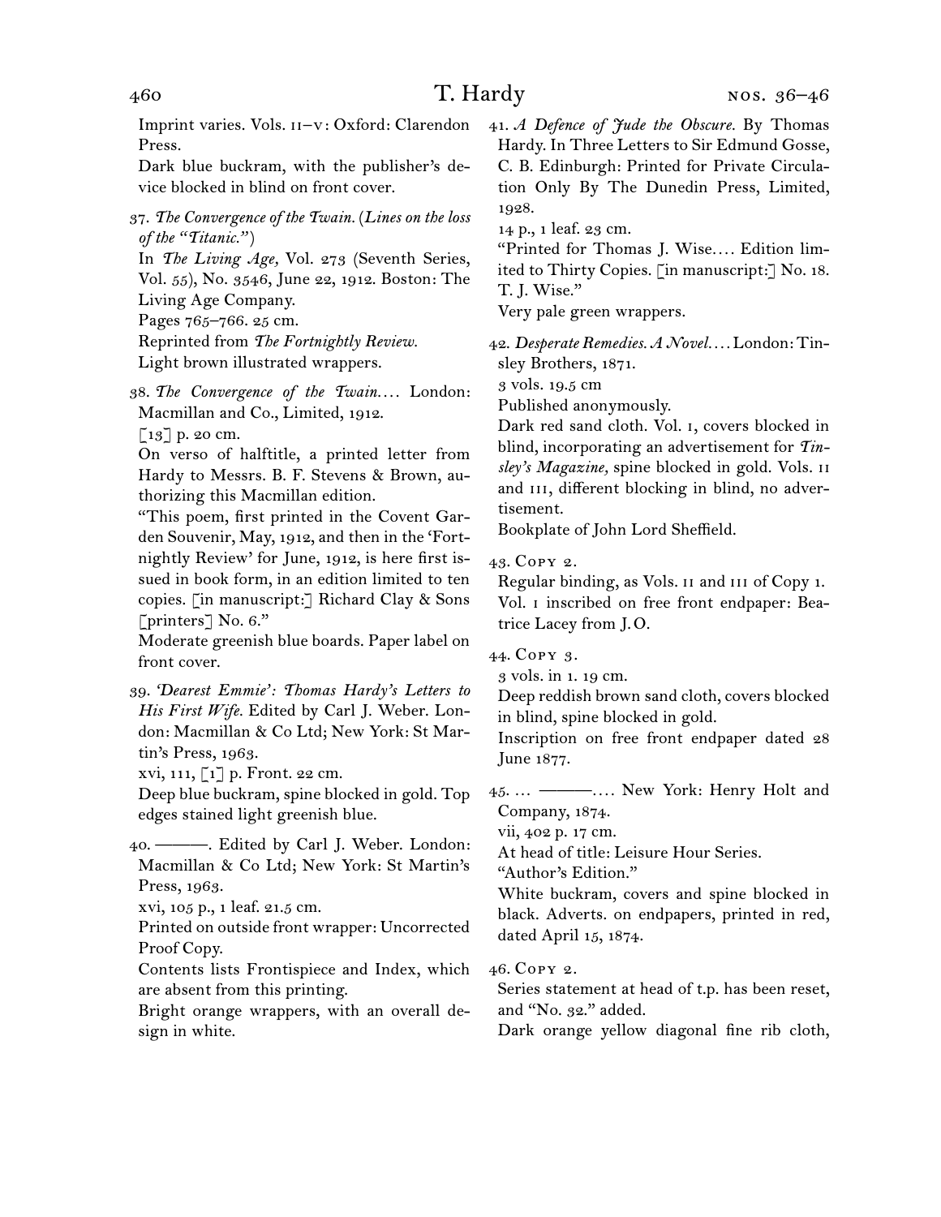Imprint varies. Vols. II–V: Oxford: Clarendon Press.

Dark blue buckram, with the publisher's device blocked in blind on front cover.

37. *The Convergence of the Twain.* (*Lines on the loss of the "Titanic."*)
In *The Living Age,* Vol. 273 (Seventh Series, Vol. 55), No. 3546, June 22, 1912. Boston: The Living Age Company.
Pages 765–766. 25 cm.
Reprinted from *The Fortnightly Review.*
Light brown illustrated wrappers.

38. *The Convergence of the Twain*.... London: Macmillan and Co., Limited, 1912.
[13] p. 20 cm.
On verso of halftitle, a printed letter from Hardy to Messrs. B. F. Stevens & Brown, authorizing this Macmillan edition.
"This poem, first printed in the Covent Garden Souvenir, May, 1912, and then in the 'Fortnightly Review' for June, 1912, is here first issued in book form, in an edition limited to ten copies. [in manuscript:] Richard Clay & Sons [printers] No. 6."
Moderate greenish blue boards. Paper label on front cover.

39. *'Dearest Emmie': Thomas Hardy's Letters to His First Wife.* Edited by Carl J. Weber. London: Macmillan & Co Ltd; New York: St Martin's Press, 1963.
xvi, 111, [1] p. Front. 22 cm.
Deep blue buckram, spine blocked in gold. Top edges stained light greenish blue.

40. ———. Edited by Carl J. Weber. London: Macmillan & Co Ltd; New York: St Martin's Press, 1963.
xvi, 105 p., 1 leaf. 21.5 cm.
Printed on outside front wrapper: Uncorrected Proof Copy.
Contents lists Frontispiece and Index, which are absent from this printing.
Bright orange wrappers, with an overall design in white.

41. *A Defence of Jude the Obscure.* By Thomas Hardy. In Three Letters to Sir Edmund Gosse, C. B. Edinburgh: Printed for Private Circulation Only By The Dunedin Press, Limited, 1928.
14 p., 1 leaf. 23 cm.
"Printed for Thomas J. Wise.... Edition limited to Thirty Copies. [in manuscript:] No. 18. T. J. Wise."
Very pale green wrappers.

42. *Desperate Remedies. A Novel*.... London: Tinsley Brothers, 1871.
3 vols. 19.5 cm
Published anonymously.
Dark red sand cloth. Vol. I, covers blocked in blind, incorporating an advertisement for *Tinsley's Magazine,* spine blocked in gold. Vols. II and III, different blocking in blind, no advertisement.
Bookplate of John Lord Sheffield.

43. Copy 2.
Regular binding, as Vols. II and III of Copy 1. Vol. I inscribed on free front endpaper: Beatrice Lacey from J. O.

44. Copy 3.
3 vols. in 1. 19 cm.
Deep reddish brown sand cloth, covers blocked in blind, spine blocked in gold.
Inscription on free front endpaper dated 28 June 1877.

45. ... ———.... New York: Henry Holt and Company, 1874.
vii, 402 p. 17 cm.
At head of title: Leisure Hour Series.
"Author's Edition."
White buckram, covers and spine blocked in black. Adverts. on endpapers, printed in red, dated April 15, 1874.

46. Copy 2.
Series statement at head of t.p. has been reset, and "No. 32." added.
Dark orange yellow diagonal fine rib cloth,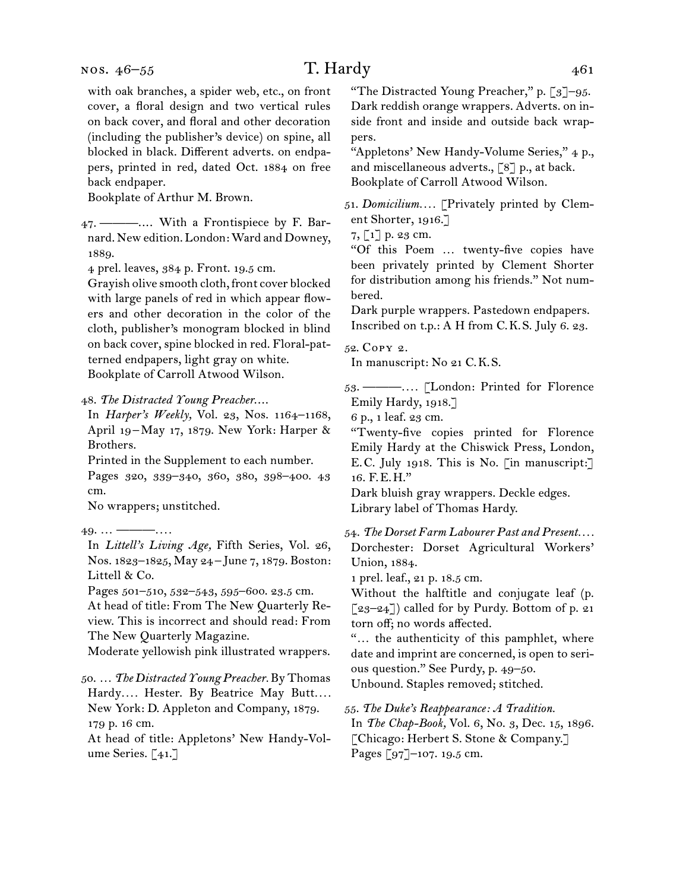with oak branches, a spider web, etc., on front cover, a floral design and two vertical rules on back cover, and floral and other decoration (including the publisher's device) on spine, all blocked in black. Different adverts. on endpapers, printed in red, dated Oct. 1884 on free back endpaper.
Bookplate of Arthur M. Brown.

47. ———.... With a Frontispiece by F. Barnard. New edition. London: Ward and Downey, 1889.
4 prel. leaves, 384 p. Front. 19.5 cm.
Grayish olive smooth cloth, front cover blocked with large panels of red in which appear flowers and other decoration in the color of the cloth, publisher's monogram blocked in blind on back cover, spine blocked in red. Floral-patterned endpapers, light gray on white.
Bookplate of Carroll Atwood Wilson.

48. *The Distracted Young Preacher....*
In *Harper's Weekly,* Vol. 23, Nos. 1164–1168, April 19–May 17, 1879. New York: Harper & Brothers.
Printed in the Supplement to each number.
Pages 320, 339–340, 360, 380, 398–400. 43 cm.
No wrappers; unstitched.

49. ... ———....
In *Littell's Living Age,* Fifth Series, Vol. 26, Nos. 1823–1825, May 24–June 7, 1879. Boston: Littell & Co.
Pages 501–510, 532–543, 595–600. 23.5 cm.
At head of title: From The New Quarterly Review. This is incorrect and should read: From The New Quarterly Magazine.
Moderate yellowish pink illustrated wrappers.

50. ... *The Distracted Young Preacher.* By Thomas Hardy.... Hester. By Beatrice May Butt.... New York: D. Appleton and Company, 1879.
179 p. 16 cm.
At head of title: Appletons' New Handy-Volume Series. [41.]
"The Distracted Young Preacher," p. [3]–95.
Dark reddish orange wrappers. Adverts. on inside front and inside and outside back wrappers.
"Appletons' New Handy-Volume Series," 4 p., and miscellaneous adverts., [8] p., at back.
Bookplate of Carroll Atwood Wilson.

51. *Domicilium....* [Privately printed by Clement Shorter, 1916.]
7, [1] p. 23 cm.
"Of this Poem ... twenty-five copies have been privately printed by Clement Shorter for distribution among his friends." Not numbered.
Dark purple wrappers. Pastedown endpapers.
Inscribed on t.p.: A H from C.K.S. July 6. 23.

52. Copy 2.
In manuscript: No 21 C.K.S.

53. ———.... [London: Printed for Florence Emily Hardy, 1918.]
6 p., 1 leaf. 23 cm.
"Twenty-five copies printed for Florence Emily Hardy at the Chiswick Press, London, E.C. July 1918. This is No. [in manuscript:] 16. F.E.H."
Dark bluish gray wrappers. Deckle edges.
Library label of Thomas Hardy.

54. *The Dorset Farm Labourer Past and Present....*
Dorchester: Dorset Agricultural Workers' Union, 1884.
1 prel. leaf., 21 p. 18.5 cm.
Without the halftitle and conjugate leaf (p. [23–24]) called for by Purdy. Bottom of p. 21 torn off; no words affected.
"... the authenticity of this pamphlet, where date and imprint are concerned, is open to serious question." See Purdy, p. 49–50.
Unbound. Staples removed; stitched.

55. *The Duke's Reappearance: A Tradition.*
In *The Chap-Book,* Vol. 6, No. 3, Dec. 15, 1896. [Chicago: Herbert S. Stone & Company.]
Pages [97]–107. 19.5 cm.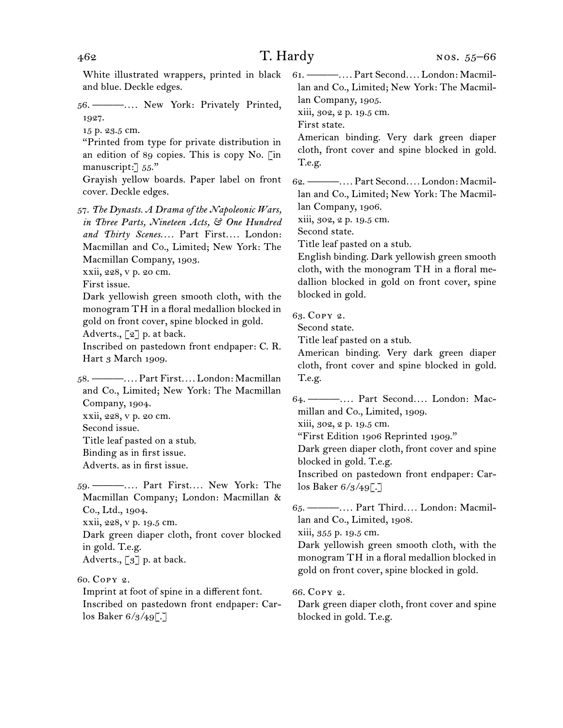White illustrated wrappers, printed in black and blue. Deckle edges.

56. ———. . . . New York: Privately Printed, 1927.
15 p. 23.5 cm.
"Printed from type for private distribution in an edition of 89 copies. This is copy No. [in manuscript:] 55."
Grayish yellow boards. Paper label on front cover. Deckle edges.

57. *The Dynasts. A Drama of the Napoleonic Wars, in Three Parts, Nineteen Acts, & One Hundred and Thirty Scenes*. . . . Part First. . . . London: Macmillan and Co., Limited; New York: The Macmillan Company, 1903.
xxii, 228, v p. 20 cm.
First issue.
Dark yellowish green smooth cloth, with the monogram TH in a floral medallion blocked in gold on front cover, spine blocked in gold.
Adverts., [2] p. at back.
Inscribed on pastedown front endpaper: C. R. Hart 3 March 1909.

58. ———. . . . Part First. . . . London: Macmillan and Co., Limited; New York: The Macmillan Company, 1904.
xxii, 228, v p. 20 cm.
Second issue.
Title leaf pasted on a stub.
Binding as in first issue.
Adverts. as in first issue.

59. ———. . . . Part First. . . . New York: The Macmillan Company; London: Macmillan & Co., Ltd., 1904.
xxii, 228, v p. 19.5 cm.
Dark green diaper cloth, front cover blocked in gold. T.e.g.
Adverts., [3] p. at back.

60. Copy 2.
Imprint at foot of spine in a different font.
Inscribed on pastedown front endpaper: Carlos Baker 6/3/49[.]

61. ———. . . . Part Second. . . . London: Macmillan and Co., Limited; New York: The Macmillan Company, 1905.
xiii, 302, 2 p. 19.5 cm.
First state.
American binding. Very dark green diaper cloth, front cover and spine blocked in gold. T.e.g.

62. ———. . . . Part Second. . . . London: Macmillan and Co., Limited; New York: The Macmillan Company, 1906.
xiii, 302, 2 p. 19.5 cm.
Second state.
Title leaf pasted on a stub.
English binding. Dark yellowish green smooth cloth, with the monogram TH in a floral medallion blocked in gold on front cover, spine blocked in gold.

63. Copy 2.
Second state.
Title leaf pasted on a stub.
American binding. Very dark green diaper cloth, front cover and spine blocked in gold. T.e.g.

64. ———. . . . Part Second. . . . London: Macmillan and Co., Limited, 1909.
xiii, 302, 2 p. 19.5 cm.
"First Edition 1906 Reprinted 1909."
Dark green diaper cloth, front cover and spine blocked in gold. T.e.g.
Inscribed on pastedown front endpaper: Carlos Baker 6/3/49[.]

65. ———. . . . Part Third. . . . London: Macmillan and Co., Limited, 1908.
xiii, 355 p. 19.5 cm.
Dark yellowish green smooth cloth, with the monogram TH in a floral medallion blocked in gold on front cover, spine blocked in gold.

66. Copy 2.
Dark green diaper cloth, front cover and spine blocked in gold. T.e.g.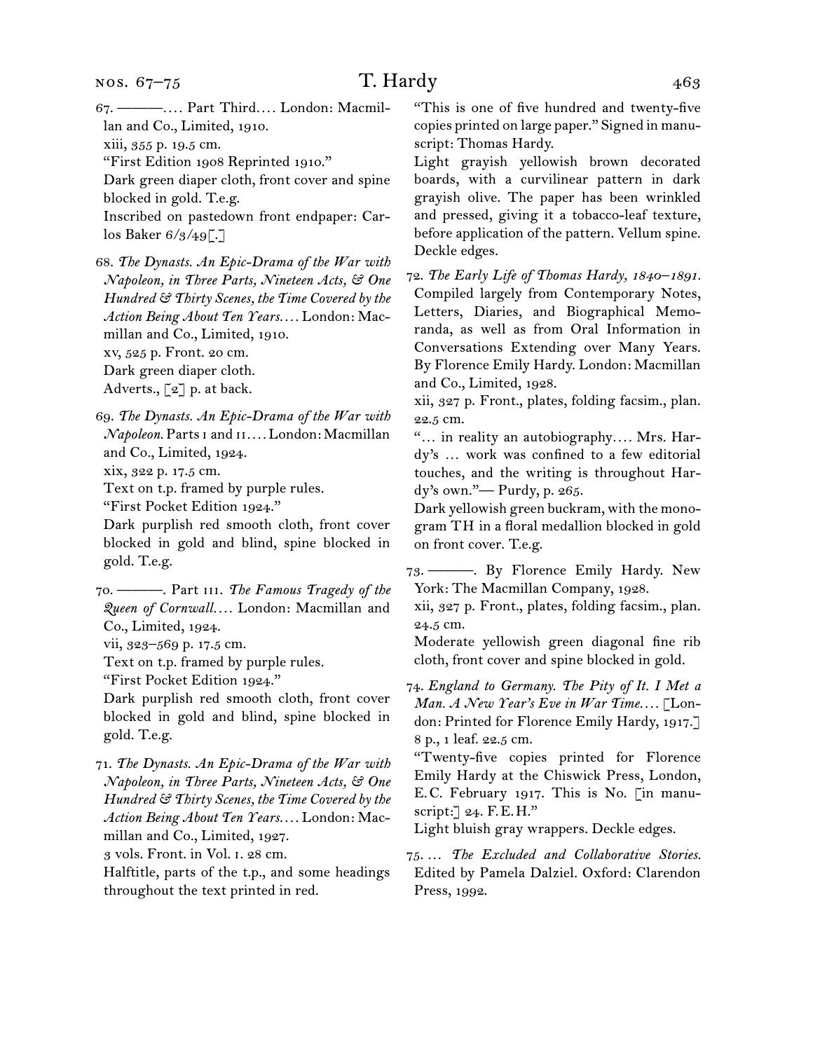67. ———.… Part Third.… London: Macmillan and Co., Limited, 1910.
xiii, 355 p. 19.5 cm.
"First Edition 1908 Reprinted 1910."
Dark green diaper cloth, front cover and spine blocked in gold. T.e.g.
Inscribed on pastedown front endpaper: Carlos Baker 6/3/49[.]

68. *The Dynasts. An Epic-Drama of the War with Napoleon, in Three Parts, Nineteen Acts, & One Hundred & Thirty Scenes, the Time Covered by the Action Being About Ten Years.*… London: Macmillan and Co., Limited, 1910.
xv, 525 p. Front. 20 cm.
Dark green diaper cloth.
Adverts., [2] p. at back.

69. *The Dynasts. An Epic-Drama of the War with Napoleon.* Parts I and II.… London: Macmillan and Co., Limited, 1924.
xix, 322 p. 17.5 cm.
Text on t.p. framed by purple rules.
"First Pocket Edition 1924."
Dark purplish red smooth cloth, front cover blocked in gold and blind, spine blocked in gold. T.e.g.

70. ———. Part III. *The Famous Tragedy of the Queen of Cornwall.*… London: Macmillan and Co., Limited, 1924.
vii, 323–569 p. 17.5 cm.
Text on t.p. framed by purple rules.
"First Pocket Edition 1924."
Dark purplish red smooth cloth, front cover blocked in gold and blind, spine blocked in gold. T.e.g.

71. *The Dynasts. An Epic-Drama of the War with Napoleon, in Three Parts, Nineteen Acts, & One Hundred & Thirty Scenes, the Time Covered by the Action Being About Ten Years.*… London: Macmillan and Co., Limited, 1927.
3 vols. Front. in Vol. I. 28 cm.
Halftitle, parts of the t.p., and some headings throughout the text printed in red.
"This is one of five hundred and twenty-five copies printed on large paper." Signed in manuscript: Thomas Hardy.
Light grayish yellowish brown decorated boards, with a curvilinear pattern in dark grayish olive. The paper has been wrinkled and pressed, giving it a tobacco-leaf texture, before application of the pattern. Vellum spine. Deckle edges.

72. *The Early Life of Thomas Hardy, 1840–1891.* Compiled largely from Contemporary Notes, Letters, Diaries, and Biographical Memoranda, as well as from Oral Information in Conversations Extending over Many Years. By Florence Emily Hardy. London: Macmillan and Co., Limited, 1928.
xii, 327 p. Front., plates, folding facsim., plan. 22.5 cm.
"… in reality an autobiography.… Mrs. Hardy's … work was confined to a few editorial touches, and the writing is throughout Hardy's own."— Purdy, p. 265.
Dark yellowish green buckram, with the monogram TH in a floral medallion blocked in gold on front cover. T.e.g.

73. ———. By Florence Emily Hardy. New York: The Macmillan Company, 1928.
xii, 327 p. Front., plates, folding facsim., plan. 24.5 cm.
Moderate yellowish green diagonal fine rib cloth, front cover and spine blocked in gold.

74. *England to Germany. The Pity of It. I Met a Man. A New Year's Eve in War Time.*… [London: Printed for Florence Emily Hardy, 1917.]
8 p., 1 leaf. 22.5 cm.
"Twenty-five copies printed for Florence Emily Hardy at the Chiswick Press, London, E.C. February 1917. This is No. [in manuscript:] 24. F.E.H."
Light bluish gray wrappers. Deckle edges.

75. … *The Excluded and Collaborative Stories.* Edited by Pamela Dalziel. Oxford: Clarendon Press, 1992.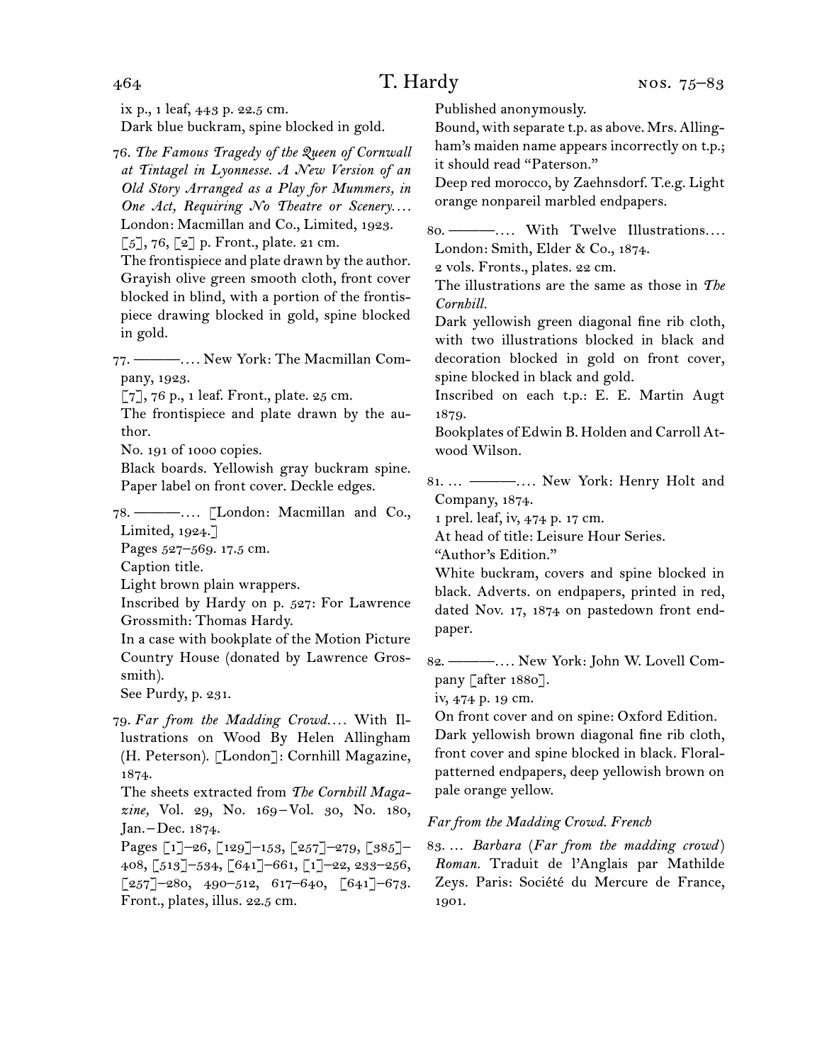ix p., 1 leaf, 443 p. 22.5 cm.
Dark blue buckram, spine blocked in gold.

76. *The Famous Tragedy of the Queen of Cornwall at Tintagel in Lyonnesse. A New Version of an Old Story Arranged as a Play for Mummers, in One Act, Requiring No Theatre or Scenery. . . .* London: Macmillan and Co., Limited, 1923.
[5], 76, [2] p. Front., plate. 21 cm.
The frontispiece and plate drawn by the author.
Grayish olive green smooth cloth, front cover blocked in blind, with a portion of the frontispiece drawing blocked in gold, spine blocked in gold.

77. ———. . . . New York: The Macmillan Company, 1923.
[7], 76 p., 1 leaf. Front., plate. 25 cm.
The frontispiece and plate drawn by the author.
No. 191 of 1000 copies.
Black boards. Yellowish gray buckram spine. Paper label on front cover. Deckle edges.

78. ———. . . . [London: Macmillan and Co., Limited, 1924.]
Pages 527–569. 17.5 cm.
Caption title.
Light brown plain wrappers.
Inscribed by Hardy on p. 527: For Lawrence Grossmith: Thomas Hardy.
In a case with bookplate of the Motion Picture Country House (donated by Lawrence Grossmith).
See Purdy, p. 231.

79. *Far from the Madding Crowd. . . .* With Illustrations on Wood By Helen Allingham (H. Peterson). [London]: Cornhill Magazine, 1874.
The sheets extracted from *The Cornhill Magazine,* Vol. 29, No. 169 – Vol. 30, No. 180, Jan. – Dec. 1874.
Pages [1]–26, [129]–153, [257]–279, [385]–408, [513]–534, [641]–661, [1]–22, 233–256, [257]–280, 490–512, 617–640, [641]–673. Front., plates, illus. 22.5 cm.
Published anonymously.
Bound, with separate t.p. as above. Mrs. Allingham's maiden name appears incorrectly on t.p.; it should read "Paterson."
Deep red morocco, by Zaehnsdorf. T.e.g. Light orange nonpareil marbled endpapers.

80. ———. . . . With Twelve Illustrations. . . . London: Smith, Elder & Co., 1874.
2 vols. Fronts., plates. 22 cm.
The illustrations are the same as those in *The Cornhill.*
Dark yellowish green diagonal fine rib cloth, with two illustrations blocked in black and decoration blocked in gold on front cover, spine blocked in black and gold.
Inscribed on each t.p.: E. E. Martin Augt 1879.
Bookplates of Edwin B. Holden and Carroll Atwood Wilson.

81. . . . ———. . . . New York: Henry Holt and Company, 1874.
1 prel. leaf, iv, 474 p. 17 cm.
At head of title: Leisure Hour Series.
"Author's Edition."
White buckram, covers and spine blocked in black. Adverts. on endpapers, printed in red, dated Nov. 17, 1874 on pastedown front endpaper.

82. ———. . . . New York: John W. Lovell Company [after 1880].
iv, 474 p. 19 cm.
On front cover and on spine: Oxford Edition.
Dark yellowish brown diagonal fine rib cloth, front cover and spine blocked in black. Floral-patterned endpapers, deep yellowish brown on pale orange yellow.

*Far from the Madding Crowd. French*

83. . . . *Barbara* (*Far from the madding crowd*) *Roman.* Traduit de l'Anglais par Mathilde Zeys. Paris: Société du Mercure de France, 1901.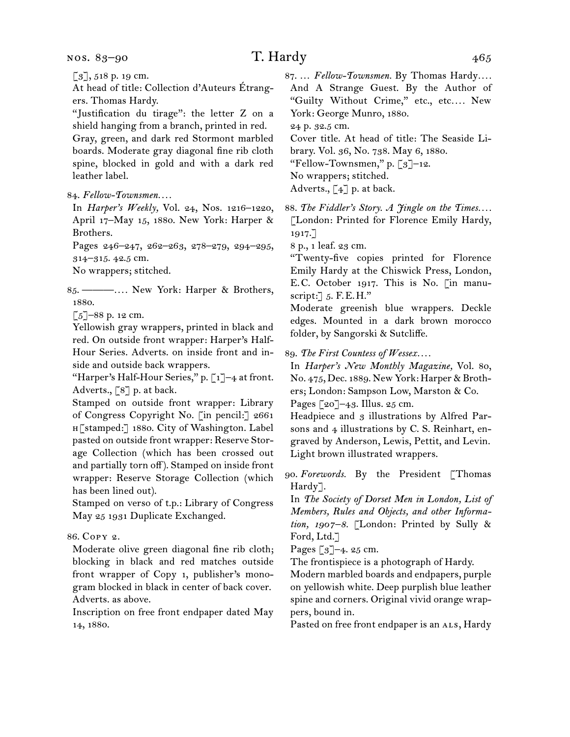[3], 518 p. 19 cm.

At head of title: Collection d'Auteurs Étrangers. Thomas Hardy.

"Justification du tirage": the letter Z on a shield hanging from a branch, printed in red.

Gray, green, and dark red Stormont marbled boards. Moderate gray diagonal fine rib cloth spine, blocked in gold and with a dark red leather label.

84. *Fellow-Townsmen.* …

In *Harper's Weekly,* Vol. 24, Nos. 1216–1220, April 17–May 15, 1880. New York: Harper & Brothers.

Pages 246–247, 262–263, 278–279, 294–295, 314–315. 42.5 cm.

No wrappers; stitched.

85. ———. … New York: Harper & Brothers, 1880.

[5]–88 p. 12 cm.

Yellowish gray wrappers, printed in black and red. On outside front wrapper: Harper's Half-Hour Series. Adverts. on inside front and inside and outside back wrappers.

"Harper's Half-Hour Series," p. [1]–4 at front.

Adverts., [8] p. at back.

Stamped on outside front wrapper: Library of Congress Copyright No. [in pencil:] 2661 H [stamped:] 1880. City of Washington. Label pasted on outside front wrapper: Reserve Storage Collection (which has been crossed out and partially torn off). Stamped on inside front wrapper: Reserve Storage Collection (which has been lined out).

Stamped on verso of t.p.: Library of Congress May 25 1931 Duplicate Exchanged.

86. Copy 2.

Moderate olive green diagonal fine rib cloth; blocking in black and red matches outside front wrapper of Copy 1, publisher's monogram blocked in black in center of back cover.

Adverts. as above.

Inscription on free front endpaper dated May 14, 1880.

87. … *Fellow-Townsmen.* By Thomas Hardy. … And A Strange Guest. By the Author of "Guilty Without Crime," etc., etc. … New York: George Munro, 1880.

24 p. 32.5 cm.

Cover title. At head of title: The Seaside Library. Vol. 36, No. 738. May 6, 1880.

"Fellow-Townsmen," p. [3]–12.

No wrappers; stitched.

Adverts., [4] p. at back.

88. *The Fiddler's Story. A Jingle on the Times.* … [London: Printed for Florence Emily Hardy, 1917.]

8 p., 1 leaf. 23 cm.

"Twenty-five copies printed for Florence Emily Hardy at the Chiswick Press, London, E.C. October 1917. This is No. [in manuscript:] 5. F.E.H."

Moderate greenish blue wrappers. Deckle edges. Mounted in a dark brown morocco folder, by Sangorski & Sutcliffe.

89. *The First Countess of Wessex.* …

In *Harper's New Monthly Magazine,* Vol. 80, No. 475, Dec. 1889. New York: Harper & Brothers; London: Sampson Low, Marston & Co.

Pages [20]–43. Illus. 25 cm.

Headpiece and 3 illustrations by Alfred Parsons and 4 illustrations by C. S. Reinhart, engraved by Anderson, Lewis, Pettit, and Levin.

Light brown illustrated wrappers.

90. *Forewords.* By the President [Thomas Hardy].

In *The Society of Dorset Men in London, List of Members, Rules and Objects, and other Information, 1907–8.* [London: Printed by Sully & Ford, Ltd.]

Pages [3]–4. 25 cm.

The frontispiece is a photograph of Hardy.

Modern marbled boards and endpapers, purple on yellowish white. Deep purplish blue leather spine and corners. Original vivid orange wrappers, bound in.

Pasted on free front endpaper is an ALS, Hardy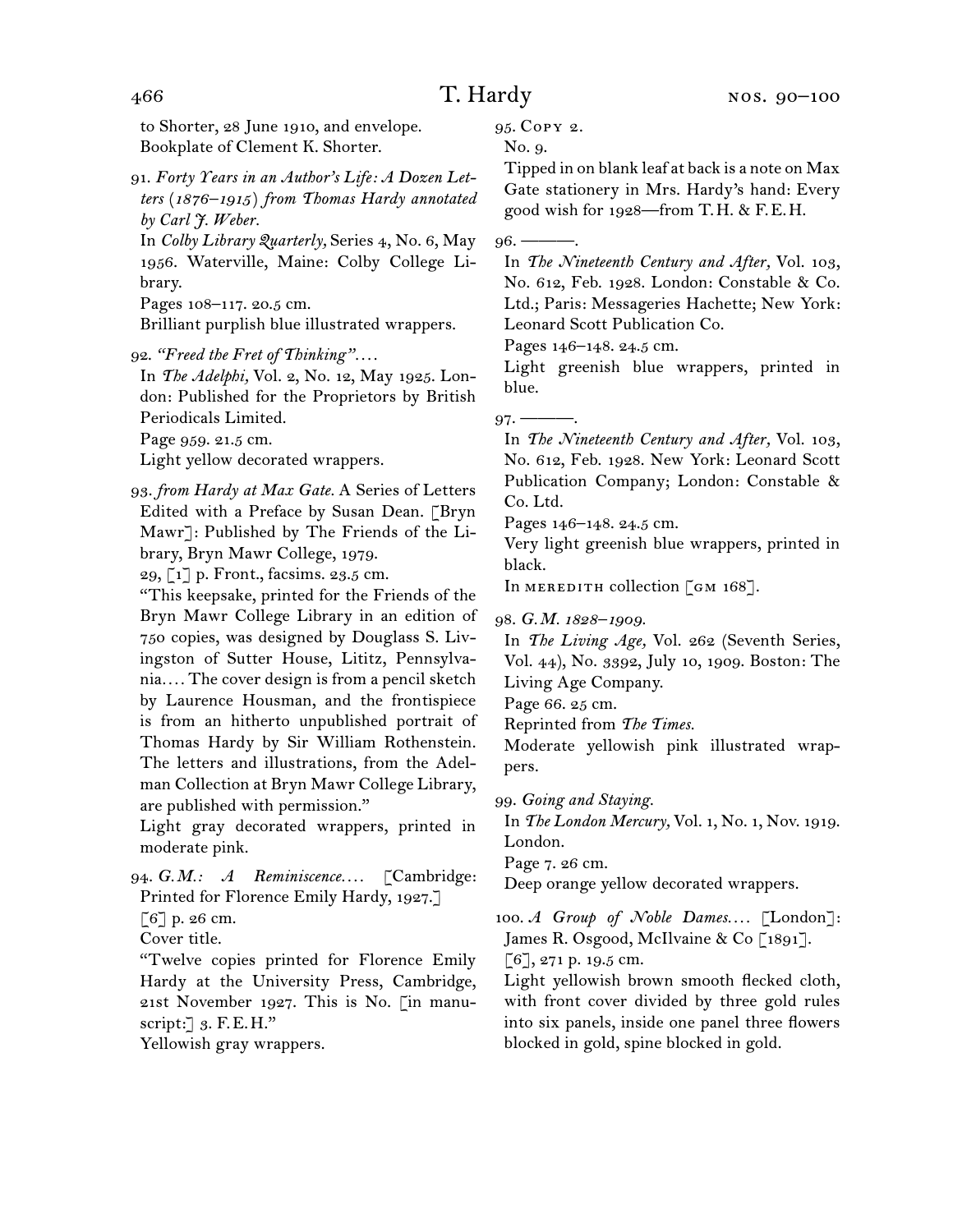to Shorter, 28 June 1910, and envelope.
Bookplate of Clement K. Shorter.

91. *Forty Years in an Author's Life: A Dozen Letters (1876–1915) from Thomas Hardy annotated by Carl J. Weber.*
In *Colby Library Quarterly,* Series 4, No. 6, May 1956. Waterville, Maine: Colby College Library.
Pages 108–117. 20.5 cm.
Brilliant purplish blue illustrated wrappers.

92. *"Freed the Fret of Thinking"....*
In *The Adelphi,* Vol. 2, No. 12, May 1925. London: Published for the Proprietors by British Periodicals Limited.
Page 959. 21.5 cm.
Light yellow decorated wrappers.

93. *from Hardy at Max Gate.* A Series of Letters Edited with a Preface by Susan Dean. [Bryn Mawr]: Published by The Friends of the Library, Bryn Mawr College, 1979.
29, [1] p. Front., facsims. 23.5 cm.
"This keepsake, printed for the Friends of the Bryn Mawr College Library in an edition of 750 copies, was designed by Douglass S. Livingston of Sutter House, Lititz, Pennsylvania.... The cover design is from a pencil sketch by Laurence Housman, and the frontispiece is from an hitherto unpublished portrait of Thomas Hardy by Sir William Rothenstein. The letters and illustrations, from the Adelman Collection at Bryn Mawr College Library, are published with permission."
Light gray decorated wrappers, printed in moderate pink.

94. *G.M.: A Reminiscence....* [Cambridge: Printed for Florence Emily Hardy, 1927.]
[6] p. 26 cm.
Cover title.
"Twelve copies printed for Florence Emily Hardy at the University Press, Cambridge, 21st November 1927. This is No. [in manuscript:] 3. F.E.H."
Yellowish gray wrappers.

95. Copy 2.
No. 9.
Tipped in on blank leaf at back is a note on Max Gate stationery in Mrs. Hardy's hand: Every good wish for 1928—from T.H. & F.E.H.

96. ———.
In *The Nineteenth Century and After,* Vol. 103, No. 612, Feb. 1928. London: Constable & Co. Ltd.; Paris: Messageries Hachette; New York: Leonard Scott Publication Co.
Pages 146–148. 24.5 cm.
Light greenish blue wrappers, printed in blue.

97. ———.
In *The Nineteenth Century and After,* Vol. 103, No. 612, Feb. 1928. New York: Leonard Scott Publication Company; London: Constable & Co. Ltd.
Pages 146–148. 24.5 cm.
Very light greenish blue wrappers, printed in black.
In Meredith collection [GM 168].

98. *G.M. 1828–1909.*
In *The Living Age,* Vol. 262 (Seventh Series, Vol. 44), No. 3392, July 10, 1909. Boston: The Living Age Company.
Page 66. 25 cm.
Reprinted from *The Times.*
Moderate yellowish pink illustrated wrappers.

99. *Going and Staying.*
In *The London Mercury,* Vol. 1, No. 1, Nov. 1919. London.
Page 7. 26 cm.
Deep orange yellow decorated wrappers.

100. *A Group of Noble Dames....* [London]: James R. Osgood, McIlvaine & Co [1891].
[6], 271 p. 19.5 cm.
Light yellowish brown smooth flecked cloth, with front cover divided by three gold rules into six panels, inside one panel three flowers blocked in gold, spine blocked in gold.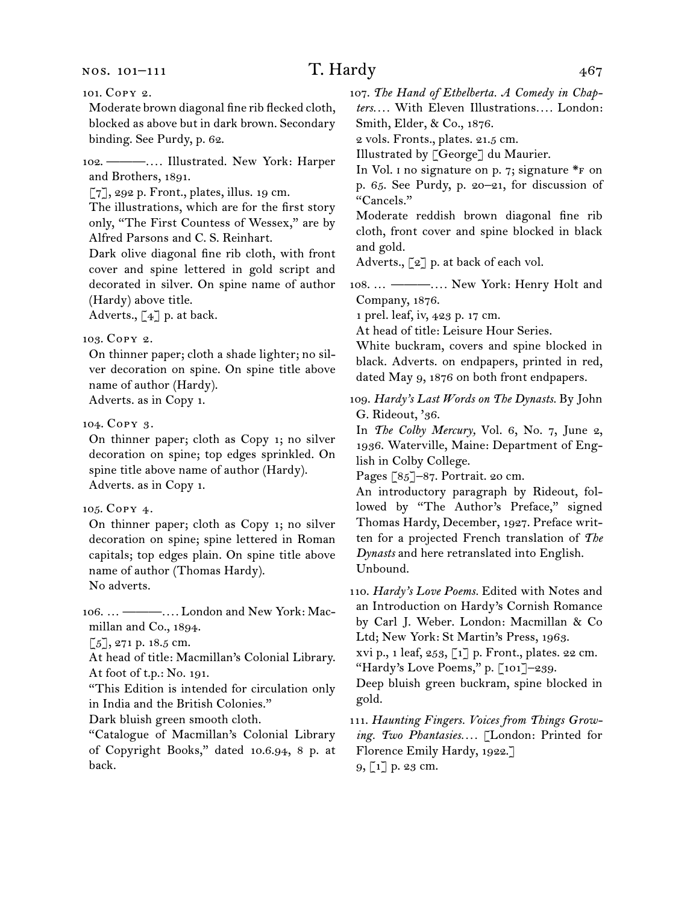101. Copy 2.

Moderate brown diagonal fine rib flecked cloth, blocked as above but in dark brown. Secondary binding. See Purdy, p. 62.

102. ———. . . . Illustrated. New York: Harper and Brothers, 1891.

[7], 292 p. Front., plates, illus. 19 cm.

The illustrations, which are for the first story only, "The First Countess of Wessex," are by Alfred Parsons and C. S. Reinhart.

Dark olive diagonal fine rib cloth, with front cover and spine lettered in gold script and decorated in silver. On spine name of author (Hardy) above title.

Adverts., [4] p. at back.

103. Copy 2.

On thinner paper; cloth a shade lighter; no silver decoration on spine. On spine title above name of author (Hardy).

Adverts. as in Copy 1.

104. Copy 3.

On thinner paper; cloth as Copy 1; no silver decoration on spine; top edges sprinkled. On spine title above name of author (Hardy).

Adverts. as in Copy 1.

105. Copy 4.

On thinner paper; cloth as Copy 1; no silver decoration on spine; spine lettered in Roman capitals; top edges plain. On spine title above name of author (Thomas Hardy).

No adverts.

106. . . . ———. . . . London and New York: Macmillan and Co., 1894.

[5], 271 p. 18.5 cm.

At head of title: Macmillan's Colonial Library.

At foot of t.p.: No. 191.

"This Edition is intended for circulation only in India and the British Colonies."

Dark bluish green smooth cloth.

"Catalogue of Macmillan's Colonial Library of Copyright Books," dated 10.6.94, 8 p. at back.

107. *The Hand of Ethelberta. A Comedy in Chapters. . . .* With Eleven Illustrations. . . . London: Smith, Elder, & Co., 1876.

2 vols. Fronts., plates. 21.5 cm.

Illustrated by [George] du Maurier.

In Vol. 1 no signature on p. 7; signature *F on p. 65. See Purdy, p. 20–21, for discussion of "Cancels."

Moderate reddish brown diagonal fine rib cloth, front cover and spine blocked in black and gold.

Adverts., [2] p. at back of each vol.

108. . . . ———. . . . New York: Henry Holt and Company, 1876.

1 prel. leaf, iv, 423 p. 17 cm.

At head of title: Leisure Hour Series.

White buckram, covers and spine blocked in black. Adverts. on endpapers, printed in red, dated May 9, 1876 on both front endpapers.

109. *Hardy's Last Words on The Dynasts.* By John G. Rideout, '36.

In *The Colby Mercury,* Vol. 6, No. 7, June 2, 1936. Waterville, Maine: Department of English in Colby College.

Pages [85]–87. Portrait. 20 cm.

An introductory paragraph by Rideout, followed by "The Author's Preface," signed Thomas Hardy, December, 1927. Preface written for a projected French translation of *The Dynasts* and here retranslated into English.

Unbound.

110. *Hardy's Love Poems.* Edited with Notes and an Introduction on Hardy's Cornish Romance by Carl J. Weber. London: Macmillan & Co Ltd; New York: St Martin's Press, 1963.

xvi p., 1 leaf, 253, [1] p. Front., plates. 22 cm.

"Hardy's Love Poems," p. [101]–239.

Deep bluish green buckram, spine blocked in gold.

111. *Haunting Fingers. Voices from Things Growing. Two Phantasies. . . .* [London: Printed for Florence Emily Hardy, 1922.]

9, [1] p. 23 cm.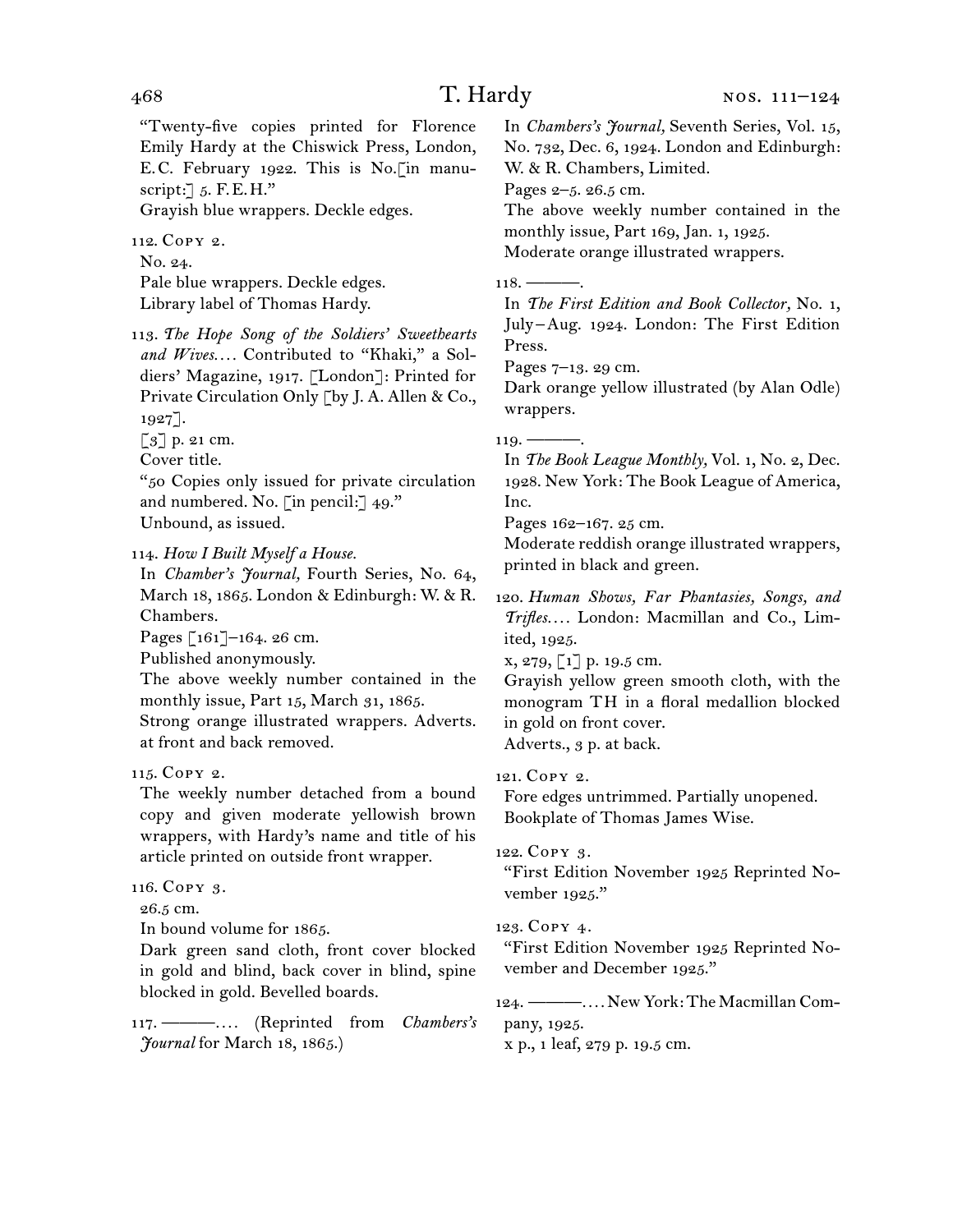"Twenty-five copies printed for Florence Emily Hardy at the Chiswick Press, London, E.C. February 1922. This is No.[in manuscript:] 5. F.E.H."
Grayish blue wrappers. Deckle edges.

112. Copy 2.
No. 24.
Pale blue wrappers. Deckle edges.
Library label of Thomas Hardy.

113. *The Hope Song of the Soldiers' Sweethearts and Wives....* Contributed to "Khaki," a Soldiers' Magazine, 1917. [London]: Printed for Private Circulation Only [by J. A. Allen & Co., 1927].
[3] p. 21 cm.
Cover title.
"50 Copies only issued for private circulation and numbered. No. [in pencil:] 49."
Unbound, as issued.

114. *How I Built Myself a House.*
In *Chamber's Journal,* Fourth Series, No. 64, March 18, 1865. London & Edinburgh: W. & R. Chambers.
Pages [161]–164. 26 cm.
Published anonymously.
The above weekly number contained in the monthly issue, Part 15, March 31, 1865.
Strong orange illustrated wrappers. Adverts. at front and back removed.

115. Copy 2.
The weekly number detached from a bound copy and given moderate yellowish brown wrappers, with Hardy's name and title of his article printed on outside front wrapper.

116. Copy 3.
26.5 cm.
In bound volume for 1865.
Dark green sand cloth, front cover blocked in gold and blind, back cover in blind, spine blocked in gold. Bevelled boards.

117. ———.... (Reprinted from *Chambers's Journal* for March 18, 1865.)
In *Chambers's Journal,* Seventh Series, Vol. 15, No. 732, Dec. 6, 1924. London and Edinburgh: W. & R. Chambers, Limited.
Pages 2–5. 26.5 cm.
The above weekly number contained in the monthly issue, Part 169, Jan. 1, 1925.
Moderate orange illustrated wrappers.

118. ———.
In *The First Edition and Book Collector,* No. 1, July–Aug. 1924. London: The First Edition Press.
Pages 7–13. 29 cm.
Dark orange yellow illustrated (by Alan Odle) wrappers.

119. ———.
In *The Book League Monthly,* Vol. 1, No. 2, Dec. 1928. New York: The Book League of America, Inc.
Pages 162–167. 25 cm.
Moderate reddish orange illustrated wrappers, printed in black and green.

120. *Human Shows, Far Phantasies, Songs, and Trifles....* London: Macmillan and Co., Limited, 1925.
x, 279, [1] p. 19.5 cm.
Grayish yellow green smooth cloth, with the monogram TH in a floral medallion blocked in gold on front cover.
Adverts., 3 p. at back.

121. Copy 2.
Fore edges untrimmed. Partially unopened.
Bookplate of Thomas James Wise.

122. Copy 3.
"First Edition November 1925 Reprinted November 1925."

123. Copy 4.
"First Edition November 1925 Reprinted November and December 1925."

124. ———.... New York: The Macmillan Company, 1925.
x p., 1 leaf, 279 p. 19.5 cm.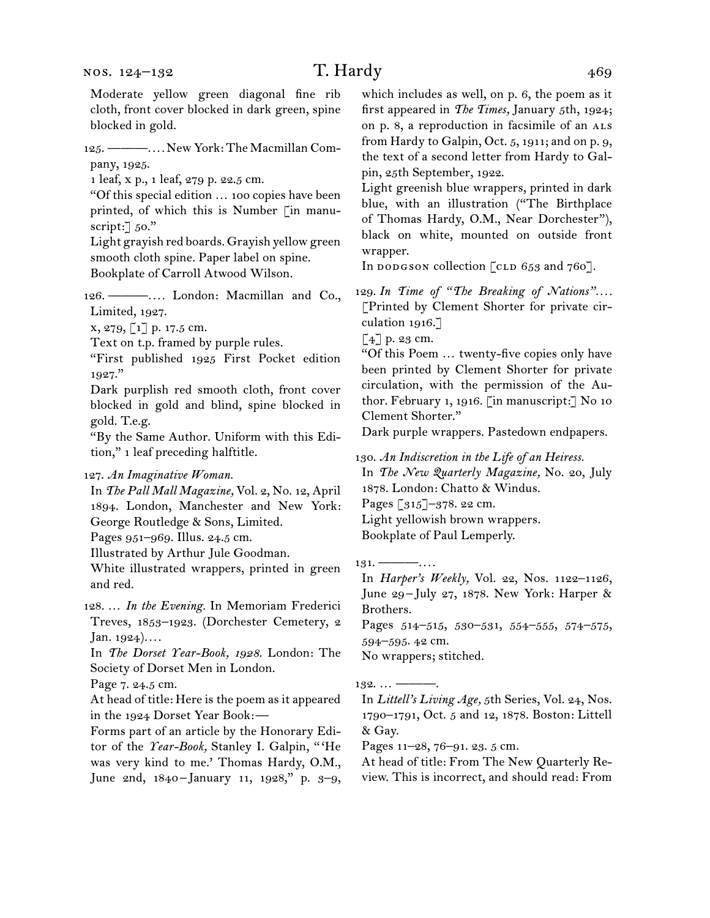Moderate yellow green diagonal fine rib cloth, front cover blocked in dark green, spine blocked in gold.

125. ———. . . . New York: The Macmillan Company, 1925.
1 leaf, x p., 1 leaf, 279 p. 22.5 cm.
"Of this special edition … 100 copies have been printed, of which this is Number [in manuscript:] 50."
Light grayish red boards. Grayish yellow green smooth cloth spine. Paper label on spine.
Bookplate of Carroll Atwood Wilson.

126. ———. . . . London: Macmillan and Co., Limited, 1927.
x, 279, [1] p. 17.5 cm.
Text on t.p. framed by purple rules.
"First published 1925 First Pocket edition 1927."
Dark purplish red smooth cloth, front cover blocked in gold and blind, spine blocked in gold. T.e.g.
"By the Same Author. Uniform with this Edition," 1 leaf preceding halftitle.

127. *An Imaginative Woman.*
In *The Pall Mall Magazine,* Vol. 2, No. 12, April 1894. London, Manchester and New York: George Routledge & Sons, Limited.
Pages 951–969. Illus. 24.5 cm.
Illustrated by Arthur Jule Goodman.
White illustrated wrappers, printed in green and red.

128. … *In the Evening.* In Memoriam Frederici Treves, 1853–1923. (Dorchester Cemetery, 2 Jan. 1924). . . .
In *The Dorset Year-Book, 1928.* London: The Society of Dorset Men in London.
Page 7. 24.5 cm.
At head of title: Here is the poem as it appeared in the 1924 Dorset Year Book:—
Forms part of an article by the Honorary Editor of the *Year-Book,* Stanley I. Galpin, "'He was very kind to me.' Thomas Hardy, O.M., June 2nd, 1840–January 11, 1928," p. 3–9, which includes as well, on p. 6, the poem as it first appeared in *The Times,* January 5th, 1924; on p. 8, a reproduction in facsimile of an ALS from Hardy to Galpin, Oct. 5, 1911; and on p. 9, the text of a second letter from Hardy to Galpin, 25th September, 1922.
Light greenish blue wrappers, printed in dark blue, with an illustration ("The Birthplace of Thomas Hardy, O.M., Near Dorchester"), black on white, mounted on outside front wrapper.
In DODGSON collection [CLD 653 and 760].

129. *In Time of "The Breaking of Nations". . . .*
[Printed by Clement Shorter for private circulation 1916.]
[4] p. 23 cm.
"Of this Poem … twenty-five copies only have been printed by Clement Shorter for private circulation, with the permission of the Author. February 1, 1916. [in manuscript:] No 10 Clement Shorter."
Dark purple wrappers. Pastedown endpapers.

130. *An Indiscretion in the Life of an Heiress.*
In *The New Quarterly Magazine,* No. 20, July 1878. London: Chatto & Windus.
Pages [315]–378. 22 cm.
Light yellowish brown wrappers.
Bookplate of Paul Lemperly.

131. ———. . . .
In *Harper's Weekly,* Vol. 22, Nos. 1122–1126, June 29–July 27, 1878. New York: Harper & Brothers.
Pages 514–515, 530–531, 554–555, 574–575, 594–595. 42 cm.
No wrappers; stitched.

132. … ———.
In *Littell's Living Age,* 5th Series, Vol. 24, Nos. 1790–1791, Oct. 5 and 12, 1878. Boston: Littell & Gay.
Pages 11–28, 76–91. 23. 5 cm.
At head of title: From The New Quarterly Review. This is incorrect, and should read: From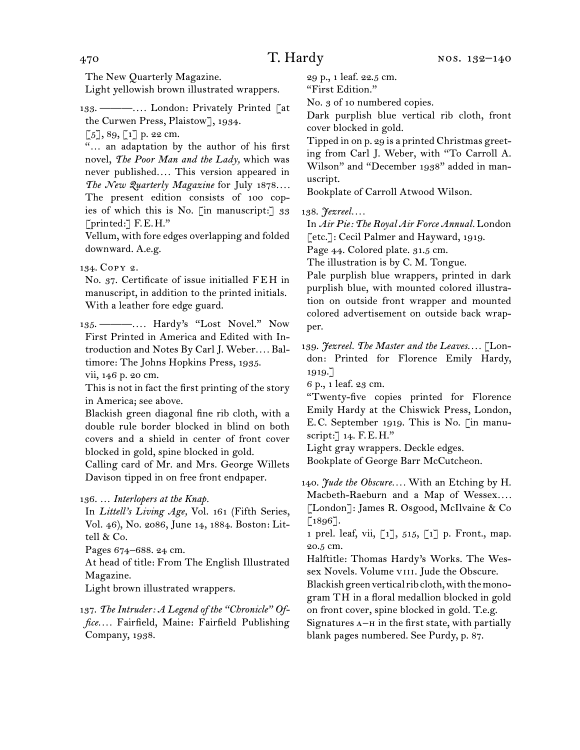The New Quarterly Magazine.
Light yellowish brown illustrated wrappers.

133. ———.... London: Privately Printed [at the Curwen Press, Plaistow], 1934.
[5], 89, [1] p. 22 cm.
"... an adaptation by the author of his first novel, *The Poor Man and the Lady,* which was never published.... This version appeared in *The New Quarterly Magazine* for July 1878.... The present edition consists of 100 copies of which this is No. [in manuscript:] 33 [printed:] F.E.H."
Vellum, with fore edges overlapping and folded downward. A.e.g.

134. Copy 2.
No. 37. Certificate of issue initialled FEH in manuscript, in addition to the printed initials. With a leather fore edge guard.

135. ———.... Hardy's "Lost Novel." Now First Printed in America and Edited with Introduction and Notes By Carl J. Weber.... Baltimore: The Johns Hopkins Press, 1935.
vii, 146 p. 20 cm.
This is not in fact the first printing of the story in America; see above.
Blackish green diagonal fine rib cloth, with a double rule border blocked in blind on both covers and a shield in center of front cover blocked in gold, spine blocked in gold.
Calling card of Mr. and Mrs. George Willets Davison tipped in on free front endpaper.

136. ... *Interlopers at the Knap.*
In *Littell's Living Age,* Vol. 161 (Fifth Series, Vol. 46), No. 2086, June 14, 1884. Boston: Littell & Co.
Pages 674–688. 24 cm.
At head of title: From The English Illustrated Magazine.
Light brown illustrated wrappers.

137. *The Intruder: A Legend of the "Chronicle" Office....* Fairfield, Maine: Fairfield Publishing Company, 1938.
29 p., 1 leaf. 22.5 cm.
"First Edition."
No. 3 of 10 numbered copies.
Dark purplish blue vertical rib cloth, front cover blocked in gold.
Tipped in on p. 29 is a printed Christmas greeting from Carl J. Weber, with "To Carroll A. Wilson" and "December 1938" added in manuscript.
Bookplate of Carroll Atwood Wilson.

138. *Jezreel....*
In *Air Pie: The Royal Air Force Annual.* London [etc.]: Cecil Palmer and Hayward, 1919.
Page 44. Colored plate. 31.5 cm.
The illustration is by C. M. Tongue.
Pale purplish blue wrappers, printed in dark purplish blue, with mounted colored illustration on outside front wrapper and mounted colored advertisement on outside back wrapper.

139. *Jezreel. The Master and the Leaves....* [London: Printed for Florence Emily Hardy, 1919.]
6 p., 1 leaf. 23 cm.
"Twenty-five copies printed for Florence Emily Hardy at the Chiswick Press, London, E.C. September 1919. This is No. [in manuscript:] 14. F.E.H."
Light gray wrappers. Deckle edges.
Bookplate of George Barr McCutcheon.

140. *Jude the Obscure....* With an Etching by H. Macbeth-Raeburn and a Map of Wessex.... [London]: James R. Osgood, McIlvaine & Co [1896].
1 prel. leaf, vii, [1], 515, [1] p. Front., map. 20.5 cm.
Halftitle: Thomas Hardy's Works. The Wessex Novels. Volume VIII. Jude the Obscure.
Blackish green vertical rib cloth, with the monogram TH in a floral medallion blocked in gold on front cover, spine blocked in gold. T.e.g.
Signatures A–H in the first state, with partially blank pages numbered. See Purdy, p. 87.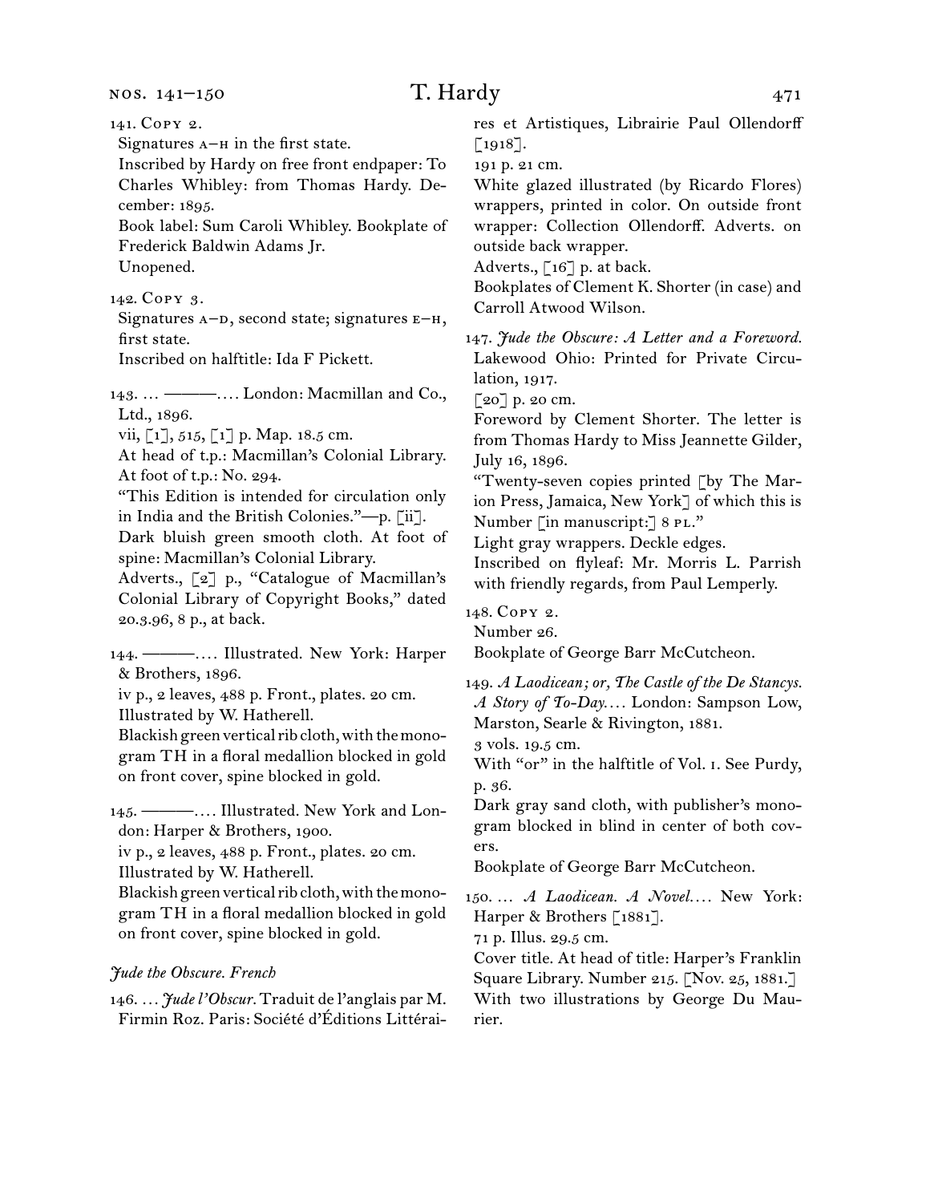141. Copy 2.
Signatures A–H in the first state.
Inscribed by Hardy on free front endpaper: To Charles Whibley: from Thomas Hardy. December: 1895.
Book label: Sum Caroli Whibley. Bookplate of Frederick Baldwin Adams Jr.
Unopened.

142. Copy 3.
Signatures A–D, second state; signatures E–H, first state.
Inscribed on halftitle: Ida F Pickett.

143. … ———…. London: Macmillan and Co., Ltd., 1896.
vii, [1], 515, [1] p. Map. 18.5 cm.
At head of t.p.: Macmillan's Colonial Library. At foot of t.p.: No. 294.
"This Edition is intended for circulation only in India and the British Colonies."—p. [ii].
Dark bluish green smooth cloth. At foot of spine: Macmillan's Colonial Library.
Adverts., [2] p., "Catalogue of Macmillan's Colonial Library of Copyright Books," dated 20.3.96, 8 p., at back.

144. ———…. Illustrated. New York: Harper & Brothers, 1896.
iv p., 2 leaves, 488 p. Front., plates. 20 cm.
Illustrated by W. Hatherell.
Blackish green vertical rib cloth, with the monogram TH in a floral medallion blocked in gold on front cover, spine blocked in gold.

145. ———…. Illustrated. New York and London: Harper & Brothers, 1900.
iv p., 2 leaves, 488 p. Front., plates. 20 cm.
Illustrated by W. Hatherell.
Blackish green vertical rib cloth, with the monogram TH in a floral medallion blocked in gold on front cover, spine blocked in gold.

*Jude the Obscure. French*

146. … *Jude l'Obscur.* Traduit de l'anglais par M. Firmin Roz. Paris: Société d'Éditions Littéraires et Artistiques, Librairie Paul Ollendorff [1918].
191 p. 21 cm.
White glazed illustrated (by Ricardo Flores) wrappers, printed in color. On outside front wrapper: Collection Ollendorff. Adverts. on outside back wrapper.
Adverts., [16] p. at back.
Bookplates of Clement K. Shorter (in case) and Carroll Atwood Wilson.

147. *Jude the Obscure: A Letter and a Foreword.* Lakewood Ohio: Printed for Private Circulation, 1917.
[20] p. 20 cm.
Foreword by Clement Shorter. The letter is from Thomas Hardy to Miss Jeannette Gilder, July 16, 1896.
"Twenty-seven copies printed [by The Marion Press, Jamaica, New York] of which this is Number [in manuscript:] 8 PL."
Light gray wrappers. Deckle edges.
Inscribed on flyleaf: Mr. Morris L. Parrish with friendly regards, from Paul Lemperly.

148. Copy 2.
Number 26.
Bookplate of George Barr McCutcheon.

149. *A Laodicean; or, The Castle of the De Stancys. A Story of To-Day.…* London: Sampson Low, Marston, Searle & Rivington, 1881.
3 vols. 19.5 cm.
With "or" in the halftitle of Vol. 1. See Purdy, p. 36.
Dark gray sand cloth, with publisher's monogram blocked in blind in center of both covers.
Bookplate of George Barr McCutcheon.

150. … *A Laodicean. A Novel.…* New York: Harper & Brothers [1881].
71 p. Illus. 29.5 cm.
Cover title. At head of title: Harper's Franklin Square Library. Number 215. [Nov. 25, 1881.]
With two illustrations by George Du Maurier.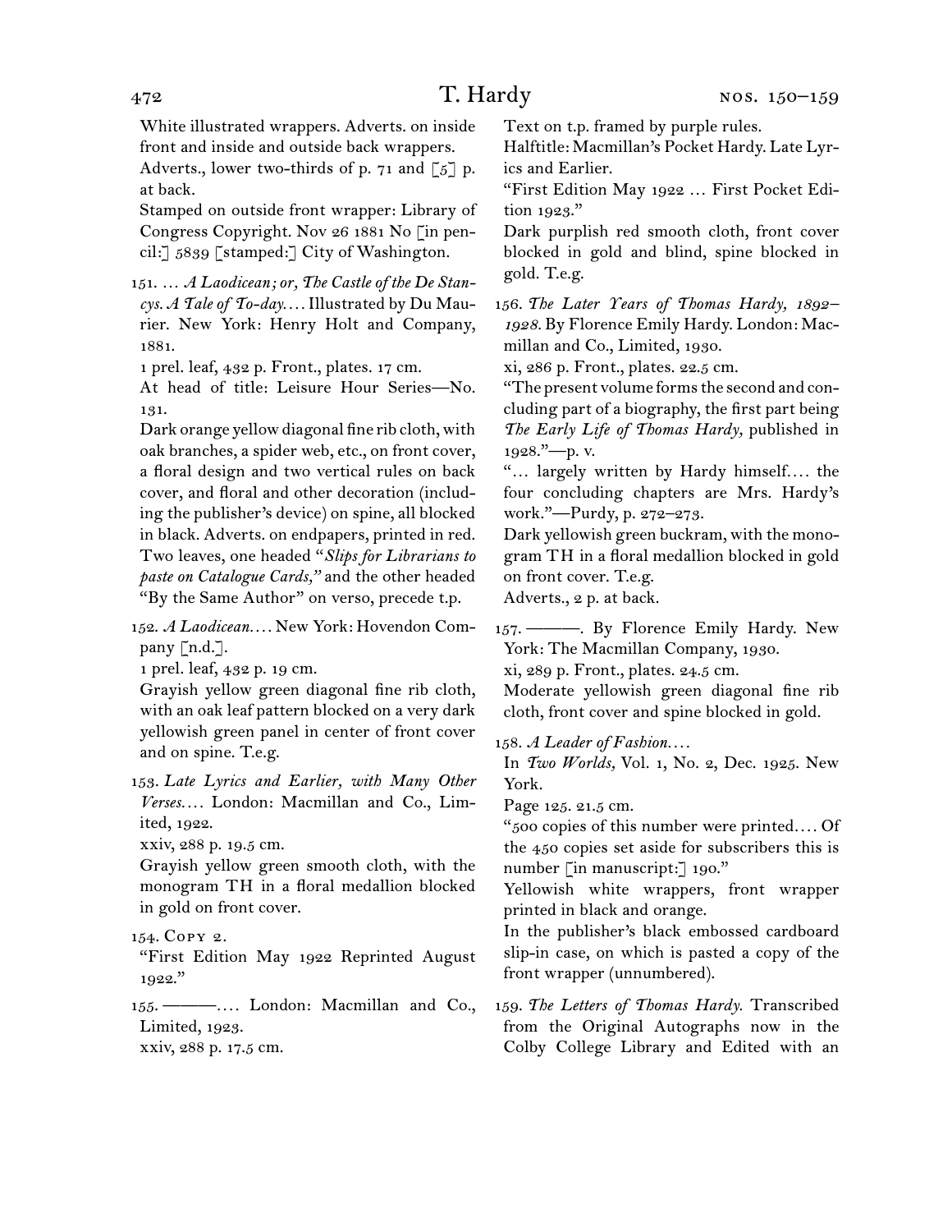White illustrated wrappers. Adverts. on inside front and inside and outside back wrappers. Adverts., lower two-thirds of p. 71 and [5] p. at back.

Stamped on outside front wrapper: Library of Congress Copyright. Nov 26 1881 No [in pencil:] 5839 [stamped:] City of Washington.

151. … *A Laodicean; or, The Castle of the De Stancys. A Tale of To-day.*… Illustrated by Du Maurier. New York: Henry Holt and Company, 1881.

1 prel. leaf, 432 p. Front., plates. 17 cm.

At head of title: Leisure Hour Series—No. 131.

Dark orange yellow diagonal fine rib cloth, with oak branches, a spider web, etc., on front cover, a floral design and two vertical rules on back cover, and floral and other decoration (including the publisher's device) on spine, all blocked in black. Adverts. on endpapers, printed in red. Two leaves, one headed "*Slips for Librarians to paste on Catalogue Cards,*" and the other headed "By the Same Author" on verso, precede t.p.

152. *A Laodicean.*… New York: Hovendon Company [n.d.].

1 prel. leaf, 432 p. 19 cm.

Grayish yellow green diagonal fine rib cloth, with an oak leaf pattern blocked on a very dark yellowish green panel in center of front cover and on spine. T.e.g.

153. *Late Lyrics and Earlier, with Many Other Verses.*… London: Macmillan and Co., Limited, 1922.

xxiv, 288 p. 19.5 cm.

Grayish yellow green smooth cloth, with the monogram TH in a floral medallion blocked in gold on front cover.

154. Copy 2.

"First Edition May 1922 Reprinted August 1922."

155. ———.… London: Macmillan and Co., Limited, 1923.

xxiv, 288 p. 17.5 cm.

Text on t.p. framed by purple rules.

Halftitle: Macmillan's Pocket Hardy. Late Lyrics and Earlier.

"First Edition May 1922 … First Pocket Edition 1923."

Dark purplish red smooth cloth, front cover blocked in gold and blind, spine blocked in gold. T.e.g.

156. *The Later Years of Thomas Hardy, 1892–1928.* By Florence Emily Hardy. London: Macmillan and Co., Limited, 1930.

xi, 286 p. Front., plates. 22.5 cm.

"The present volume forms the second and concluding part of a biography, the first part being *The Early Life of Thomas Hardy,* published in 1928."—p. v.

"… largely written by Hardy himself.… the four concluding chapters are Mrs. Hardy's work."—Purdy, p. 272–273.

Dark yellowish green buckram, with the monogram TH in a floral medallion blocked in gold on front cover. T.e.g.

Adverts., 2 p. at back.

157. ———. By Florence Emily Hardy. New York: The Macmillan Company, 1930.

xi, 289 p. Front., plates. 24.5 cm.

Moderate yellowish green diagonal fine rib cloth, front cover and spine blocked in gold.

158. *A Leader of Fashion.*…

In *Two Worlds,* Vol. 1, No. 2, Dec. 1925. New York.

Page 125. 21.5 cm.

"500 copies of this number were printed.… Of the 450 copies set aside for subscribers this is number [in manuscript:] 190."

Yellowish white wrappers, front wrapper printed in black and orange.

In the publisher's black embossed cardboard slip-in case, on which is pasted a copy of the front wrapper (unnumbered).

159. *The Letters of Thomas Hardy.* Transcribed from the Original Autographs now in the Colby College Library and Edited with an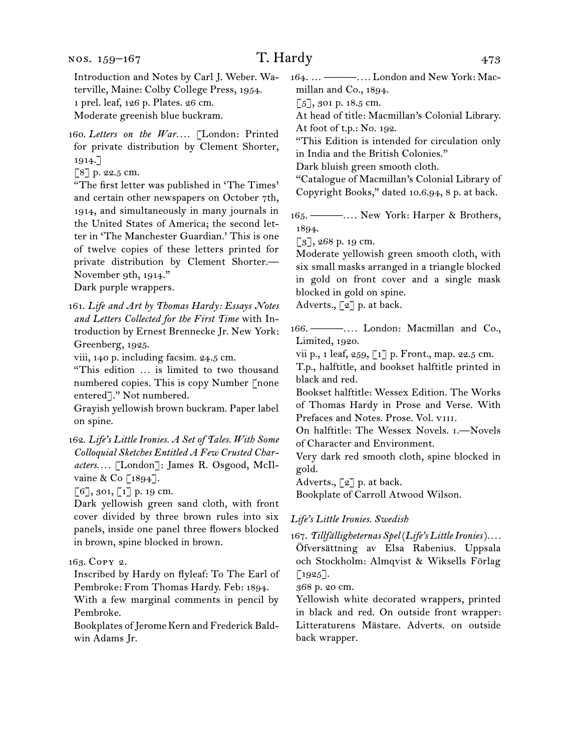Introduction and Notes by Carl J. Weber. Waterville, Maine: Colby College Press, 1954.
1 prel. leaf, 126 p. Plates. 26 cm.
Moderate greenish blue buckram.

160. *Letters on the War*. . . . [London: Printed for private distribution by Clement Shorter, 1914.]
[8] p. 22.5 cm.
"The first letter was published in 'The Times' and certain other newspapers on October 7th, 1914, and simultaneously in many journals in the United States of America; the second letter in 'The Manchester Guardian.' This is one of twelve copies of these letters printed for private distribution by Clement Shorter.—November 9th, 1914."
Dark purple wrappers.

161. *Life and Art by Thomas Hardy: Essays Notes and Letters Collected for the First Time* with Introduction by Ernest Brennecke Jr. New York: Greenberg, 1925.
viii, 140 p. including facsim. 24.5 cm.
"This edition … is limited to two thousand numbered copies. This is copy Number [none entered]." Not numbered.
Grayish yellowish brown buckram. Paper label on spine.

162. *Life's Little Ironies. A Set of Tales. With Some Colloquial Sketches Entitled A Few Crusted Characters*. . . . [London]: James R. Osgood, McIlvaine & Co [1894].
[6], 301, [1] p. 19 cm.
Dark yellowish green sand cloth, with front cover divided by three brown rules into six panels, inside one panel three flowers blocked in brown, spine blocked in brown.

163. Copy 2.
Inscribed by Hardy on flyleaf: To The Earl of Pembroke: From Thomas Hardy. Feb: 1894.
With a few marginal comments in pencil by Pembroke.
Bookplates of Jerome Kern and Frederick Baldwin Adams Jr.

164. … ———. . . . London and New York: Macmillan and Co., 1894.
[5], 301 p. 18.5 cm.
At head of title: Macmillan's Colonial Library.
At foot of t.p.: No. 192.
"This Edition is intended for circulation only in India and the British Colonies."
Dark bluish green smooth cloth.
"Catalogue of Macmillan's Colonial Library of Copyright Books," dated 10.6.94, 8 p. at back.

165. ———. . . . New York: Harper & Brothers, 1894.
[3], 268 p. 19 cm.
Moderate yellowish green smooth cloth, with six small masks arranged in a triangle blocked in gold on front cover and a single mask blocked in gold on spine.
Adverts., [2] p. at back.

166. ———. . . . London: Macmillan and Co., Limited, 1920.
vii p., 1 leaf, 259, [1] p. Front., map. 22.5 cm.
T.p., halftitle, and bookset halftitle printed in black and red.
Bookset halftitle: Wessex Edition. The Works of Thomas Hardy in Prose and Verse. With Prefaces and Notes. Prose. Vol. viii.
On halftitle: The Wessex Novels. i.—Novels of Character and Environment.
Very dark red smooth cloth, spine blocked in gold.
Adverts., [2] p. at back.
Bookplate of Carroll Atwood Wilson.

*Life's Little Ironies. Swedish*

167. *Tillfälligheternas Spel* (*Life's Little Ironies*). . . . Öfversättning av Elsa Rabenius. Uppsala och Stockholm: Almqvist & Wiksells Förlag [1925].
368 p. 20 cm.
Yellowish white decorated wrappers, printed in black and red. On outside front wrapper: Litteraturens Mästare. Adverts. on outside back wrapper.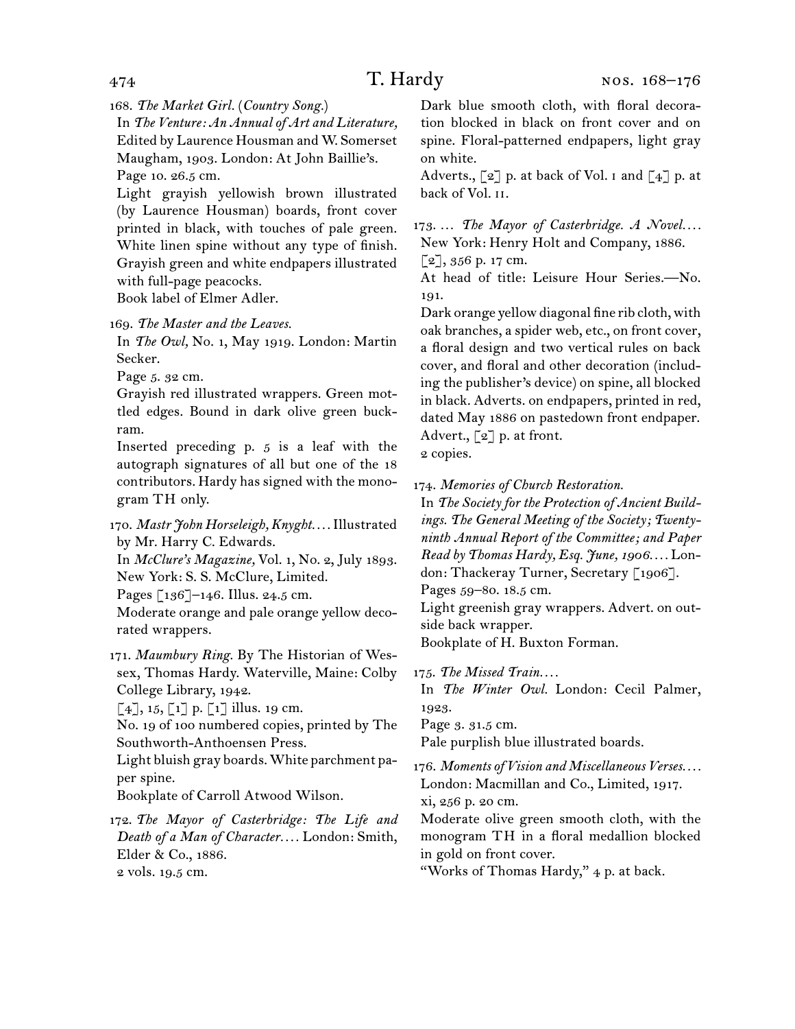168. *The Market Girl.* (*Country Song.*)
In *The Venture: An Annual of Art and Literature,* Edited by Laurence Housman and W. Somerset Maugham, 1903. London: At John Baillie's.
Page 10. 26.5 cm.
Light grayish yellowish brown illustrated (by Laurence Housman) boards, front cover printed in black, with touches of pale green. White linen spine without any type of finish. Grayish green and white endpapers illustrated with full-page peacocks.
Book label of Elmer Adler.

169. *The Master and the Leaves.*
In *The Owl,* No. 1, May 1919. London: Martin Secker.
Page 5. 32 cm.
Grayish red illustrated wrappers. Green mottled edges. Bound in dark olive green buckram.
Inserted preceding p. 5 is a leaf with the autograph signatures of all but one of the 18 contributors. Hardy has signed with the monogram TH only.

170. *Mastr John Horseleigh, Knyght....* Illustrated by Mr. Harry C. Edwards.
In *McClure's Magazine,* Vol. 1, No. 2, July 1893. New York: S. S. McClure, Limited.
Pages [136]–146. Illus. 24.5 cm.
Moderate orange and pale orange yellow decorated wrappers.

171. *Maumbury Ring.* By The Historian of Wessex, Thomas Hardy. Waterville, Maine: Colby College Library, 1942.
[4], 15, [1] p. [1] illus. 19 cm.
No. 19 of 100 numbered copies, printed by The Southworth-Anthoensen Press.
Light bluish gray boards. White parchment paper spine.
Bookplate of Carroll Atwood Wilson.

172. *The Mayor of Casterbridge: The Life and Death of a Man of Character....* London: Smith, Elder & Co., 1886.
2 vols. 19.5 cm.
Dark blue smooth cloth, with floral decoration blocked in black on front cover and on spine. Floral-patterned endpapers, light gray on white.
Adverts., [2] p. at back of Vol. I and [4] p. at back of Vol. II.

173. ... *The Mayor of Casterbridge. A Novel....* New York: Henry Holt and Company, 1886.
[2], 356 p. 17 cm.
At head of title: Leisure Hour Series.—No. 191.
Dark orange yellow diagonal fine rib cloth, with oak branches, a spider web, etc., on front cover, a floral design and two vertical rules on back cover, and floral and other decoration (including the publisher's device) on spine, all blocked in black. Adverts. on endpapers, printed in red, dated May 1886 on pastedown front endpaper.
Advert., [2] p. at front.
2 copies.

174. *Memories of Church Restoration.*
In *The Society for the Protection of Ancient Buildings. The General Meeting of the Society; Twenty-ninth Annual Report of the Committee; and Paper Read by Thomas Hardy, Esq. June, 1906....* London: Thackeray Turner, Secretary [1906].
Pages 59–80. 18.5 cm.
Light greenish gray wrappers. Advert. on outside back wrapper.
Bookplate of H. Buxton Forman.

175. *The Missed Train....*
In *The Winter Owl.* London: Cecil Palmer, 1923.
Page 3. 31.5 cm.
Pale purplish blue illustrated boards.

176. *Moments of Vision and Miscellaneous Verses....* London: Macmillan and Co., Limited, 1917.
xi, 256 p. 20 cm.
Moderate olive green smooth cloth, with the monogram TH in a floral medallion blocked in gold on front cover.
"Works of Thomas Hardy," 4 p. at back.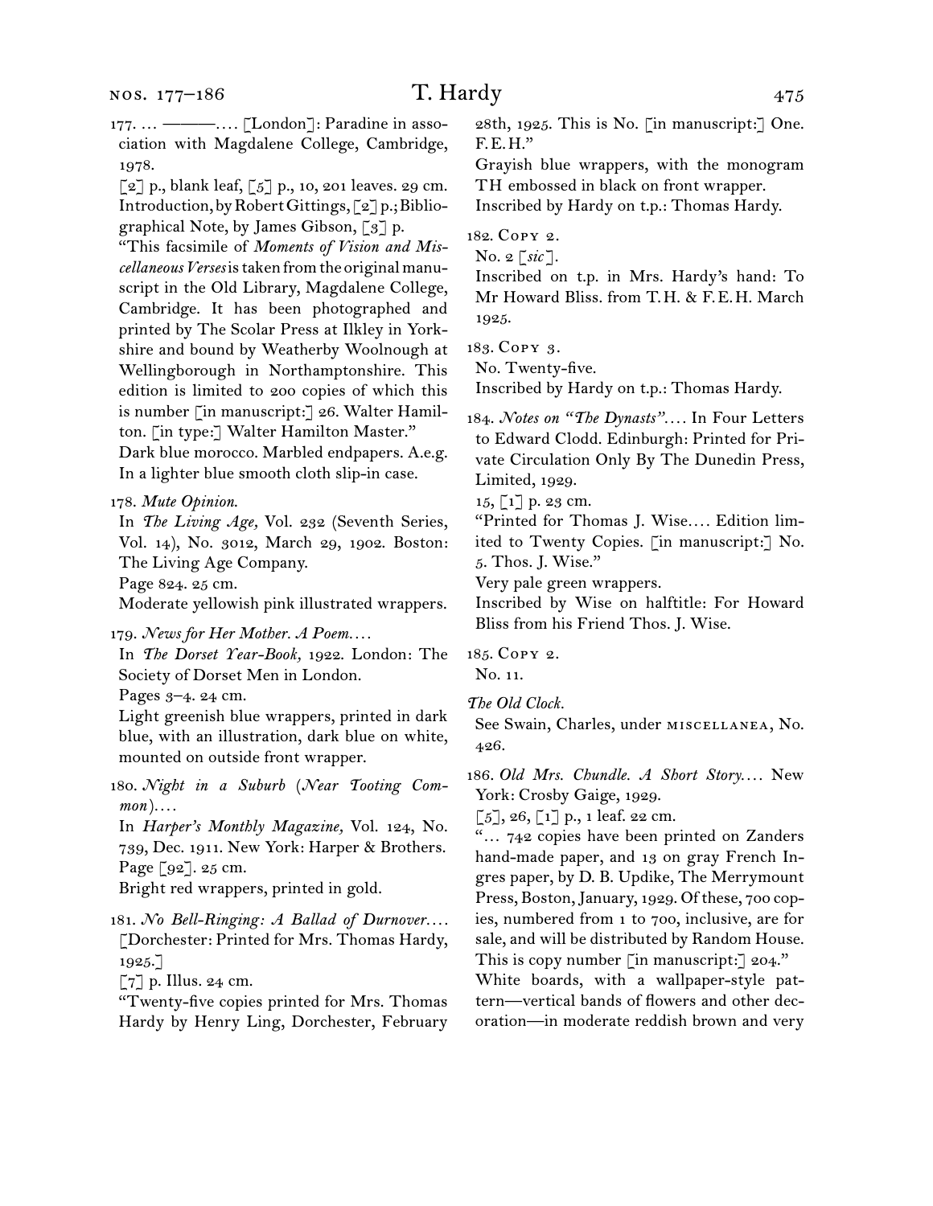177. … ———. … [London]: Paradine in association with Magdalene College, Cambridge, 1978.

[2] p., blank leaf, [5] p., 10, 201 leaves. 29 cm. Introduction, by Robert Gittings, [2] p.; Bibliographical Note, by James Gibson, [3] p.

"This facsimile of *Moments of Vision and Miscellaneous Verses* is taken from the original manuscript in the Old Library, Magdalene College, Cambridge. It has been photographed and printed by The Scolar Press at Ilkley in Yorkshire and bound by Weatherby Woolnough at Wellingborough in Northamptonshire. This edition is limited to 200 copies of which this is number [in manuscript:] 26. Walter Hamilton. [in type:] Walter Hamilton Master."

Dark blue morocco. Marbled endpapers. A.e.g. In a lighter blue smooth cloth slip-in case.

178. *Mute Opinion.*

In *The Living Age,* Vol. 232 (Seventh Series, Vol. 14), No. 3012, March 29, 1902. Boston: The Living Age Company.

Page 824. 25 cm.

Moderate yellowish pink illustrated wrappers.

179. *News for Her Mother. A Poem.…*

In *The Dorset Year-Book,* 1922. London: The Society of Dorset Men in London.

Pages 3–4. 24 cm.

Light greenish blue wrappers, printed in dark blue, with an illustration, dark blue on white, mounted on outside front wrapper.

180. *Night in a Suburb* (*Near Tooting Common*).…

In *Harper's Monthly Magazine,* Vol. 124, No. 739, Dec. 1911. New York: Harper & Brothers.

Page [92]. 25 cm.

Bright red wrappers, printed in gold.

181. *No Bell-Ringing: A Ballad of Durnover.…* [Dorchester: Printed for Mrs. Thomas Hardy, 1925.]

[7] p. Illus. 24 cm.

"Twenty-five copies printed for Mrs. Thomas Hardy by Henry Ling, Dorchester, February 28th, 1925. This is No. [in manuscript:] One. F.E.H."

Grayish blue wrappers, with the monogram TH embossed in black on front wrapper.

Inscribed by Hardy on t.p.: Thomas Hardy.

182. Copy 2.

No. 2 [*sic*].

Inscribed on t.p. in Mrs. Hardy's hand: To Mr Howard Bliss. from T.H. & F.E.H. March 1925.

183. Copy 3.

No. Twenty-five.

Inscribed by Hardy on t.p.: Thomas Hardy.

184. *Notes on "The Dynasts".…* In Four Letters to Edward Clodd. Edinburgh: Printed for Private Circulation Only By The Dunedin Press, Limited, 1929.

15, [1] p. 23 cm.

"Printed for Thomas J. Wise.… Edition limited to Twenty Copies. [in manuscript:] No. 5. Thos. J. Wise."

Very pale green wrappers.

Inscribed by Wise on halftitle: For Howard Bliss from his Friend Thos. J. Wise.

185. Copy 2.

No. 11.

*The Old Clock.*

See Swain, Charles, under miscellanea, No. 426.

186. *Old Mrs. Chundle. A Short Story.…* New York: Crosby Gaige, 1929.

[5], 26, [1] p., 1 leaf. 22 cm.

"… 742 copies have been printed on Zanders hand-made paper, and 13 on gray French Ingres paper, by D. B. Updike, The Merrymount Press, Boston, January, 1929. Of these, 700 copies, numbered from 1 to 700, inclusive, are for sale, and will be distributed by Random House. This is copy number [in manuscript:] 204."

White boards, with a wallpaper-style pattern—vertical bands of flowers and other decoration—in moderate reddish brown and very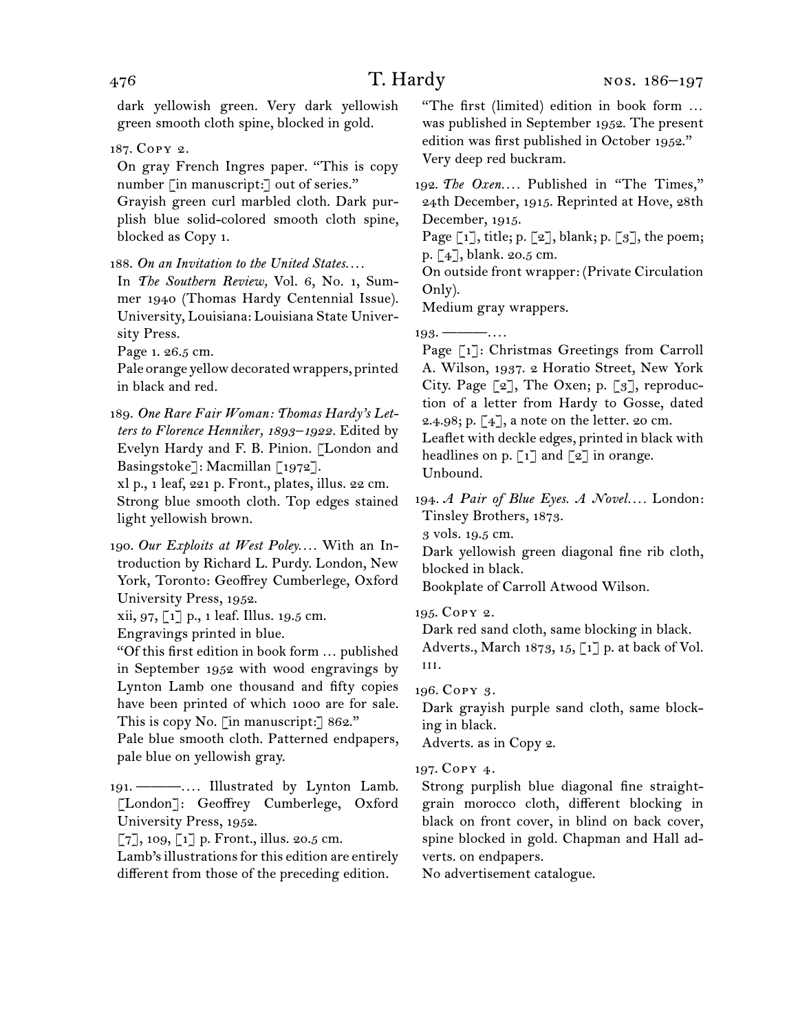dark yellowish green. Very dark yellowish green smooth cloth spine, blocked in gold.

187. Copy 2.

On gray French Ingres paper. "This is copy number [in manuscript:] out of series."

Grayish green curl marbled cloth. Dark purplish blue solid-colored smooth cloth spine, blocked as Copy 1.

188. *On an Invitation to the United States*. . . .

In *The Southern Review,* Vol. 6, No. 1, Summer 1940 (Thomas Hardy Centennial Issue). University, Louisiana: Louisiana State University Press.

Page 1. 26.5 cm.

Pale orange yellow decorated wrappers, printed in black and red.

189. *One Rare Fair Woman: Thomas Hardy's Letters to Florence Henniker, 1893–1922*. Edited by Evelyn Hardy and F. B. Pinion. [London and Basingstoke]: Macmillan [1972].

xl p., 1 leaf, 221 p. Front., plates, illus. 22 cm.

Strong blue smooth cloth. Top edges stained light yellowish brown.

190. *Our Exploits at West Poley*. . . . With an Introduction by Richard L. Purdy. London, New York, Toronto: Geoffrey Cumberlege, Oxford University Press, 1952.

xii, 97, [1] p., 1 leaf. Illus. 19.5 cm.

Engravings printed in blue.

"Of this first edition in book form … published in September 1952 with wood engravings by Lynton Lamb one thousand and fifty copies have been printed of which 1000 are for sale. This is copy No. [in manuscript:] 862."

Pale blue smooth cloth. Patterned endpapers, pale blue on yellowish gray.

191. ———. . . . Illustrated by Lynton Lamb. [London]: Geoffrey Cumberlege, Oxford University Press, 1952.

[7], 109, [1] p. Front., illus. 20.5 cm.

Lamb's illustrations for this edition are entirely different from those of the preceding edition.

"The first (limited) edition in book form … was published in September 1952. The present edition was first published in October 1952."

Very deep red buckram.

192. *The Oxen*. . . . Published in "The Times," 24th December, 1915. Reprinted at Hove, 28th December, 1915.

Page [1], title; p. [2], blank; p. [3], the poem; p. [4], blank. 20.5 cm.

On outside front wrapper: (Private Circulation Only).

Medium gray wrappers.

193. ———. . . .

Page [1]: Christmas Greetings from Carroll A. Wilson, 1937. 2 Horatio Street, New York City. Page [2], The Oxen; p. [3], reproduction of a letter from Hardy to Gosse, dated 2.4.98; p. [4], a note on the letter. 20 cm.

Leaflet with deckle edges, printed in black with headlines on p. [1] and [2] in orange.

Unbound.

194. *A Pair of Blue Eyes. A Novel*. . . . London: Tinsley Brothers, 1873.

3 vols. 19.5 cm.

Dark yellowish green diagonal fine rib cloth, blocked in black.

Bookplate of Carroll Atwood Wilson.

195. Copy 2.

Dark red sand cloth, same blocking in black.

Adverts., March 1873, 15, [1] p. at back of Vol. III.

196. Copy 3.

Dark grayish purple sand cloth, same blocking in black.

Adverts. as in Copy 2.

197. Copy 4.

Strong purplish blue diagonal fine straight-grain morocco cloth, different blocking in black on front cover, in blind on back cover, spine blocked in gold. Chapman and Hall adverts. on endpapers.

No advertisement catalogue.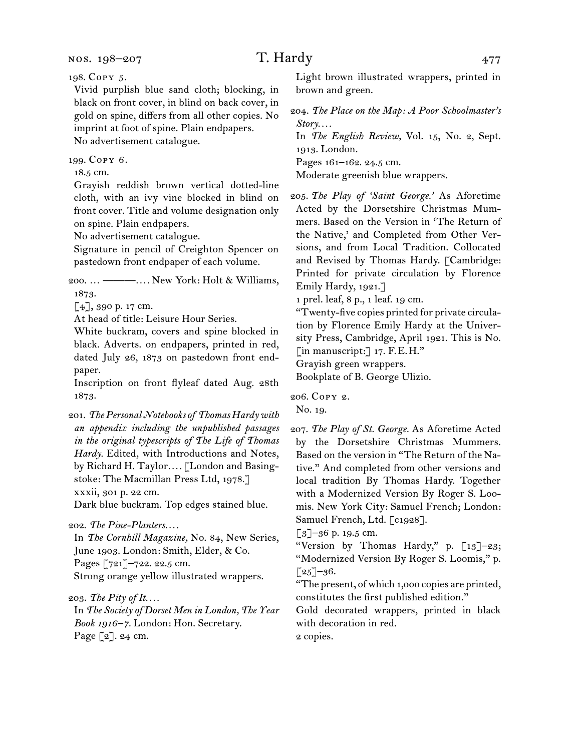198. Copy 5.

Vivid purplish blue sand cloth; blocking, in black on front cover, in blind on back cover, in gold on spine, differs from all other copies. No imprint at foot of spine. Plain endpapers.
No advertisement catalogue.

199. Copy 6.

18.5 cm.
Grayish reddish brown vertical dotted-line cloth, with an ivy vine blocked in blind on front cover. Title and volume designation only on spine. Plain endpapers.
No advertisement catalogue.
Signature in pencil of Creighton Spencer on pastedown front endpaper of each volume.

200. … ———…. New York: Holt & Williams, 1873.

[4], 390 p. 17 cm.
At head of title: Leisure Hour Series.
White buckram, covers and spine blocked in black. Adverts. on endpapers, printed in red, dated July 26, 1873 on pastedown front endpaper.
Inscription on front flyleaf dated Aug. 28th 1873.

201. *The Personal Notebooks of Thomas Hardy with an appendix including the unpublished passages in the original typescripts of The Life of Thomas Hardy.* Edited, with Introductions and Notes, by Richard H. Taylor…. [London and Basingstoke: The Macmillan Press Ltd, 1978.]

xxxii, 301 p. 22 cm.
Dark blue buckram. Top edges stained blue.

202. *The Pine-Planters.…*

In *The Cornhill Magazine,* No. 84, New Series, June 1903. London: Smith, Elder, & Co.
Pages [721]–722. 22.5 cm.
Strong orange yellow illustrated wrappers.

203. *The Pity of It.…*

In *The Society of Dorset Men in London, The Year Book 1916–7.* London: Hon. Secretary.
Page [2]. 24 cm.
Light brown illustrated wrappers, printed in brown and green.

204. *The Place on the Map: A Poor Schoolmaster's Story.…*

In *The English Review,* Vol. 15, No. 2, Sept. 1913. London.
Pages 161–162. 24.5 cm.
Moderate greenish blue wrappers.

205. *The Play of 'Saint George.'* As Aforetime Acted by the Dorsetshire Christmas Mummers. Based on the Version in 'The Return of the Native,' and Completed from Other Versions, and from Local Tradition. Collocated and Revised by Thomas Hardy. [Cambridge: Printed for private circulation by Florence Emily Hardy, 1921.]

1 prel. leaf, 8 p., 1 leaf. 19 cm.
"Twenty-five copies printed for private circulation by Florence Emily Hardy at the University Press, Cambridge, April 1921. This is No. [in manuscript:] 17. F. E. H."
Grayish green wrappers.
Bookplate of B. George Ulizio.

206. Copy 2.

No. 19.

207. *The Play of St. George.* As Aforetime Acted by the Dorsetshire Christmas Mummers. Based on the version in "The Return of the Native." And completed from other versions and local tradition By Thomas Hardy. Together with a Modernized Version By Roger S. Loomis. New York City: Samuel French; London: Samuel French, Ltd. [c1928].

[3]–36 p. 19.5 cm.
"Version by Thomas Hardy," p. [13]–23; "Modernized Version By Roger S. Loomis," p. [25]–36.
"The present, of which 1,000 copies are printed, constitutes the first published edition."
Gold decorated wrappers, printed in black with decoration in red.
2 copies.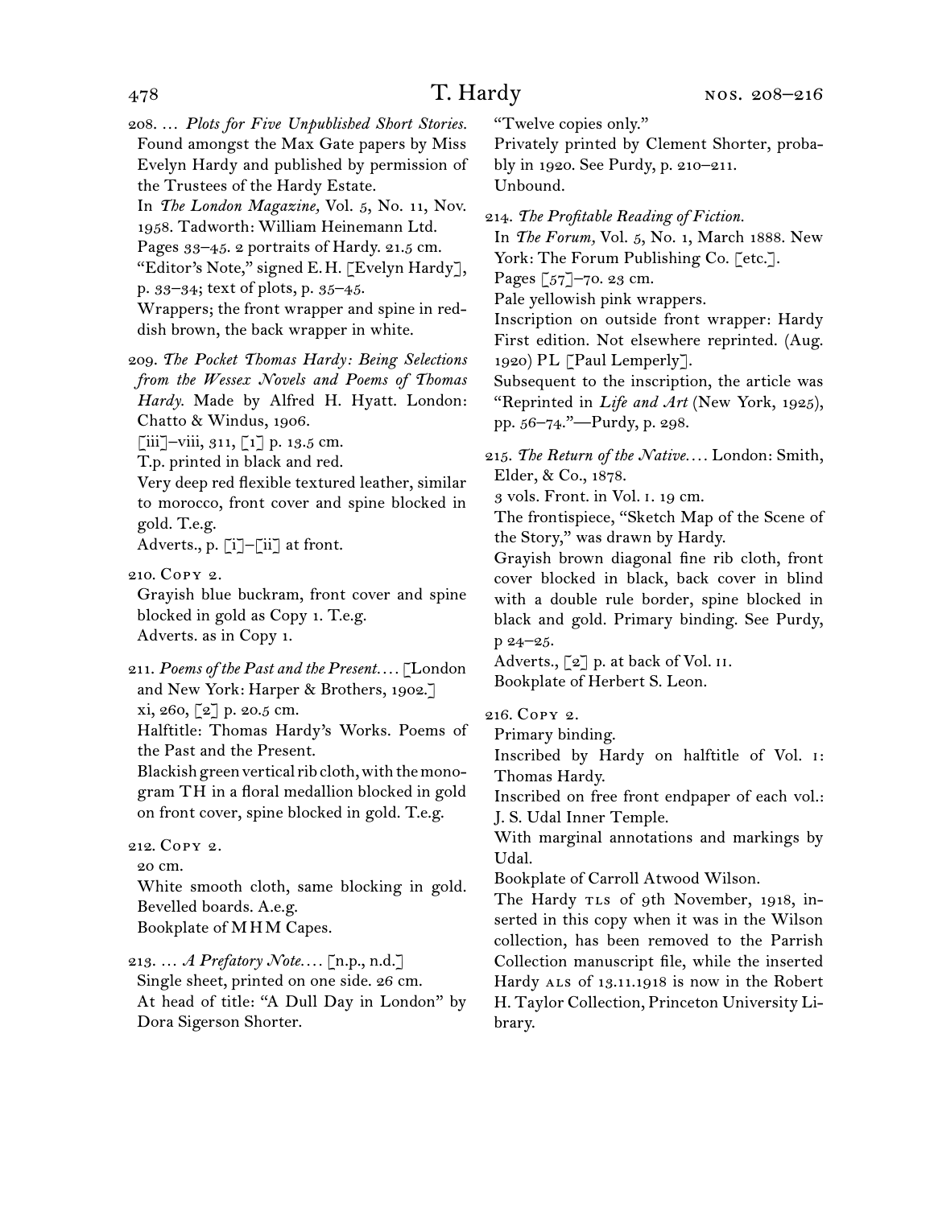208. … *Plots for Five Unpublished Short Stories.* Found amongst the Max Gate papers by Miss Evelyn Hardy and published by permission of the Trustees of the Hardy Estate.
In *The London Magazine,* Vol. 5, No. 11, Nov. 1958. Tadworth: William Heinemann Ltd.
Pages 33–45. 2 portraits of Hardy. 21.5 cm.
"Editor's Note," signed E. H. [Evelyn Hardy], p. 33–34; text of plots, p. 35–45.
Wrappers; the front wrapper and spine in reddish brown, the back wrapper in white.

209. *The Pocket Thomas Hardy: Being Selections from the Wessex Novels and Poems of Thomas Hardy.* Made by Alfred H. Hyatt. London: Chatto & Windus, 1906.
[iii]–viii, 311, [1] p. 13.5 cm.
T.p. printed in black and red.
Very deep red flexible textured leather, similar to morocco, front cover and spine blocked in gold. T.e.g.
Adverts., p. [i]–[ii] at front.

210. Copy 2.
Grayish blue buckram, front cover and spine blocked in gold as Copy 1. T.e.g.
Adverts. as in Copy 1.

211. *Poems of the Past and the Present.…* [London and New York: Harper & Brothers, 1902.]
xi, 260, [2] p. 20.5 cm.
Halftitle: Thomas Hardy's Works. Poems of the Past and the Present.
Blackish green vertical rib cloth, with the monogram TH in a floral medallion blocked in gold on front cover, spine blocked in gold. T.e.g.

212. Copy 2.
20 cm.
White smooth cloth, same blocking in gold. Bevelled boards. A.e.g.
Bookplate of M H M Capes.

213. … *A Prefatory Note.…* [n.p., n.d.]
Single sheet, printed on one side. 26 cm.
At head of title: "A Dull Day in London" by Dora Sigerson Shorter.
"Twelve copies only."
Privately printed by Clement Shorter, probably in 1920. See Purdy, p. 210–211.
Unbound.

214. *The Profitable Reading of Fiction.*
In *The Forum,* Vol. 5, No. 1, March 1888. New York: The Forum Publishing Co. [etc.].
Pages [57]–70. 23 cm.
Pale yellowish pink wrappers.
Inscription on outside front wrapper: Hardy First edition. Not elsewhere reprinted. (Aug. 1920) PL [Paul Lemperly].
Subsequent to the inscription, the article was "Reprinted in *Life and Art* (New York, 1925), pp. 56–74."—Purdy, p. 298.

215. *The Return of the Native.…* London: Smith, Elder, & Co., 1878.
3 vols. Front. in Vol. i. 19 cm.
The frontispiece, "Sketch Map of the Scene of the Story," was drawn by Hardy.
Grayish brown diagonal fine rib cloth, front cover blocked in black, back cover in blind with a double rule border, spine blocked in black and gold. Primary binding. See Purdy, p 24–25.
Adverts., [2] p. at back of Vol. ii.
Bookplate of Herbert S. Leon.

216. Copy 2.
Primary binding.
Inscribed by Hardy on halftitle of Vol. i: Thomas Hardy.
Inscribed on free front endpaper of each vol.: J. S. Udal Inner Temple.
With marginal annotations and markings by Udal.
Bookplate of Carroll Atwood Wilson.
The Hardy tls of 9th November, 1918, inserted in this copy when it was in the Wilson collection, has been removed to the Parrish Collection manuscript file, while the inserted Hardy als of 13.11.1918 is now in the Robert H. Taylor Collection, Princeton University Library.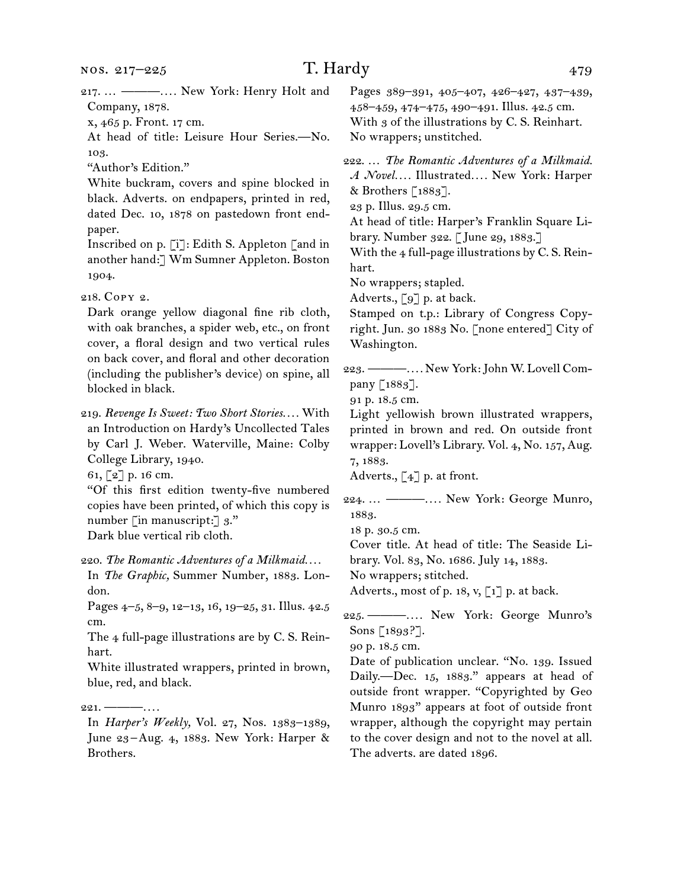217\. … ———…. New York: Henry Holt and Company, 1878.
x, 465 p. Front. 17 cm.
At head of title: Leisure Hour Series.—No. 103.
"Author's Edition."
White buckram, covers and spine blocked in black. Adverts. on endpapers, printed in red, dated Dec. 10, 1878 on pastedown front endpaper.
Inscribed on p. [i]: Edith S. Appleton [and in another hand:] Wm Sumner Appleton. Boston 1904.

218\. Copy 2.
Dark orange yellow diagonal fine rib cloth, with oak branches, a spider web, etc., on front cover, a floral design and two vertical rules on back cover, and floral and other decoration (including the publisher's device) on spine, all blocked in black.

219\. *Revenge Is Sweet: Two Short Stories.*… With an Introduction on Hardy's Uncollected Tales by Carl J. Weber. Waterville, Maine: Colby College Library, 1940.
61, [2] p. 16 cm.
"Of this first edition twenty-five numbered copies have been printed, of which this copy is number [in manuscript:] 3."
Dark blue vertical rib cloth.

220\. *The Romantic Adventures of a Milkmaid.*…
In *The Graphic,* Summer Number, 1883. London.
Pages 4–5, 8–9, 12–13, 16, 19–25, 31. Illus. 42.5 cm.
The 4 full-page illustrations are by C. S. Reinhart.
White illustrated wrappers, printed in brown, blue, red, and black.

221\. ———….
In *Harper's Weekly,* Vol. 27, Nos. 1383–1389, June 23–Aug. 4, 1883. New York: Harper & Brothers.
Pages 389–391, 405–407, 426–427, 437–439, 458–459, 474–475, 490–491. Illus. 42.5 cm.
With 3 of the illustrations by C. S. Reinhart.
No wrappers; unstitched.

222\. … *The Romantic Adventures of a Milkmaid. A Novel.*… Illustrated…. New York: Harper & Brothers [1883].
23 p. Illus. 29.5 cm.
At head of title: Harper's Franklin Square Library. Number 322. [June 29, 1883.]
With the 4 full-page illustrations by C. S. Reinhart.
No wrappers; stapled.
Adverts., [9] p. at back.
Stamped on t.p.: Library of Congress Copyright. Jun. 30 1883 No. [none entered] City of Washington.

223\. ———…. New York: John W. Lovell Company [1883].
91 p. 18.5 cm.
Light yellowish brown illustrated wrappers, printed in brown and red. On outside front wrapper: Lovell's Library. Vol. 4, No. 157, Aug. 7, 1883.
Adverts., [4] p. at front.

224\. … ———…. New York: George Munro, 1883.
18 p. 30.5 cm.
Cover title. At head of title: The Seaside Library. Vol. 83, No. 1686. July 14, 1883.
No wrappers; stitched.
Adverts., most of p. 18, v, [1] p. at back.

225\. ———…. New York: George Munro's Sons [1893?].
90 p. 18.5 cm.
Date of publication unclear. "No. 139. Issued Daily.—Dec. 15, 1883." appears at head of outside front wrapper. "Copyrighted by Geo Munro 1893" appears at foot of outside front wrapper, although the copyright may pertain to the cover design and not to the novel at all. The adverts. are dated 1896.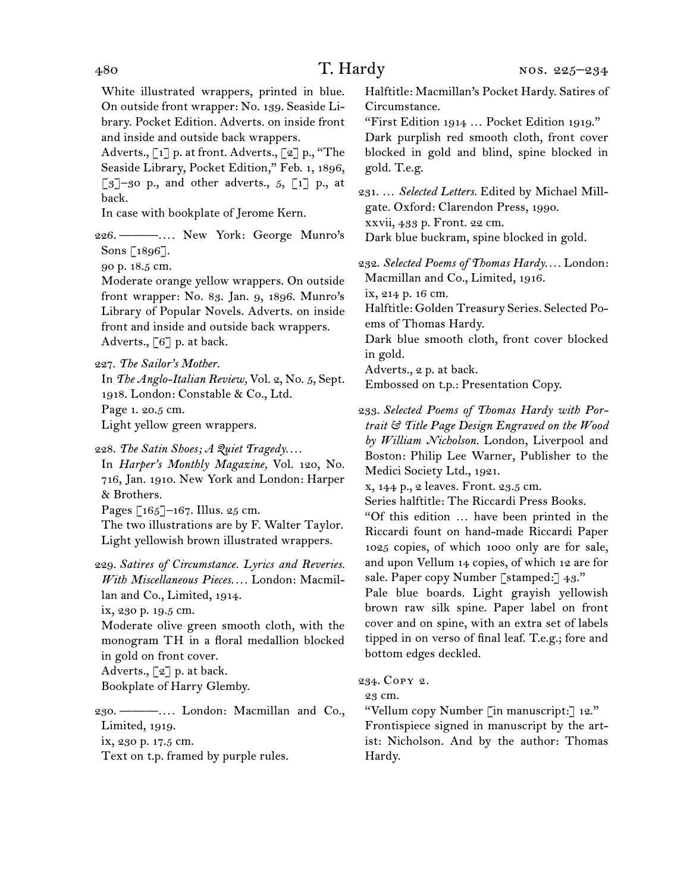White illustrated wrappers, printed in blue. On outside front wrapper: No. 139. Seaside Library. Pocket Edition. Adverts. on inside front and inside and outside back wrappers.
Adverts., [1] p. at front. Adverts., [2] p., "The Seaside Library, Pocket Edition," Feb. 1, 1896, [3]–30 p., and other adverts., 5, [1] p., at back.
In case with bookplate of Jerome Kern.

226. ———.… New York: George Munro's Sons [1896].
90 p. 18.5 cm.
Moderate orange yellow wrappers. On outside front wrapper: No. 83. Jan. 9, 1896. Munro's Library of Popular Novels. Adverts. on inside front and inside and outside back wrappers.
Adverts., [6] p. at back.

227. *The Sailor's Mother.*
In *The Anglo-Italian Review,* Vol. 2, No. 5, Sept. 1918. London: Constable & Co., Ltd.
Page 1. 20.5 cm.
Light yellow green wrappers.

228. *The Satin Shoes; A Quiet Tragedy.…*
In *Harper's Monthly Magazine,* Vol. 120, No. 716, Jan. 1910. New York and London: Harper & Brothers.
Pages [165]–167. Illus. 25 cm.
The two illustrations are by F. Walter Taylor.
Light yellowish brown illustrated wrappers.

229. *Satires of Circumstance. Lyrics and Reveries. With Miscellaneous Pieces.…* London: Macmillan and Co., Limited, 1914.
ix, 230 p. 19.5 cm.
Moderate olive green smooth cloth, with the monogram TH in a floral medallion blocked in gold on front cover.
Adverts., [2] p. at back.
Bookplate of Harry Glemby.

230. ———.… London: Macmillan and Co., Limited, 1919.
ix, 230 p. 17.5 cm.
Text on t.p. framed by purple rules.
Halftitle: Macmillan's Pocket Hardy. Satires of Circumstance.
"First Edition 1914 … Pocket Edition 1919."
Dark purplish red smooth cloth, front cover blocked in gold and blind, spine blocked in gold. T.e.g.

231. … *Selected Letters.* Edited by Michael Millgate. Oxford: Clarendon Press, 1990.
xxvii, 433 p. Front. 22 cm.
Dark blue buckram, spine blocked in gold.

232. *Selected Poems of Thomas Hardy.…* London: Macmillan and Co., Limited, 1916.
ix, 214 p. 16 cm.
Halftitle: Golden Treasury Series. Selected Poems of Thomas Hardy.
Dark blue smooth cloth, front cover blocked in gold.
Adverts., 2 p. at back.
Embossed on t.p.: Presentation Copy.

233. *Selected Poems of Thomas Hardy with Portrait & Title Page Design Engraved on the Wood by William Nicholson.* London, Liverpool and Boston: Philip Lee Warner, Publisher to the Medici Society Ltd., 1921.
x, 144 p., 2 leaves. Front. 23.5 cm.
Series halftitle: The Riccardi Press Books.
"Of this edition … have been printed in the Riccardi fount on hand-made Riccardi Paper 1025 copies, of which 1000 only are for sale, and upon Vellum 14 copies, of which 12 are for sale. Paper copy Number [stamped:] 43."
Pale blue boards. Light grayish yellowish brown raw silk spine. Paper label on front cover and on spine, with an extra set of labels tipped in on verso of final leaf. T.e.g.; fore and bottom edges deckled.

234. Copy 2.
23 cm.
"Vellum copy Number [in manuscript:] 12."
Frontispiece signed in manuscript by the artist: Nicholson. And by the author: Thomas Hardy.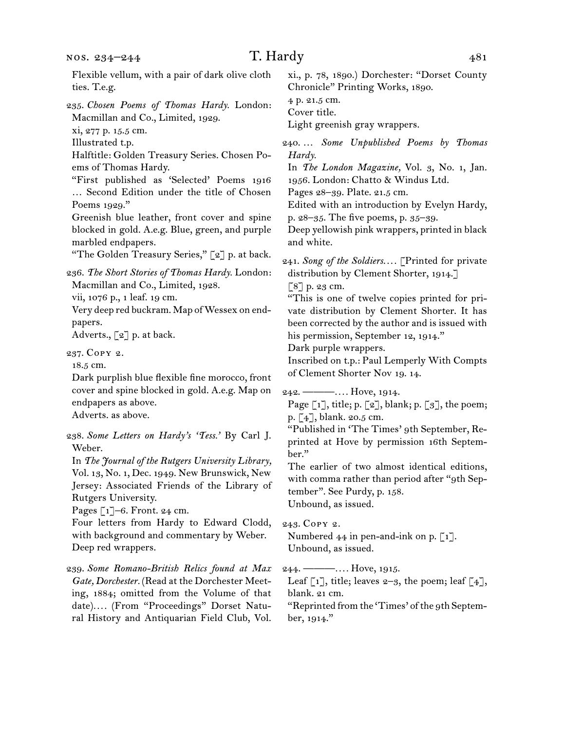Flexible vellum, with a pair of dark olive cloth ties. T.e.g.

235. *Chosen Poems of Thomas Hardy.* London: Macmillan and Co., Limited, 1929.
xi, 277 p. 15.5 cm.
Illustrated t.p.
Halftitle: Golden Treasury Series. Chosen Poems of Thomas Hardy.
"First published as 'Selected' Poems 1916 … Second Edition under the title of Chosen Poems 1929."
Greenish blue leather, front cover and spine blocked in gold. A.e.g. Blue, green, and purple marbled endpapers.
"The Golden Treasury Series," [2] p. at back.

236. *The Short Stories of Thomas Hardy.* London: Macmillan and Co., Limited, 1928.
vii, 1076 p., 1 leaf. 19 cm.
Very deep red buckram. Map of Wessex on endpapers.
Adverts., [2] p. at back.

237. Copy 2.
18.5 cm.
Dark purplish blue flexible fine morocco, front cover and spine blocked in gold. A.e.g. Map on endpapers as above.
Adverts. as above.

238. *Some Letters on Hardy's 'Tess.'* By Carl J. Weber.
In *The Journal of the Rutgers University Library,* Vol. 13, No. 1, Dec. 1949. New Brunswick, New Jersey: Associated Friends of the Library of Rutgers University.
Pages [1]–6. Front. 24 cm.
Four letters from Hardy to Edward Clodd, with background and commentary by Weber.
Deep red wrappers.

239. *Some Romano-British Relics found at Max Gate, Dorchester.* (Read at the Dorchester Meeting, 1884; omitted from the Volume of that date).… (From "Proceedings" Dorset Natural History and Antiquarian Field Club, Vol. xi., p. 78, 1890.) Dorchester: "Dorset County Chronicle" Printing Works, 1890.
4 p. 21.5 cm.
Cover title.
Light greenish gray wrappers.

240. … *Some Unpublished Poems by Thomas Hardy.*
In *The London Magazine,* Vol. 3, No. 1, Jan. 1956. London: Chatto & Windus Ltd.
Pages 28–39. Plate. 21.5 cm.
Edited with an introduction by Evelyn Hardy, p. 28–35. The five poems, p. 35–39.
Deep yellowish pink wrappers, printed in black and white.

241. *Song of the Soldiers.*… [Printed for private distribution by Clement Shorter, 1914.]
[8] p. 23 cm.
"This is one of twelve copies printed for private distribution by Clement Shorter. It has been corrected by the author and is issued with his permission, September 12, 1914."
Dark purple wrappers.
Inscribed on t.p.: Paul Lemperly With Compts of Clement Shorter Nov 19. 14.

242. ———.… Hove, 1914.
Page [1], title; p. [2], blank; p. [3], the poem; p. [4], blank. 20.5 cm.
"Published in 'The Times' 9th September, Reprinted at Hove by permission 16th September."
The earlier of two almost identical editions, with comma rather than period after "9th September". See Purdy, p. 158.
Unbound, as issued.

243. Copy 2.
Numbered 44 in pen-and-ink on p. [1].
Unbound, as issued.

244. ———.… Hove, 1915.
Leaf [1], title; leaves 2–3, the poem; leaf [4], blank. 21 cm.
"Reprinted from the 'Times' of the 9th September, 1914."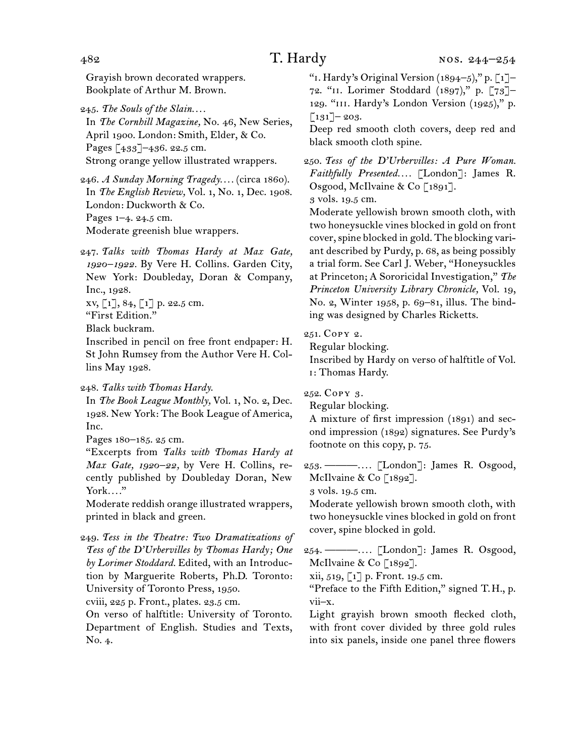Grayish brown decorated wrappers.
Bookplate of Arthur M. Brown.

245. *The Souls of the Slain.…*
In *The Cornhill Magazine,* No. 46, New Series, April 1900. London: Smith, Elder, & Co.
Pages [433]–436. 22.5 cm.
Strong orange yellow illustrated wrappers.

246. *A Sunday Morning Tragedy.…* (circa 1860).
In *The English Review,* Vol. 1, No. 1, Dec. 1908. London: Duckworth & Co.
Pages 1–4. 24.5 cm.
Moderate greenish blue wrappers.

247. *Talks with Thomas Hardy at Max Gate, 1920–1922.* By Vere H. Collins. Garden City, New York: Doubleday, Doran & Company, Inc., 1928.
xv, [1], 84, [1] p. 22.5 cm.
"First Edition."
Black buckram.
Inscribed in pencil on free front endpaper: H. St John Rumsey from the Author Vere H. Collins May 1928.

248. *Talks with Thomas Hardy.*
In *The Book League Monthly,* Vol. 1, No. 2, Dec. 1928. New York: The Book League of America, Inc.
Pages 180–185. 25 cm.
"Excerpts from *Talks with Thomas Hardy at Max Gate, 1920–22,* by Vere H. Collins, recently published by Doubleday Doran, New York.…"
Moderate reddish orange illustrated wrappers, printed in black and green.

249. *Tess in the Theatre: Two Dramatizations of Tess of the D'Urbervilles by Thomas Hardy; One by Lorimer Stoddard.* Edited, with an Introduction by Marguerite Roberts, Ph.D. Toronto: University of Toronto Press, 1950.
cviii, 225 p. Front., plates. 23.5 cm.
On verso of halftitle: University of Toronto. Department of English. Studies and Texts, No. 4.
"i. Hardy's Original Version (1894–5)," p. [1]–72. "ii. Lorimer Stoddard (1897)," p. [73]–129. "iii. Hardy's London Version (1925)," p. [131]–203.
Deep red smooth cloth covers, deep red and black smooth cloth spine.

250. *Tess of the D'Urbervilles: A Pure Woman. Faithfully Presented.…* [London]: James R. Osgood, McIlvaine & Co [1891].
3 vols. 19.5 cm.
Moderate yellowish brown smooth cloth, with two honeysuckle vines blocked in gold on front cover, spine blocked in gold. The blocking variant described by Purdy, p. 68, as being possibly a trial form. See Carl J. Weber, "Honeysuckles at Princeton; A Sororicidal Investigation," *The Princeton University Library Chronicle,* Vol. 19, No. 2, Winter 1958, p. 69–81, illus. The binding was designed by Charles Ricketts.

251. Copy 2.
Regular blocking.
Inscribed by Hardy on verso of halftitle of Vol. 1: Thomas Hardy.

252. Copy 3.
Regular blocking.
A mixture of first impression (1891) and second impression (1892) signatures. See Purdy's footnote on this copy, p. 75.

253. ———.… [London]: James R. Osgood, McIlvaine & Co [1892].
3 vols. 19.5 cm.
Moderate yellowish brown smooth cloth, with two honeysuckle vines blocked in gold on front cover, spine blocked in gold.

254. ———.… [London]: James R. Osgood, McIlvaine & Co [1892].
xii, 519, [1] p. Front. 19.5 cm.
"Preface to the Fifth Edition," signed T.H., p. vii–x.
Light grayish brown smooth flecked cloth, with front cover divided by three gold rules into six panels, inside one panel three flowers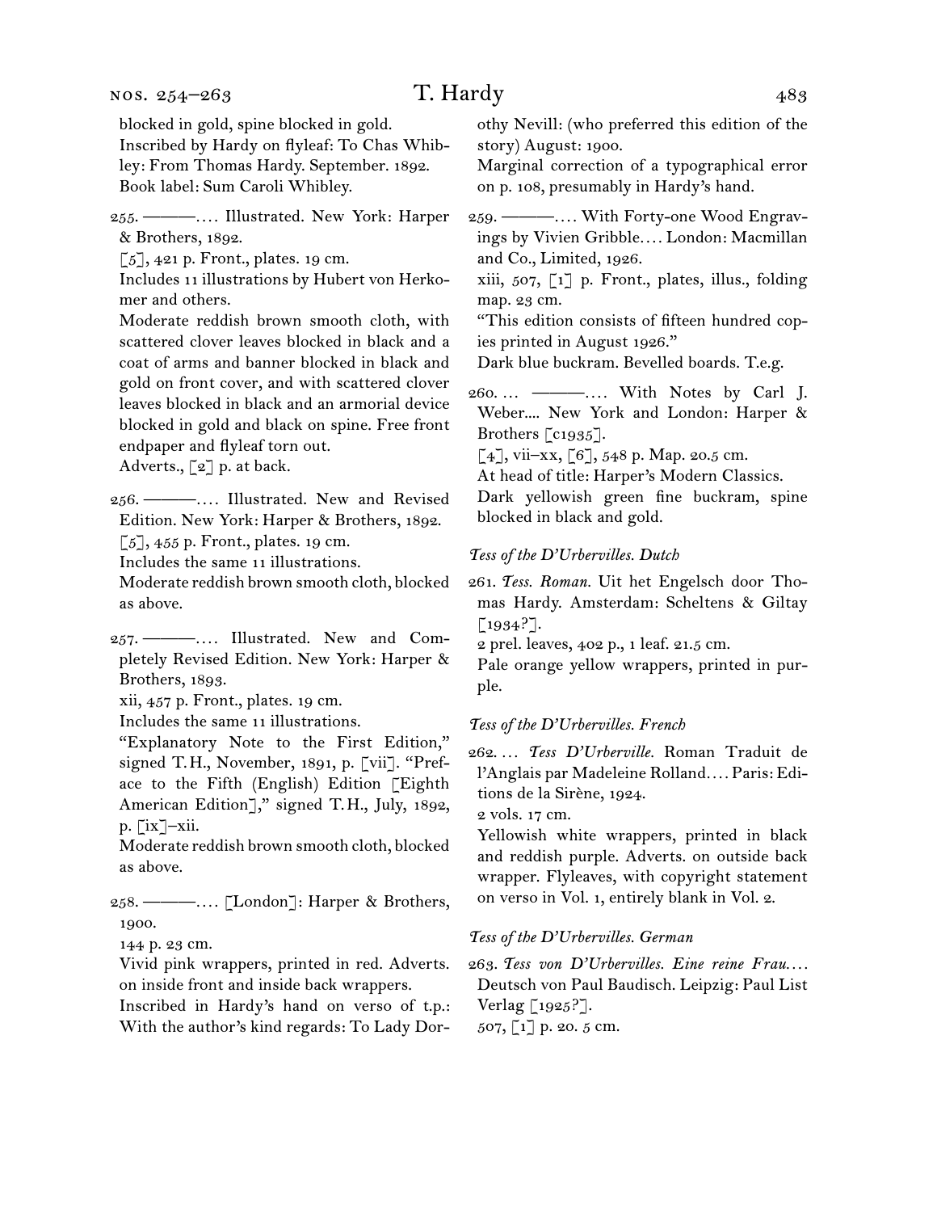blocked in gold, spine blocked in gold.
Inscribed by Hardy on flyleaf: To Chas Whibley: From Thomas Hardy. September. 1892.
Book label: Sum Caroli Whibley.

255. ———. . . . Illustrated. New York: Harper & Brothers, 1892.
[5], 421 p. Front., plates. 19 cm.
Includes 11 illustrations by Hubert von Herkomer and others.
Moderate reddish brown smooth cloth, with scattered clover leaves blocked in black and a coat of arms and banner blocked in black and gold on front cover, and with scattered clover leaves blocked in black and an armorial device blocked in gold and black on spine. Free front endpaper and flyleaf torn out.
Adverts., [2] p. at back.

256. ———. . . . Illustrated. New and Revised Edition. New York: Harper & Brothers, 1892.
[5], 455 p. Front., plates. 19 cm.
Includes the same 11 illustrations.
Moderate reddish brown smooth cloth, blocked as above.

257. ———. . . . Illustrated. New and Completely Revised Edition. New York: Harper & Brothers, 1893.
xii, 457 p. Front., plates. 19 cm.
Includes the same 11 illustrations.
"Explanatory Note to the First Edition," signed T. H., November, 1891, p. [vii]. "Preface to the Fifth (English) Edition [Eighth American Edition]," signed T. H., July, 1892, p. [ix]–xii.
Moderate reddish brown smooth cloth, blocked as above.

258. ———. . . . [London]: Harper & Brothers, 1900.
144 p. 23 cm.
Vivid pink wrappers, printed in red. Adverts. on inside front and inside back wrappers.
Inscribed in Hardy's hand on verso of t.p.: With the author's kind regards: To Lady Dorothy Nevill: (who preferred this edition of the story) August: 1900.
Marginal correction of a typographical error on p. 108, presumably in Hardy's hand.

259. ———. . . . With Forty-one Wood Engravings by Vivien Gribble. . . . London: Macmillan and Co., Limited, 1926.
xiii, 507, [1] p. Front., plates, illus., folding map. 23 cm.
"This edition consists of fifteen hundred copies printed in August 1926."
Dark blue buckram. Bevelled boards. T.e.g.

260. . . . ———. . . . With Notes by Carl J. Weber.... New York and London: Harper & Brothers [c1935].
[4], vii–xx, [6], 548 p. Map. 20.5 cm.
At head of title: Harper's Modern Classics.
Dark yellowish green fine buckram, spine blocked in black and gold.

*Tess of the D'Urbervilles. Dutch*

261. *Tess. Roman.* Uit het Engelsch door Thomas Hardy. Amsterdam: Scheltens & Giltay [1934?].
2 prel. leaves, 402 p., 1 leaf. 21.5 cm.
Pale orange yellow wrappers, printed in purple.

*Tess of the D'Urbervilles. French*

262. . . . *Tess D'Urberville.* Roman Traduit de l'Anglais par Madeleine Rolland. . . . Paris: Editions de la Sirène, 1924.
2 vols. 17 cm.
Yellowish white wrappers, printed in black and reddish purple. Adverts. on outside back wrapper. Flyleaves, with copyright statement on verso in Vol. 1, entirely blank in Vol. 2.

*Tess of the D'Urbervilles. German*

263. *Tess von D'Urbervilles. Eine reine Frau.* . . . Deutsch von Paul Baudisch. Leipzig: Paul List Verlag [1925?].
507, [1] p. 20. 5 cm.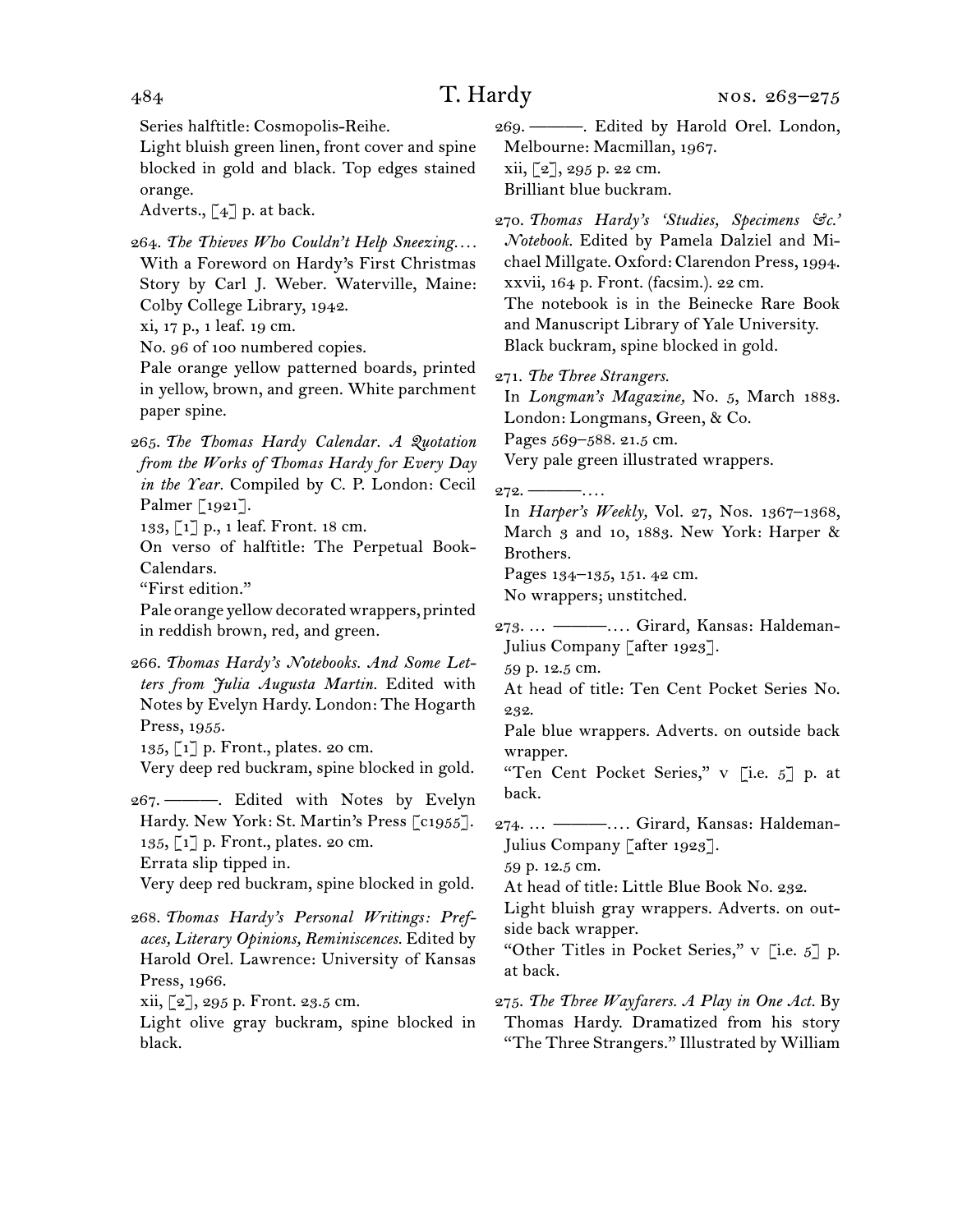Series halftitle: Cosmopolis-Reihe.
Light bluish green linen, front cover and spine blocked in gold and black. Top edges stained orange.
Adverts., [4] p. at back.

264. *The Thieves Who Couldn't Help Sneezing*.... With a Foreword on Hardy's First Christmas Story by Carl J. Weber. Waterville, Maine: Colby College Library, 1942.
xi, 17 p., 1 leaf. 19 cm.
No. 96 of 100 numbered copies.
Pale orange yellow patterned boards, printed in yellow, brown, and green. White parchment paper spine.

265. *The Thomas Hardy Calendar. A Quotation from the Works of Thomas Hardy for Every Day in the Year.* Compiled by C. P. London: Cecil Palmer [1921].
133, [1] p., 1 leaf. Front. 18 cm.
On verso of halftitle: The Perpetual Book-Calendars.
"First edition."
Pale orange yellow decorated wrappers, printed in reddish brown, red, and green.

266. *Thomas Hardy's Notebooks. And Some Letters from Julia Augusta Martin.* Edited with Notes by Evelyn Hardy. London: The Hogarth Press, 1955.
135, [1] p. Front., plates. 20 cm.
Very deep red buckram, spine blocked in gold.

267. ———. Edited with Notes by Evelyn Hardy. New York: St. Martin's Press [c1955].
135, [1] p. Front., plates. 20 cm.
Errata slip tipped in.
Very deep red buckram, spine blocked in gold.

268. *Thomas Hardy's Personal Writings: Prefaces, Literary Opinions, Reminiscences.* Edited by Harold Orel. Lawrence: University of Kansas Press, 1966.
xii, [2], 295 p. Front. 23.5 cm.
Light olive gray buckram, spine blocked in black.

269. ———. Edited by Harold Orel. London, Melbourne: Macmillan, 1967.
xii, [2], 295 p. 22 cm.
Brilliant blue buckram.

270. *Thomas Hardy's 'Studies, Specimens &c.' Notebook.* Edited by Pamela Dalziel and Michael Millgate. Oxford: Clarendon Press, 1994.
xxvii, 164 p. Front. (facsim.). 22 cm.
The notebook is in the Beinecke Rare Book and Manuscript Library of Yale University.
Black buckram, spine blocked in gold.

271. *The Three Strangers.*
In *Longman's Magazine,* No. 5, March 1883. London: Longmans, Green, & Co.
Pages 569–588. 21.5 cm.
Very pale green illustrated wrappers.

272. ———....
In *Harper's Weekly,* Vol. 27, Nos. 1367–1368, March 3 and 10, 1883. New York: Harper & Brothers.
Pages 134–135, 151. 42 cm.
No wrappers; unstitched.

273. ... ———.... Girard, Kansas: Haldeman-Julius Company [after 1923].
59 p. 12.5 cm.
At head of title: Ten Cent Pocket Series No. 232.
Pale blue wrappers. Adverts. on outside back wrapper.
"Ten Cent Pocket Series," v [i.e. 5] p. at back.

274. ... ———.... Girard, Kansas: Haldeman-Julius Company [after 1923].
59 p. 12.5 cm.
At head of title: Little Blue Book No. 232.
Light bluish gray wrappers. Adverts. on outside back wrapper.
"Other Titles in Pocket Series," v [i.e. 5] p. at back.

275. *The Three Wayfarers. A Play in One Act.* By Thomas Hardy. Dramatized from his story "The Three Strangers." Illustrated by William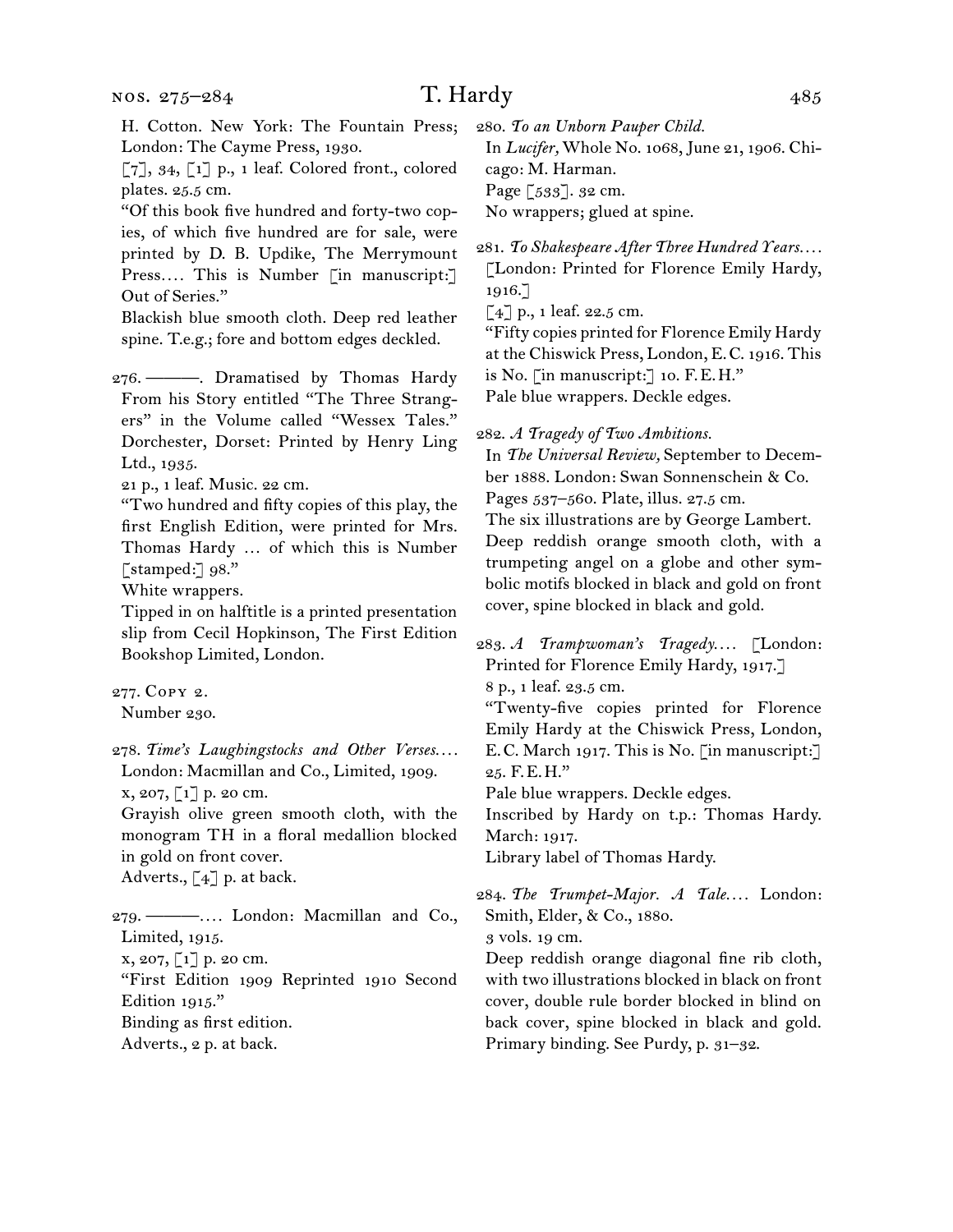H. Cotton. New York: The Fountain Press; London: The Cayme Press, 1930.

[7], 34, [1] p., 1 leaf. Colored front., colored plates. 25.5 cm.

"Of this book five hundred and forty-two copies, of which five hundred are for sale, were printed by D. B. Updike, The Merrymount Press.... This is Number [in manuscript:] Out of Series."

Blackish blue smooth cloth. Deep red leather spine. T.e.g.; fore and bottom edges deckled.

276. ———. Dramatised by Thomas Hardy From his Story entitled "The Three Strangers" in the Volume called "Wessex Tales." Dorchester, Dorset: Printed by Henry Ling Ltd., 1935.

21 p., 1 leaf. Music. 22 cm.

"Two hundred and fifty copies of this play, the first English Edition, were printed for Mrs. Thomas Hardy … of which this is Number [stamped:] 98."

White wrappers.

Tipped in on halftitle is a printed presentation slip from Cecil Hopkinson, The First Edition Bookshop Limited, London.

277. Copy 2.

Number 230.

278. *Time's Laughingstocks and Other Verses....* London: Macmillan and Co., Limited, 1909.

x, 207, [1] p. 20 cm.

Grayish olive green smooth cloth, with the monogram TH in a floral medallion blocked in gold on front cover.

Adverts., [4] p. at back.

279. ———.... London: Macmillan and Co., Limited, 1915.

x, 207, [1] p. 20 cm.

"First Edition 1909 Reprinted 1910 Second Edition 1915."

Binding as first edition.

Adverts., 2 p. at back.

280. *To an Unborn Pauper Child.*

In *Lucifer,* Whole No. 1068, June 21, 1906. Chicago: M. Harman.

Page [533]. 32 cm.

No wrappers; glued at spine.

281. *To Shakespeare After Three Hundred Years....* [London: Printed for Florence Emily Hardy, 1916.]

[4] p., 1 leaf. 22.5 cm.

"Fifty copies printed for Florence Emily Hardy at the Chiswick Press, London, E.C. 1916. This is No. [in manuscript:] 10. F.E.H."

Pale blue wrappers. Deckle edges.

282. *A Tragedy of Two Ambitions.*

In *The Universal Review,* September to December 1888. London: Swan Sonnenschein & Co.

Pages 537–560. Plate, illus. 27.5 cm.

The six illustrations are by George Lambert.

Deep reddish orange smooth cloth, with a trumpeting angel on a globe and other symbolic motifs blocked in black and gold on front cover, spine blocked in black and gold.

283. *A Trampwoman's Tragedy....* [London: Printed for Florence Emily Hardy, 1917.]

8 p., 1 leaf. 23.5 cm.

"Twenty-five copies printed for Florence Emily Hardy at the Chiswick Press, London, E.C. March 1917. This is No. [in manuscript:] 25. F.E.H."

Pale blue wrappers. Deckle edges.

Inscribed by Hardy on t.p.: Thomas Hardy. March: 1917.

Library label of Thomas Hardy.

284. *The Trumpet-Major. A Tale....* London: Smith, Elder, & Co., 1880.

3 vols. 19 cm.

Deep reddish orange diagonal fine rib cloth, with two illustrations blocked in black on front cover, double rule border blocked in blind on back cover, spine blocked in black and gold. Primary binding. See Purdy, p. 31–32.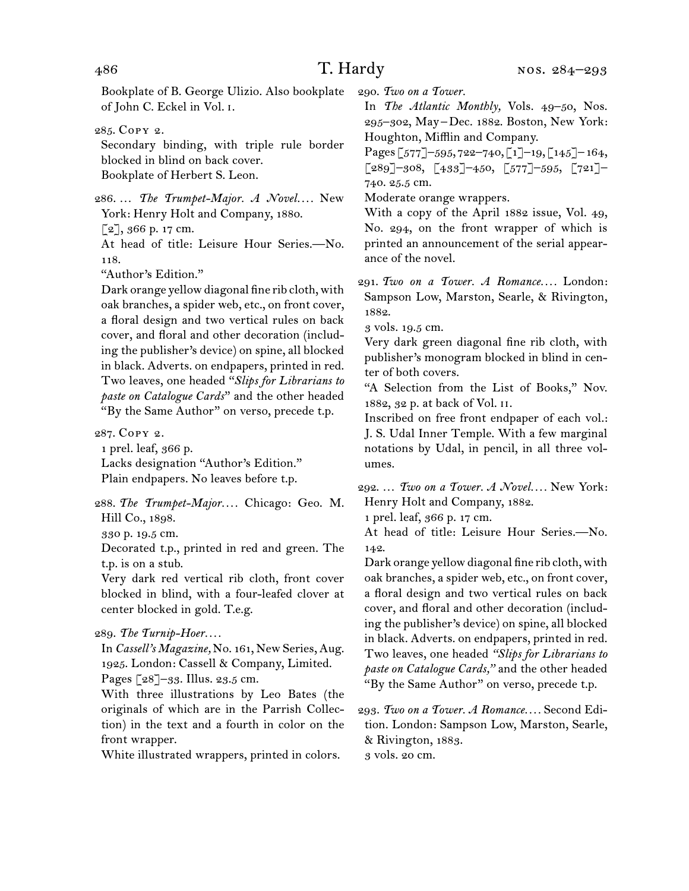Bookplate of B. George Ulizio. Also bookplate of John C. Eckel in Vol. I.

285. Copy 2.
Secondary binding, with triple rule border blocked in blind on back cover.
Bookplate of Herbert S. Leon.

286. … *The Trumpet-Major. A Novel.*… New York: Henry Holt and Company, 1880.
[2], 366 p. 17 cm.
At head of title: Leisure Hour Series.—No. 118.
"Author's Edition."
Dark orange yellow diagonal fine rib cloth, with oak branches, a spider web, etc., on front cover, a floral design and two vertical rules on back cover, and floral and other decoration (including the publisher's device) on spine, all blocked in black. Adverts. on endpapers, printed in red. Two leaves, one headed "*Slips for Librarians to paste on Catalogue Cards*" and the other headed "By the Same Author" on verso, precede t.p.

287. Copy 2.
1 prel. leaf, 366 p.
Lacks designation "Author's Edition."
Plain endpapers. No leaves before t.p.

288. *The Trumpet-Major.*… Chicago: Geo. M. Hill Co., 1898.
330 p. 19.5 cm.
Decorated t.p., printed in red and green. The t.p. is on a stub.
Very dark red vertical rib cloth, front cover blocked in blind, with a four-leafed clover at center blocked in gold. T.e.g.

289. *The Turnip-Hoer.*…
In *Cassell's Magazine,* No. 161, New Series, Aug. 1925. London: Cassell & Company, Limited.
Pages [28]–33. Illus. 23.5 cm.
With three illustrations by Leo Bates (the originals of which are in the Parrish Collection) in the text and a fourth in color on the front wrapper.
White illustrated wrappers, printed in colors.

290. *Two on a Tower.*
In *The Atlantic Monthly,* Vols. 49–50, Nos. 295–302, May–Dec. 1882. Boston, New York: Houghton, Mifflin and Company.
Pages [577]–595, 722–740, [1]–19, [145]–164, [289]–308, [433]–450, [577]–595, [721]–740. 25.5 cm.
Moderate orange wrappers.
With a copy of the April 1882 issue, Vol. 49, No. 294, on the front wrapper of which is printed an announcement of the serial appearance of the novel.

291. *Two on a Tower. A Romance.*… London: Sampson Low, Marston, Searle, & Rivington, 1882.
3 vols. 19.5 cm.
Very dark green diagonal fine rib cloth, with publisher's monogram blocked in blind in center of both covers.
"A Selection from the List of Books," Nov. 1882, 32 p. at back of Vol. II.
Inscribed on free front endpaper of each vol.: J. S. Udal Inner Temple. With a few marginal notations by Udal, in pencil, in all three volumes.

292. … *Two on a Tower. A Novel.*… New York: Henry Holt and Company, 1882.
1 prel. leaf, 366 p. 17 cm.
At head of title: Leisure Hour Series.—No. 142.
Dark orange yellow diagonal fine rib cloth, with oak branches, a spider web, etc., on front cover, a floral design and two vertical rules on back cover, and floral and other decoration (including the publisher's device) on spine, all blocked in black. Adverts. on endpapers, printed in red. Two leaves, one headed *"Slips for Librarians to paste on Catalogue Cards,"* and the other headed "By the Same Author" on verso, precede t.p.

293. *Two on a Tower. A Romance.*… Second Edition. London: Sampson Low, Marston, Searle, & Rivington, 1883.
3 vols. 20 cm.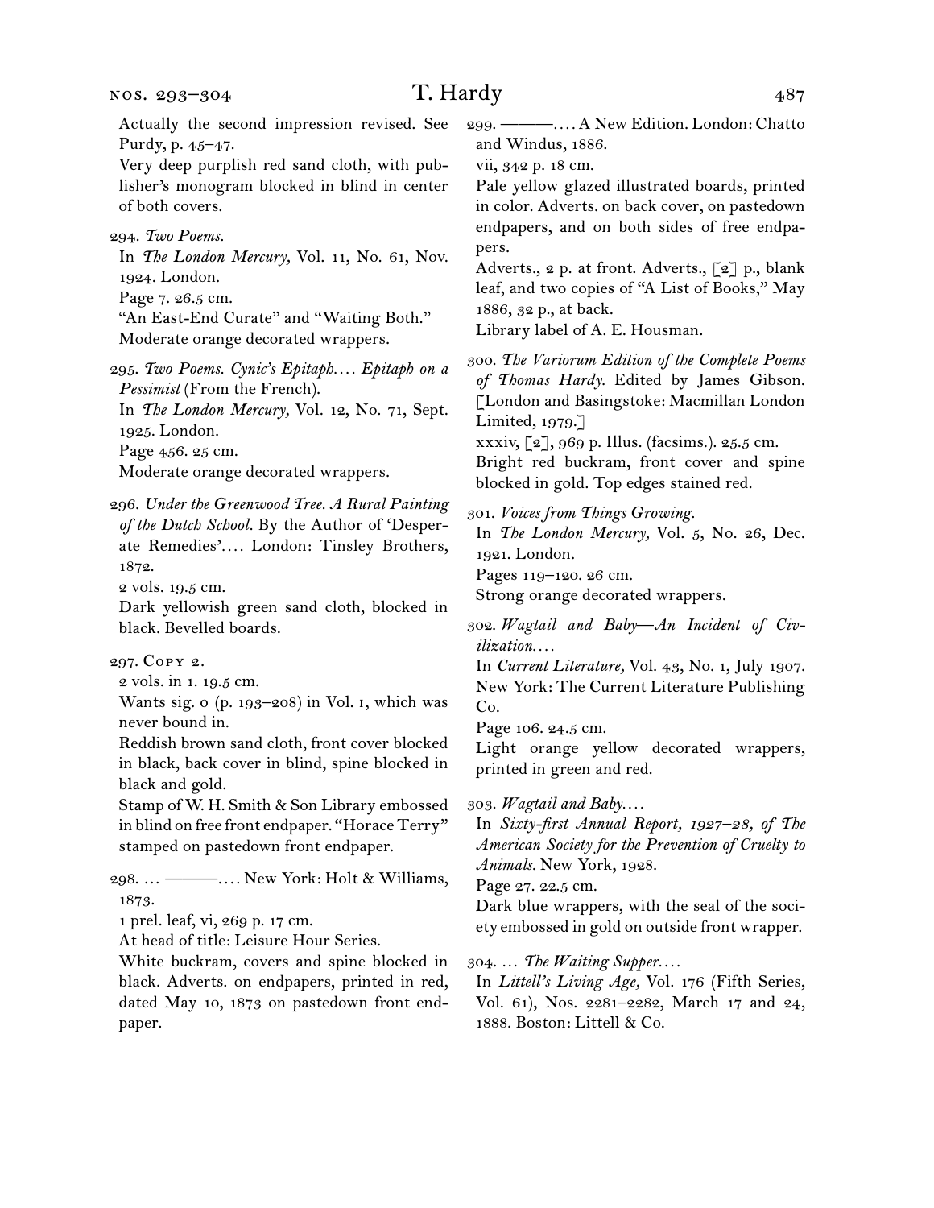Actually the second impression revised. See Purdy, p. 45–47.

Very deep purplish red sand cloth, with publisher's monogram blocked in blind in center of both covers.

294. *Two Poems.*

In *The London Mercury,* Vol. 11, No. 61, Nov. 1924. London.

Page 7. 26.5 cm.

"An East-End Curate" and "Waiting Both."

Moderate orange decorated wrappers.

295. *Two Poems. Cynic's Epitaph.... Epitaph on a Pessimist* (From the French).

In *The London Mercury,* Vol. 12, No. 71, Sept. 1925. London.

Page 456. 25 cm.

Moderate orange decorated wrappers.

296. *Under the Greenwood Tree. A Rural Painting of the Dutch School.* By the Author of 'Desperate Remedies'.... London: Tinsley Brothers, 1872.

2 vols. 19.5 cm.

Dark yellowish green sand cloth, blocked in black. Bevelled boards.

297. Copy 2.

2 vols. in 1. 19.5 cm.

Wants sig. o (p. 193–208) in Vol. 1, which was never bound in.

Reddish brown sand cloth, front cover blocked in black, back cover in blind, spine blocked in black and gold.

Stamp of W. H. Smith & Son Library embossed in blind on free front endpaper. "Horace Terry" stamped on pastedown front endpaper.

298. ... ———.... New York: Holt & Williams, 1873.

1 prel. leaf, vi, 269 p. 17 cm.

At head of title: Leisure Hour Series.

White buckram, covers and spine blocked in black. Adverts. on endpapers, printed in red, dated May 10, 1873 on pastedown front endpaper.

299. ———.... A New Edition. London: Chatto and Windus, 1886.

vii, 342 p. 18 cm.

Pale yellow glazed illustrated boards, printed in color. Adverts. on back cover, on pastedown endpapers, and on both sides of free endpapers.

Adverts., 2 p. at front. Adverts., [2] p., blank leaf, and two copies of "A List of Books," May 1886, 32 p., at back.

Library label of A. E. Housman.

300. *The Variorum Edition of the Complete Poems of Thomas Hardy.* Edited by James Gibson. [London and Basingstoke: Macmillan London Limited, 1979.]

xxxiv, [2], 969 p. Illus. (facsims.). 25.5 cm.

Bright red buckram, front cover and spine blocked in gold. Top edges stained red.

301. *Voices from Things Growing.*

In *The London Mercury,* Vol. 5, No. 26, Dec. 1921. London.

Pages 119–120. 26 cm.

Strong orange decorated wrappers.

302. *Wagtail and Baby—An Incident of Civilization....*

In *Current Literature,* Vol. 43, No. 1, July 1907. New York: The Current Literature Publishing Co.

Page 106. 24.5 cm.

Light orange yellow decorated wrappers, printed in green and red.

303. *Wagtail and Baby....*

In *Sixty-first Annual Report, 1927–28, of The American Society for the Prevention of Cruelty to Animals.* New York, 1928.

Page 27. 22.5 cm.

Dark blue wrappers, with the seal of the society embossed in gold on outside front wrapper.

304. ... *The Waiting Supper....*

In *Littell's Living Age,* Vol. 176 (Fifth Series, Vol. 61), Nos. 2281–2282, March 17 and 24, 1888. Boston: Littell & Co.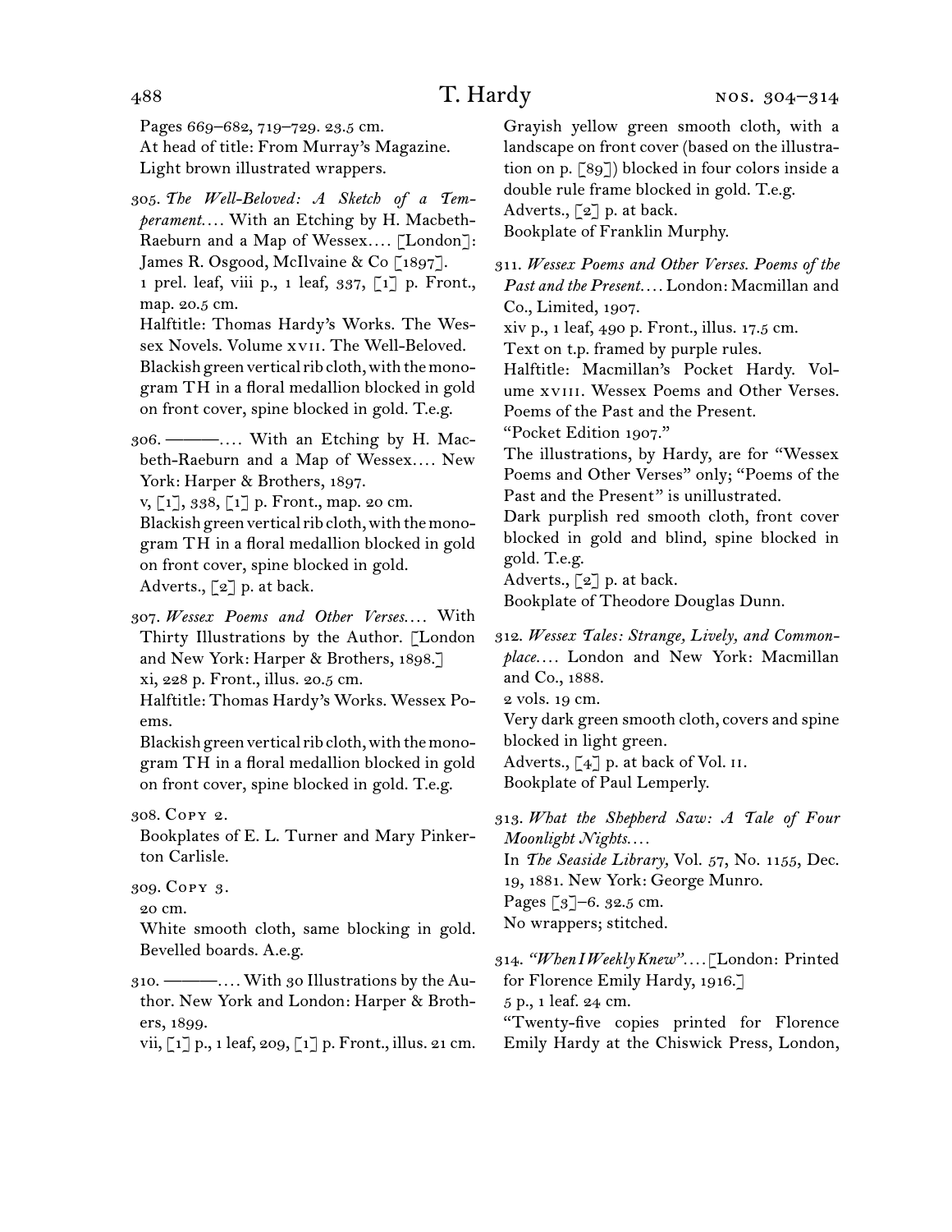Pages 669–682, 719–729. 23.5 cm.
At head of title: From Murray's Magazine.
Light brown illustrated wrappers.

305. *The Well-Beloved: A Sketch of a Temperament.*… With an Etching by H. Macbeth-Raeburn and a Map of Wessex.… [London]: James R. Osgood, McIlvaine & Co [1897].
1 prel. leaf, viii p., 1 leaf, 337, [1] p. Front., map. 20.5 cm.
Halftitle: Thomas Hardy's Works. The Wessex Novels. Volume XVII. The Well-Beloved.
Blackish green vertical rib cloth, with the monogram TH in a floral medallion blocked in gold on front cover, spine blocked in gold. T.e.g.

306. ———.… With an Etching by H. Macbeth-Raeburn and a Map of Wessex.… New York: Harper & Brothers, 1897.
v, [1], 338, [1] p. Front., map. 20 cm.
Blackish green vertical rib cloth, with the monogram TH in a floral medallion blocked in gold on front cover, spine blocked in gold.
Adverts., [2] p. at back.

307. *Wessex Poems and Other Verses.*… With Thirty Illustrations by the Author. [London and New York: Harper & Brothers, 1898.]
xi, 228 p. Front., illus. 20.5 cm.
Halftitle: Thomas Hardy's Works. Wessex Poems.
Blackish green vertical rib cloth, with the monogram TH in a floral medallion blocked in gold on front cover, spine blocked in gold. T.e.g.

308. Copy 2.
Bookplates of E. L. Turner and Mary Pinkerton Carlisle.

309. Copy 3.
20 cm.
White smooth cloth, same blocking in gold. Bevelled boards. A.e.g.

310. ———.… With 30 Illustrations by the Author. New York and London: Harper & Brothers, 1899.
vii, [1] p., 1 leaf, 209, [1] p. Front., illus. 21 cm.
Grayish yellow green smooth cloth, with a landscape on front cover (based on the illustration on p. [89]) blocked in four colors inside a double rule frame blocked in gold. T.e.g.
Adverts., [2] p. at back.
Bookplate of Franklin Murphy.

311. *Wessex Poems and Other Verses. Poems of the Past and the Present.*… London: Macmillan and Co., Limited, 1907.
xiv p., 1 leaf, 490 p. Front., illus. 17.5 cm.
Text on t.p. framed by purple rules.
Halftitle: Macmillan's Pocket Hardy. Volume XVIII. Wessex Poems and Other Verses. Poems of the Past and the Present.
"Pocket Edition 1907."
The illustrations, by Hardy, are for "Wessex Poems and Other Verses" only; "Poems of the Past and the Present" is unillustrated.
Dark purplish red smooth cloth, front cover blocked in gold and blind, spine blocked in gold. T.e.g.
Adverts., [2] p. at back.
Bookplate of Theodore Douglas Dunn.

312. *Wessex Tales: Strange, Lively, and Commonplace.*… London and New York: Macmillan and Co., 1888.
2 vols. 19 cm.
Very dark green smooth cloth, covers and spine blocked in light green.
Adverts., [4] p. at back of Vol. II.
Bookplate of Paul Lemperly.

313. *What the Shepherd Saw: A Tale of Four Moonlight Nights.*…
In *The Seaside Library,* Vol. 57, No. 1155, Dec. 19, 1881. New York: George Munro.
Pages [3]–6. 32.5 cm.
No wrappers; stitched.

314. *"When I Weekly Knew".*… [London: Printed for Florence Emily Hardy, 1916.]
5 p., 1 leaf. 24 cm.
"Twenty-five copies printed for Florence Emily Hardy at the Chiswick Press, London,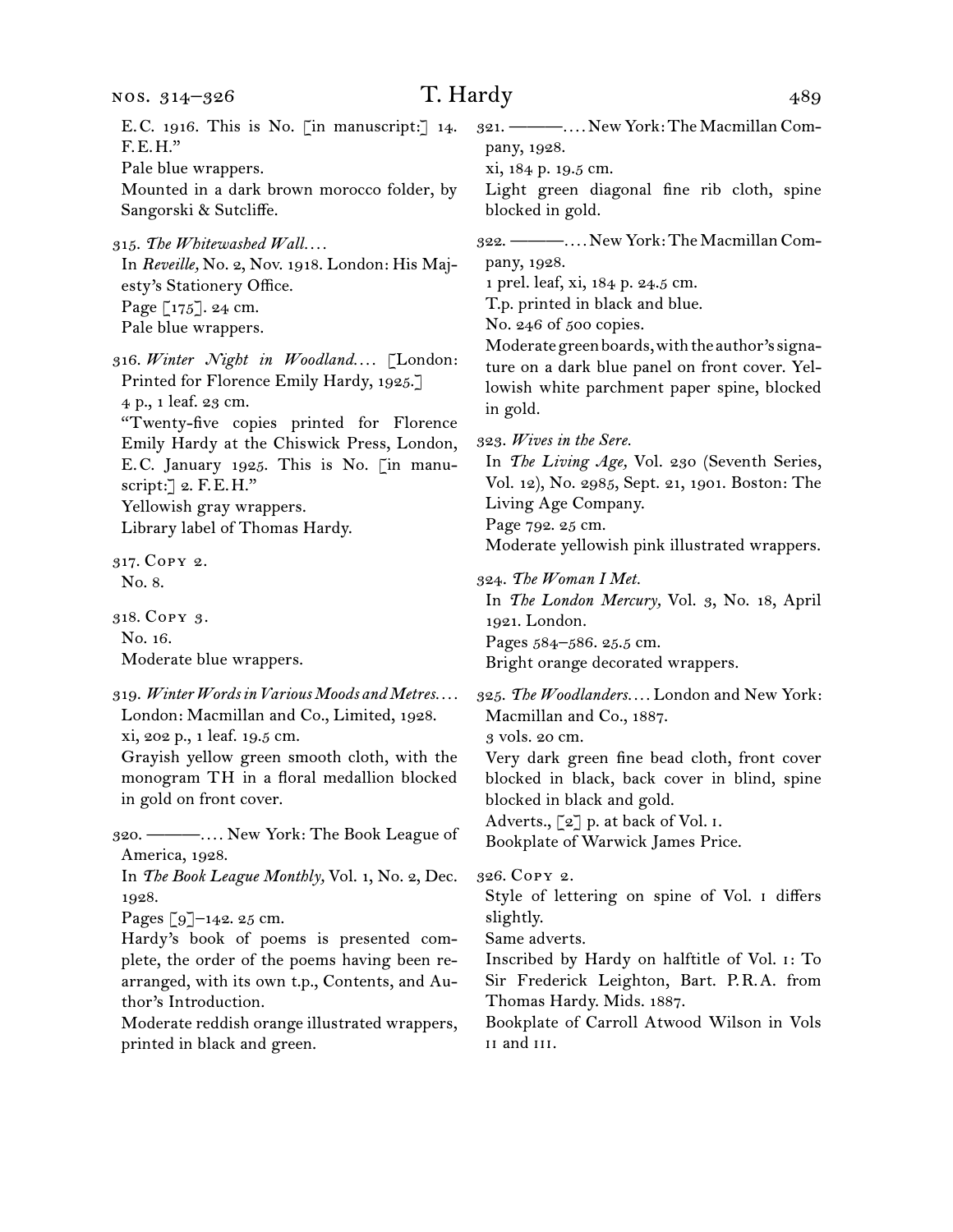E.C. 1916. This is No. [in manuscript:] 14. F.E.H."

Pale blue wrappers.

Mounted in a dark brown morocco folder, by Sangorski & Sutcliffe.

315. *The Whitewashed Wall*....

In *Reveille,* No. 2, Nov. 1918. London: His Majesty's Stationery Office.

Page [175]. 24 cm.

Pale blue wrappers.

316. *Winter Night in Woodland*.... [London: Printed for Florence Emily Hardy, 1925.]

4 p., 1 leaf. 23 cm.

"Twenty-five copies printed for Florence Emily Hardy at the Chiswick Press, London, E.C. January 1925. This is No. [in manuscript:] 2. F.E.H."

Yellowish gray wrappers.

Library label of Thomas Hardy.

317. Copy 2.

No. 8.

318. Copy 3.

No. 16.

Moderate blue wrappers.

319. *Winter Words in Various Moods and Metres*.... London: Macmillan and Co., Limited, 1928.

xi, 202 p., 1 leaf. 19.5 cm.

Grayish yellow green smooth cloth, with the monogram TH in a floral medallion blocked in gold on front cover.

320. ———.... New York: The Book League of America, 1928.

In *The Book League Monthly,* Vol. 1, No. 2, Dec. 1928.

Pages [9]–142. 25 cm.

Hardy's book of poems is presented complete, the order of the poems having been rearranged, with its own t.p., Contents, and Author's Introduction.

Moderate reddish orange illustrated wrappers, printed in black and green.

321. ———.... New York: The Macmillan Company, 1928.

xi, 184 p. 19.5 cm.

Light green diagonal fine rib cloth, spine blocked in gold.

322. ———.... New York: The Macmillan Company, 1928.

1 prel. leaf, xi, 184 p. 24.5 cm.

T.p. printed in black and blue.

No. 246 of 500 copies.

Moderate green boards, with the author's signature on a dark blue panel on front cover. Yellowish white parchment paper spine, blocked in gold.

323. *Wives in the Sere.*

In *The Living Age,* Vol. 230 (Seventh Series, Vol. 12), No. 2985, Sept. 21, 1901. Boston: The Living Age Company.

Page 792. 25 cm.

Moderate yellowish pink illustrated wrappers.

324. *The Woman I Met.*

In *The London Mercury,* Vol. 3, No. 18, April 1921. London.

Pages 584–586. 25.5 cm.

Bright orange decorated wrappers.

325. *The Woodlanders*.... London and New York: Macmillan and Co., 1887.

3 vols. 20 cm.

Very dark green fine bead cloth, front cover blocked in black, back cover in blind, spine blocked in black and gold.

Adverts., [2] p. at back of Vol. i.

Bookplate of Warwick James Price.

326. Copy 2.

Style of lettering on spine of Vol. i differs slightly.

Same adverts.

Inscribed by Hardy on halftitle of Vol. i: To Sir Frederick Leighton, Bart. P.R.A. from Thomas Hardy. Mids. 1887.

Bookplate of Carroll Atwood Wilson in Vols ii and iii.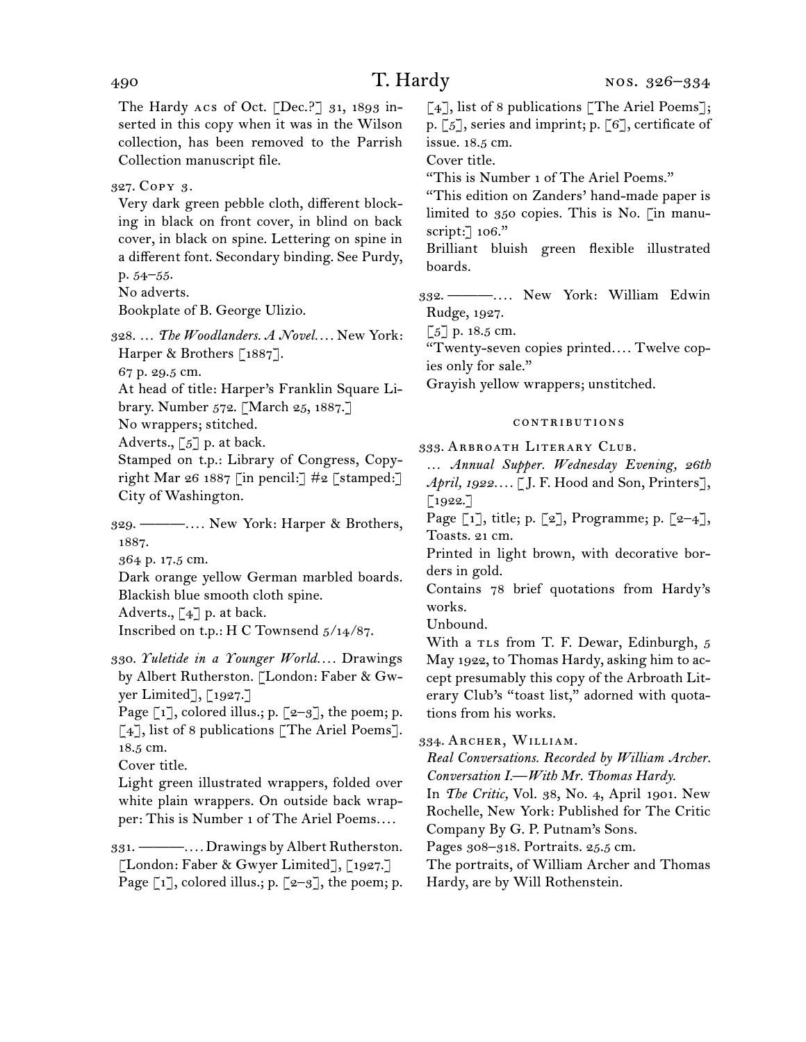The Hardy ACS of Oct. [Dec.?] 31, 1893 inserted in this copy when it was in the Wilson collection, has been removed to the Parrish Collection manuscript file.

327. COPY 3.
Very dark green pebble cloth, different blocking in black on front cover, in blind on back cover, in black on spine. Lettering on spine in a different font. Secondary binding. See Purdy, p. 54–55.
No adverts.
Bookplate of B. George Ulizio.

328. … *The Woodlanders. A Novel.*… New York: Harper & Brothers [1887].
67 p. 29.5 cm.
At head of title: Harper's Franklin Square Library. Number 572. [March 25, 1887.]
No wrappers; stitched.
Adverts., [5] p. at back.
Stamped on t.p.: Library of Congress, Copyright Mar 26 1887 [in pencil:] #2 [stamped:] City of Washington.

329. ———.… New York: Harper & Brothers, 1887.
364 p. 17.5 cm.
Dark orange yellow German marbled boards. Blackish blue smooth cloth spine.
Adverts., [4] p. at back.
Inscribed on t.p.: H C Townsend 5/14/87.

330. *Yuletide in a Younger World.*… Drawings by Albert Rutherston. [London: Faber & Gwyer Limited], [1927.]
Page [1], colored illus.; p. [2–3], the poem; p. [4], list of 8 publications [The Ariel Poems]. 18.5 cm.
Cover title.
Light green illustrated wrappers, folded over white plain wrappers. On outside back wrapper: This is Number 1 of The Ariel Poems.…

331. ———.… Drawings by Albert Rutherston. [London: Faber & Gwyer Limited], [1927.]
Page [1], colored illus.; p. [2–3], the poem; p. [4], list of 8 publications [The Ariel Poems]; p. [5], series and imprint; p. [6], certificate of issue. 18.5 cm.
Cover title.
"This is Number 1 of The Ariel Poems."
"This edition on Zanders' hand-made paper is limited to 350 copies. This is No. [in manuscript:] 106."
Brilliant bluish green flexible illustrated boards.

332. ———.… New York: William Edwin Rudge, 1927.
[5] p. 18.5 cm.
"Twenty-seven copies printed.… Twelve copies only for sale."
Grayish yellow wrappers; unstitched.

### CONTRIBUTIONS

333. ARBROATH LITERARY CLUB.
… *Annual Supper. Wednesday Evening, 26th April, 1922.*… [J. F. Hood and Son, Printers], [1922.]
Page [1], title; p. [2], Programme; p. [2–4], Toasts. 21 cm.
Printed in light brown, with decorative borders in gold.
Contains 78 brief quotations from Hardy's works.
Unbound.
With a TLS from T. F. Dewar, Edinburgh, 5 May 1922, to Thomas Hardy, asking him to accept presumably this copy of the Arbroath Literary Club's "toast list," adorned with quotations from his works.

334. ARCHER, WILLIAM.
*Real Conversations. Recorded by William Archer. Conversation I.—With Mr. Thomas Hardy.*
In *The Critic*, Vol. 38, No. 4, April 1901. New Rochelle, New York: Published for The Critic Company By G. P. Putnam's Sons.
Pages 308–318. Portraits. 25.5 cm.
The portraits, of William Archer and Thomas Hardy, are by Will Rothenstein.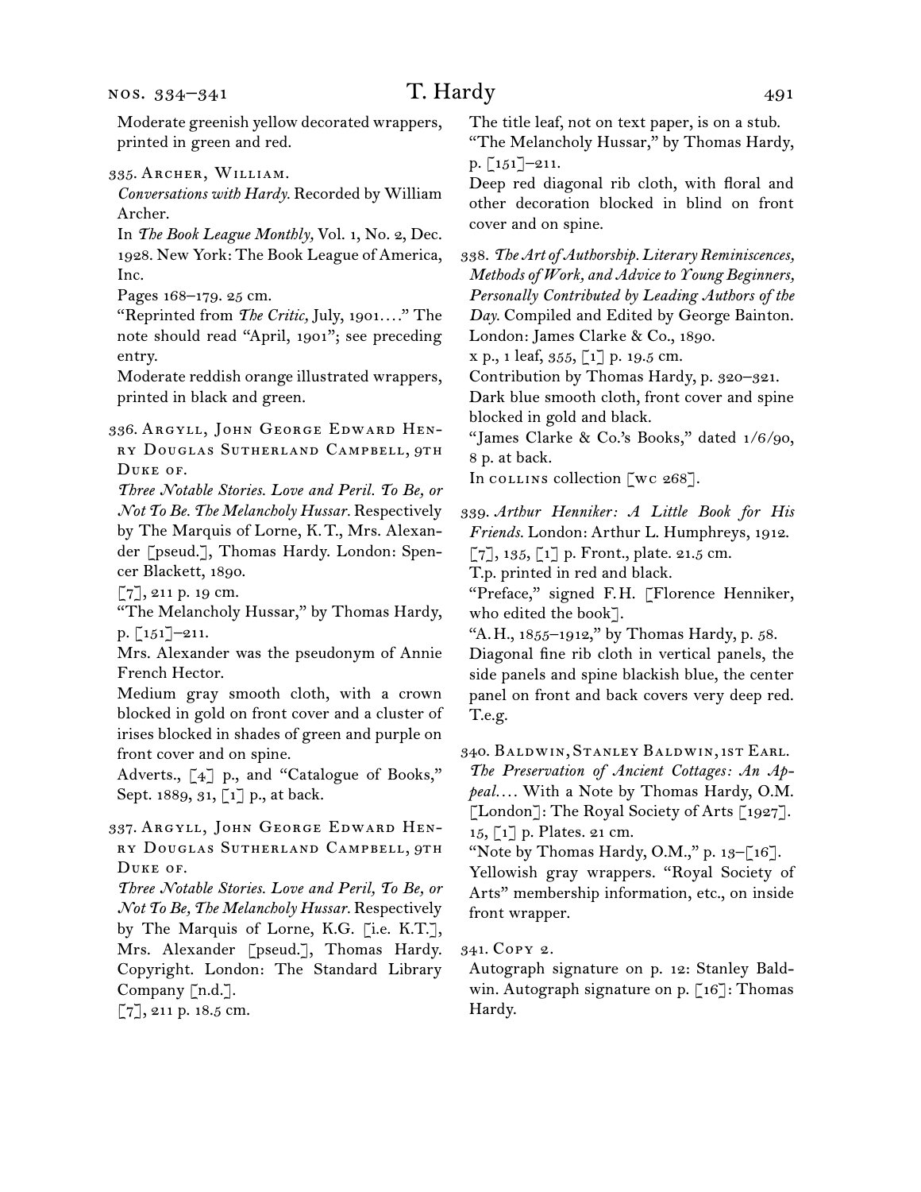Moderate greenish yellow decorated wrappers, printed in green and red.

335. Archer, William.

*Conversations with Hardy.* Recorded by William Archer.

In *The Book League Monthly,* Vol. 1, No. 2, Dec. 1928. New York: The Book League of America, Inc.

Pages 168–179. 25 cm.

“Reprinted from *The Critic,* July, 1901. . . .” The note should read “April, 1901”; see preceding entry.

Moderate reddish orange illustrated wrappers, printed in black and green.

336. Argyll, John George Edward Henry Douglas Sutherland Campbell, 9th Duke of.

*Three Notable Stories. Love and Peril. To Be, or Not To Be. The Melancholy Hussar.* Respectively by The Marquis of Lorne, K.T., Mrs. Alexander [pseud.], Thomas Hardy. London: Spencer Blackett, 1890.

[7], 211 p. 19 cm.

“The Melancholy Hussar,” by Thomas Hardy, p. [151]–211.

Mrs. Alexander was the pseudonym of Annie French Hector.

Medium gray smooth cloth, with a crown blocked in gold on front cover and a cluster of irises blocked in shades of green and purple on front cover and on spine.

Adverts., [4] p., and “Catalogue of Books,” Sept. 1889, 31, [1] p., at back.

337. Argyll, John George Edward Henry Douglas Sutherland Campbell, 9th Duke of.

*Three Notable Stories. Love and Peril, To Be, or Not To Be, The Melancholy Hussar.* Respectively by The Marquis of Lorne, K.G. [i.e. K.T.], Mrs. Alexander [pseud.], Thomas Hardy. Copyright. London: The Standard Library Company [n.d.].

[7], 211 p. 18.5 cm.

The title leaf, not on text paper, is on a stub.

“The Melancholy Hussar,” by Thomas Hardy, p. [151]–211.

Deep red diagonal rib cloth, with floral and other decoration blocked in blind on front cover and on spine.

338. *The Art of Authorship. Literary Reminiscences, Methods of Work, and Advice to Young Beginners, Personally Contributed by Leading Authors of the Day.* Compiled and Edited by George Bainton. London: James Clarke & Co., 1890.

x p., 1 leaf, 355, [1] p. 19.5 cm.

Contribution by Thomas Hardy, p. 320–321.

Dark blue smooth cloth, front cover and spine blocked in gold and black.

“James Clarke & Co.’s Books,” dated 1/6/90, 8 p. at back.

In collins collection [wc 268].

339. *Arthur Henniker: A Little Book for His Friends.* London: Arthur L. Humphreys, 1912.

[7], 135, [1] p. Front., plate. 21.5 cm.

T.p. printed in red and black.

“Preface,” signed F.H. [Florence Henniker, who edited the book].

“A.H., 1855–1912,” by Thomas Hardy, p. 58.

Diagonal fine rib cloth in vertical panels, the side panels and spine blackish blue, the center panel on front and back covers very deep red. T.e.g.

340. Baldwin, Stanley Baldwin, 1st Earl.

*The Preservation of Ancient Cottages: An Appeal. . . .* With a Note by Thomas Hardy, O.M. [London]: The Royal Society of Arts [1927].

15, [1] p. Plates. 21 cm.

“Note by Thomas Hardy, O.M.,” p. 13–[16].

Yellowish gray wrappers. “Royal Society of Arts” membership information, etc., on inside front wrapper.

341. Copy 2.

Autograph signature on p. 12: Stanley Baldwin. Autograph signature on p. [16]: Thomas Hardy.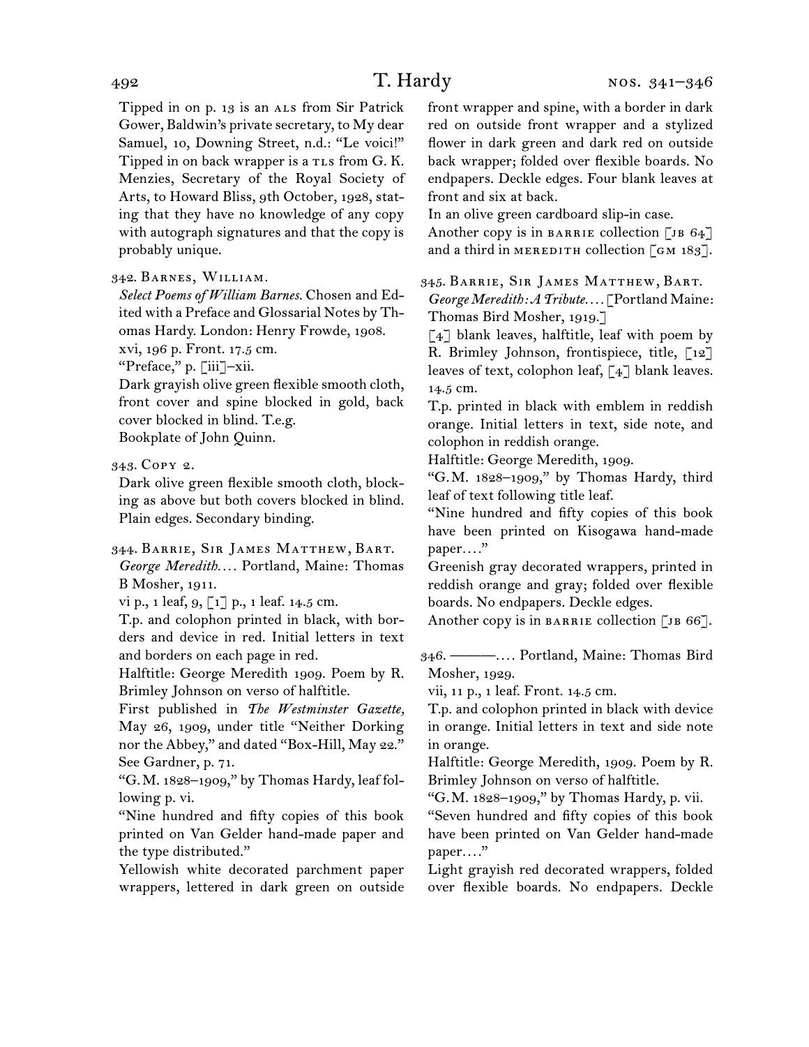Tipped in on p. 13 is an ALS from Sir Patrick Gower, Baldwin's private secretary, to My dear Samuel, 10, Downing Street, n.d.: "Le voici!" Tipped in on back wrapper is a TLS from G. K. Menzies, Secretary of the Royal Society of Arts, to Howard Bliss, 9th October, 1928, stating that they have no knowledge of any copy with autograph signatures and that the copy is probably unique.

342. Barnes, William.
*Select Poems of William Barnes.* Chosen and Edited with a Preface and Glossarial Notes by Thomas Hardy. London: Henry Frowde, 1908.
xvi, 196 p. Front. 17.5 cm.
"Preface," p. [iii]–xii.
Dark grayish olive green flexible smooth cloth, front cover and spine blocked in gold, back cover blocked in blind. T.e.g.
Bookplate of John Quinn.

343. Copy 2.
Dark olive green flexible smooth cloth, blocking as above but both covers blocked in blind. Plain edges. Secondary binding.

344. Barrie, Sir James Matthew, Bart.
*George Meredith.…* Portland, Maine: Thomas B Mosher, 1911.
vi p., 1 leaf, 9, [1] p., 1 leaf. 14.5 cm.
T.p. and colophon printed in black, with borders and device in red. Initial letters in text and borders on each page in red.
Halftitle: George Meredith 1909. Poem by R. Brimley Johnson on verso of halftitle.
First published in *The Westminster Gazette,* May 26, 1909, under title "Neither Dorking nor the Abbey," and dated "Box-Hill, May 22." See Gardner, p. 71.
"G.M. 1828–1909," by Thomas Hardy, leaf following p. vi.
"Nine hundred and fifty copies of this book printed on Van Gelder hand-made paper and the type distributed."
Yellowish white decorated parchment paper wrappers, lettered in dark green on outside front wrapper and spine, with a border in dark red on outside front wrapper and a stylized flower in dark green and dark red on outside back wrapper; folded over flexible boards. No endpapers. Deckle edges. Four blank leaves at front and six at back.
In an olive green cardboard slip-in case.
Another copy is in BARRIE collection [JB 64] and a third in MEREDITH collection [GM 183].

345. Barrie, Sir James Matthew, Bart.
*George Meredith: A Tribute.…* [Portland Maine: Thomas Bird Mosher, 1919.]
[4] blank leaves, halftitle, leaf with poem by R. Brimley Johnson, frontispiece, title, [12] leaves of text, colophon leaf, [4] blank leaves. 14.5 cm.
T.p. printed in black with emblem in reddish orange. Initial letters in text, side note, and colophon in reddish orange.
Halftitle: George Meredith, 1909.
"G.M. 1828–1909," by Thomas Hardy, third leaf of text following title leaf.
"Nine hundred and fifty copies of this book have been printed on Kisogawa hand-made paper.…"
Greenish gray decorated wrappers, printed in reddish orange and gray; folded over flexible boards. No endpapers. Deckle edges.
Another copy is in BARRIE collection [JB 66].

346. ———.… Portland, Maine: Thomas Bird Mosher, 1929.
vii, 11 p., 1 leaf. Front. 14.5 cm.
T.p. and colophon printed in black with device in orange. Initial letters in text and side note in orange.
Halftitle: George Meredith, 1909. Poem by R. Brimley Johnson on verso of halftitle.
"G.M. 1828–1909," by Thomas Hardy, p. vii.
"Seven hundred and fifty copies of this book have been printed on Van Gelder hand-made paper.…"
Light grayish red decorated wrappers, folded over flexible boards. No endpapers. Deckle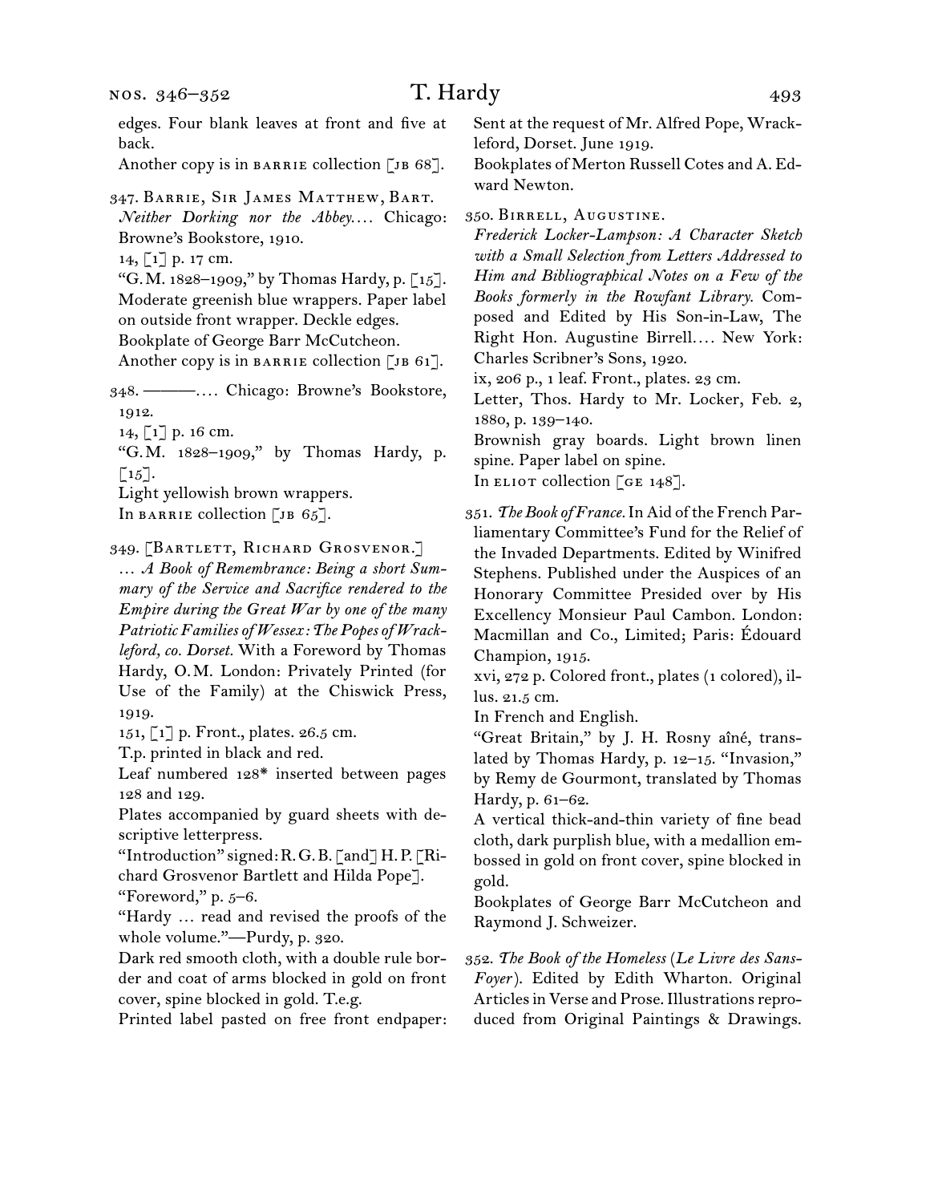edges. Four blank leaves at front and five at back.

Another copy is in BARRIE collection [JB 68].

347. BARRIE, SIR JAMES MATTHEW, BART.
*Neither Dorking nor the Abbey.…* Chicago: Browne's Bookstore, 1910.
14, [1] p. 17 cm.
"G.M. 1828–1909," by Thomas Hardy, p. [15].
Moderate greenish blue wrappers. Paper label on outside front wrapper. Deckle edges.
Bookplate of George Barr McCutcheon.
Another copy is in BARRIE collection [JB 61].

348. ———.… Chicago: Browne's Bookstore, 1912.
14, [1] p. 16 cm.
"G.M. 1828–1909," by Thomas Hardy, p. [15].
Light yellowish brown wrappers.
In BARRIE collection [JB 65].

349. [BARTLETT, RICHARD GROSVENOR.]
… *A Book of Remembrance: Being a short Summary of the Service and Sacrifice rendered to the Empire during the Great War by one of the many Patriotic Families of Wessex: The Popes of Wrackleford, co. Dorset.* With a Foreword by Thomas Hardy, O.M. London: Privately Printed (for Use of the Family) at the Chiswick Press, 1919.
151, [1] p. Front., plates. 26.5 cm.
T.p. printed in black and red.
Leaf numbered 128* inserted between pages 128 and 129.
Plates accompanied by guard sheets with descriptive letterpress.
"Introduction" signed: R.G.B. [and] H.P. [Richard Grosvenor Bartlett and Hilda Pope].
"Foreword," p. 5–6.
"Hardy … read and revised the proofs of the whole volume."—Purdy, p. 320.
Dark red smooth cloth, with a double rule border and coat of arms blocked in gold on front cover, spine blocked in gold. T.e.g.
Printed label pasted on free front endpaper: Sent at the request of Mr. Alfred Pope, Wrackleford, Dorset. June 1919.
Bookplates of Merton Russell Cotes and A. Edward Newton.

350. BIRRELL, AUGUSTINE.
*Frederick Locker-Lampson: A Character Sketch with a Small Selection from Letters Addressed to Him and Bibliographical Notes on a Few of the Books formerly in the Rowfant Library.* Composed and Edited by His Son-in-Law, The Right Hon. Augustine Birrell.… New York: Charles Scribner's Sons, 1920.
ix, 206 p., 1 leaf. Front., plates. 23 cm.
Letter, Thos. Hardy to Mr. Locker, Feb. 2, 1880, p. 139–140.
Brownish gray boards. Light brown linen spine. Paper label on spine.
In ELIOT collection [GE 148].

351. *The Book of France.* In Aid of the French Parliamentary Committee's Fund for the Relief of the Invaded Departments. Edited by Winifred Stephens. Published under the Auspices of an Honorary Committee Presided over by His Excellency Monsieur Paul Cambon. London: Macmillan and Co., Limited; Paris: Édouard Champion, 1915.
xvi, 272 p. Colored front., plates (1 colored), illus. 21.5 cm.
In French and English.
"Great Britain," by J. H. Rosny aîné, translated by Thomas Hardy, p. 12–15. "Invasion," by Remy de Gourmont, translated by Thomas Hardy, p. 61–62.
A vertical thick-and-thin variety of fine bead cloth, dark purplish blue, with a medallion embossed in gold on front cover, spine blocked in gold.
Bookplates of George Barr McCutcheon and Raymond J. Schweizer.

352. *The Book of the Homeless* (*Le Livre des Sans-Foyer*). Edited by Edith Wharton. Original Articles in Verse and Prose. Illustrations reproduced from Original Paintings & Drawings.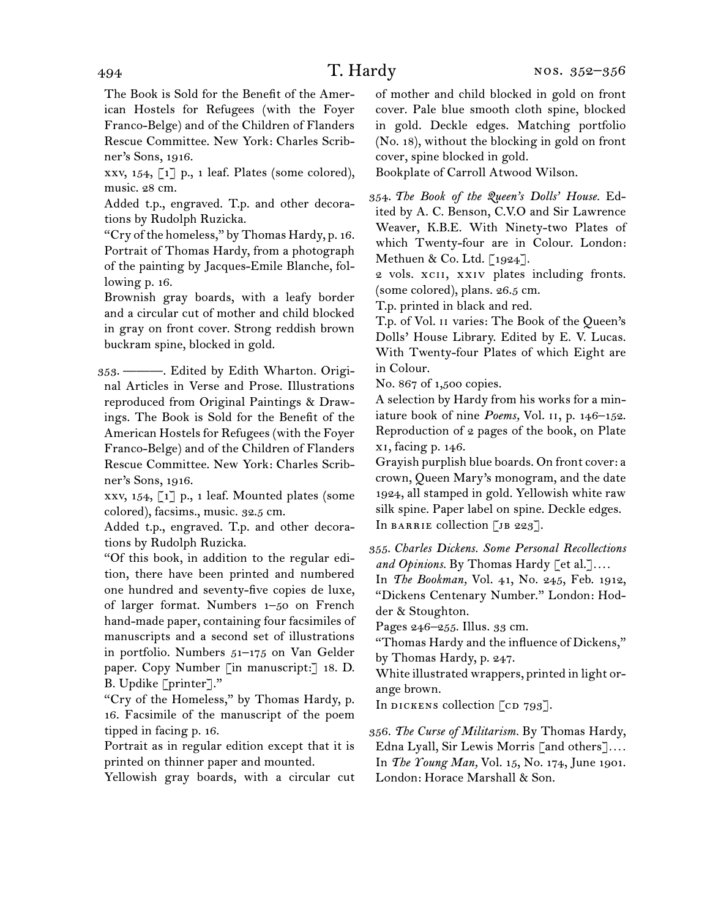The Book is Sold for the Benefit of the American Hostels for Refugees (with the Foyer Franco-Belge) and of the Children of Flanders Rescue Committee. New York: Charles Scribner's Sons, 1916.

xxv, 154, [1] p., 1 leaf. Plates (some colored), music. 28 cm.

Added t.p., engraved. T.p. and other decorations by Rudolph Ruzicka.

"Cry of the homeless," by Thomas Hardy, p. 16. Portrait of Thomas Hardy, from a photograph of the painting by Jacques-Emile Blanche, following p. 16.

Brownish gray boards, with a leafy border and a circular cut of mother and child blocked in gray on front cover. Strong reddish brown buckram spine, blocked in gold.

353. ———. Edited by Edith Wharton. Original Articles in Verse and Prose. Illustrations reproduced from Original Paintings & Drawings. The Book is Sold for the Benefit of the American Hostels for Refugees (with the Foyer Franco-Belge) and of the Children of Flanders Rescue Committee. New York: Charles Scribner's Sons, 1916.

xxv, 154, [1] p., 1 leaf. Mounted plates (some colored), facsims., music. 32.5 cm.

Added t.p., engraved. T.p. and other decorations by Rudolph Ruzicka.

"Of this book, in addition to the regular edition, there have been printed and numbered one hundred and seventy-five copies de luxe, of larger format. Numbers 1–50 on French hand-made paper, containing four facsimiles of manuscripts and a second set of illustrations in portfolio. Numbers 51–175 on Van Gelder paper. Copy Number [in manuscript:] 18. D. B. Updike [printer]."

"Cry of the Homeless," by Thomas Hardy, p. 16. Facsimile of the manuscript of the poem tipped in facing p. 16.

Portrait as in regular edition except that it is printed on thinner paper and mounted.

Yellowish gray boards, with a circular cut of mother and child blocked in gold on front cover. Pale blue smooth cloth spine, blocked in gold. Deckle edges. Matching portfolio (No. 18), without the blocking in gold on front cover, spine blocked in gold.

Bookplate of Carroll Atwood Wilson.

354. *The Book of the Queen's Dolls' House.* Edited by A. C. Benson, C.V.O and Sir Lawrence Weaver, K.B.E. With Ninety-two Plates of which Twenty-four are in Colour. London: Methuen & Co. Ltd. [1924].

2 vols. xcii, xxiv plates including fronts. (some colored), plans. 26.5 cm.

T.p. printed in black and red.

T.p. of Vol. ii varies: The Book of the Queen's Dolls' House Library. Edited by E. V. Lucas. With Twenty-four Plates of which Eight are in Colour.

No. 867 of 1,500 copies.

A selection by Hardy from his works for a miniature book of nine *Poems,* Vol. ii, p. 146–152. Reproduction of 2 pages of the book, on Plate xi, facing p. 146.

Grayish purplish blue boards. On front cover: a crown, Queen Mary's monogram, and the date 1924, all stamped in gold. Yellowish white raw silk spine. Paper label on spine. Deckle edges. In barrie collection [jb 223].

355. *Charles Dickens. Some Personal Recollections and Opinions.* By Thomas Hardy [et al.]....

In *The Bookman,* Vol. 41, No. 245, Feb. 1912, "Dickens Centenary Number." London: Hodder & Stoughton.

Pages 246–255. Illus. 33 cm.

"Thomas Hardy and the influence of Dickens," by Thomas Hardy, p. 247.

White illustrated wrappers, printed in light orange brown.

In dickens collection [cd 793].

356. *The Curse of Militarism.* By Thomas Hardy, Edna Lyall, Sir Lewis Morris [and others]....

In *The Young Man,* Vol. 15, No. 174, June 1901. London: Horace Marshall & Son.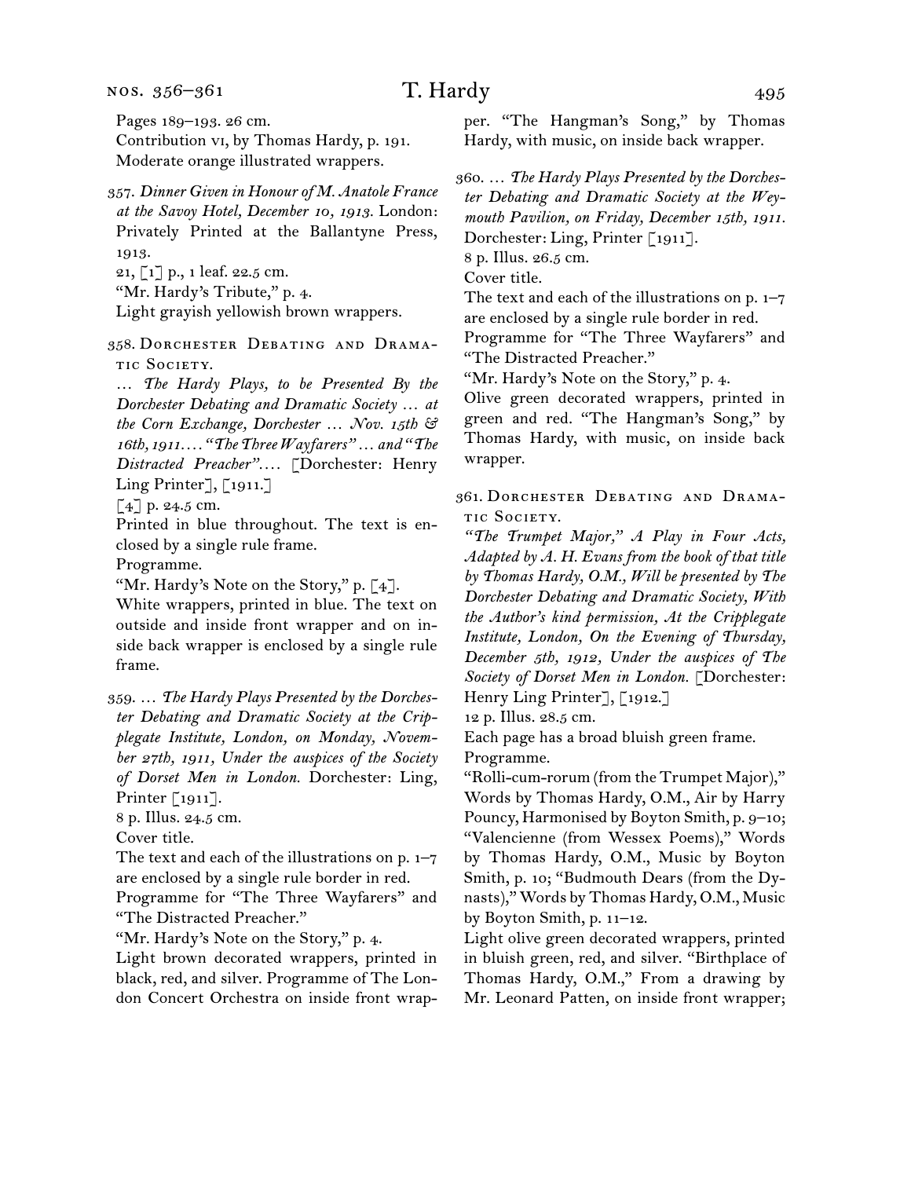Pages 189–193. 26 cm.
Contribution vi, by Thomas Hardy, p. 191.
Moderate orange illustrated wrappers.

357. *Dinner Given in Honour of M. Anatole France at the Savoy Hotel, December 10, 1913.* London: Privately Printed at the Ballantyne Press, 1913.
21, [1] p., 1 leaf. 22.5 cm.
"Mr. Hardy's Tribute," p. 4.
Light grayish yellowish brown wrappers.

358. Dorchester Debating and Dramatic Society.
*… The Hardy Plays, to be Presented By the Dorchester Debating and Dramatic Society … at the Corn Exchange, Dorchester … Nov. 15th & 16th, 1911.… "The Three Wayfarers" … and "The Distracted Preacher".…* [Dorchester: Henry Ling Printer], [1911.]
[4] p. 24.5 cm.
Printed in blue throughout. The text is enclosed by a single rule frame.
Programme.
"Mr. Hardy's Note on the Story," p. [4].
White wrappers, printed in blue. The text on outside and inside front wrapper and on inside back wrapper is enclosed by a single rule frame.

359. *… The Hardy Plays Presented by the Dorchester Debating and Dramatic Society at the Cripplegate Institute, London, on Monday, November 27th, 1911, Under the auspices of the Society of Dorset Men in London.* Dorchester: Ling, Printer [1911].
8 p. Illus. 24.5 cm.
Cover title.
The text and each of the illustrations on p. 1–7 are enclosed by a single rule border in red.
Programme for "The Three Wayfarers" and "The Distracted Preacher."
"Mr. Hardy's Note on the Story," p. 4.
Light brown decorated wrappers, printed in black, red, and silver. Programme of The London Concert Orchestra on inside front wrapper. "The Hangman's Song," by Thomas Hardy, with music, on inside back wrapper.

360. *… The Hardy Plays Presented by the Dorchester Debating and Dramatic Society at the Weymouth Pavilion, on Friday, December 15th, 1911.* Dorchester: Ling, Printer [1911].
8 p. Illus. 26.5 cm.
Cover title.
The text and each of the illustrations on p. 1–7 are enclosed by a single rule border in red.
Programme for "The Three Wayfarers" and "The Distracted Preacher."
"Mr. Hardy's Note on the Story," p. 4.
Olive green decorated wrappers, printed in green and red. "The Hangman's Song," by Thomas Hardy, with music, on inside back wrapper.

361. Dorchester Debating and Dramatic Society.
*"The Trumpet Major," A Play in Four Acts, Adapted by A. H. Evans from the book of that title by Thomas Hardy, O.M., Will be presented by The Dorchester Debating and Dramatic Society, With the Author's kind permission, At the Cripplegate Institute, London, On the Evening of Thursday, December 5th, 1912, Under the auspices of The Society of Dorset Men in London.* [Dorchester: Henry Ling Printer], [1912.]
12 p. Illus. 28.5 cm.
Each page has a broad bluish green frame.
Programme.
"Rolli-cum-rorum (from the Trumpet Major)," Words by Thomas Hardy, O.M., Air by Harry Pouncy, Harmonised by Boyton Smith, p. 9–10; "Valencienne (from Wessex Poems)," Words by Thomas Hardy, O.M., Music by Boyton Smith, p. 10; "Budmouth Dears (from the Dynasts)," Words by Thomas Hardy, O.M., Music by Boyton Smith, p. 11–12.
Light olive green decorated wrappers, printed in bluish green, red, and silver. "Birthplace of Thomas Hardy, O.M.," From a drawing by Mr. Leonard Patten, on inside front wrapper;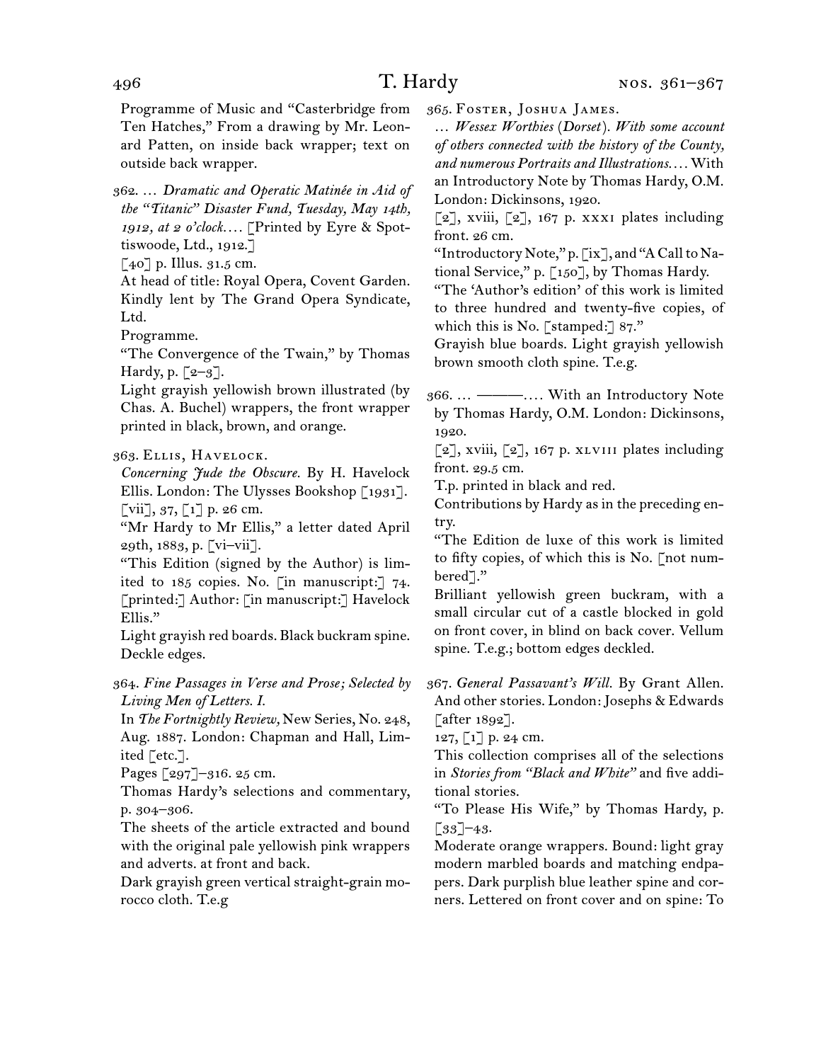Programme of Music and "Casterbridge from Ten Hatches," From a drawing by Mr. Leonard Patten, on inside back wrapper; text on outside back wrapper.

362. … *Dramatic and Operatic Matinée in Aid of the "Titanic" Disaster Fund, Tuesday, May 14th, 1912, at 2 o'clock*.… [Printed by Eyre & Spottiswoode, Ltd., 1912.]
[40] p. Illus. 31.5 cm.
At head of title: Royal Opera, Covent Garden. Kindly lent by The Grand Opera Syndicate, Ltd.
Programme.
"The Convergence of the Twain," by Thomas Hardy, p. [2–3].
Light grayish yellowish brown illustrated (by Chas. A. Buchel) wrappers, the front wrapper printed in black, brown, and orange.

363. Ellis, Havelock.
*Concerning Jude the Obscure*. By H. Havelock Ellis. London: The Ulysses Bookshop [1931].
[vii], 37, [1] p. 26 cm.
"Mr Hardy to Mr Ellis," a letter dated April 29th, 1883, p. [vi–vii].
"This Edition (signed by the Author) is limited to 185 copies. No. [in manuscript:] 74. [printed:] Author: [in manuscript:] Havelock Ellis."
Light grayish red boards. Black buckram spine. Deckle edges.

364. *Fine Passages in Verse and Prose; Selected by Living Men of Letters. I.*
In *The Fortnightly Review*, New Series, No. 248, Aug. 1887. London: Chapman and Hall, Limited [etc.].
Pages [297]–316. 25 cm.
Thomas Hardy's selections and commentary, p. 304–306.
The sheets of the article extracted and bound with the original pale yellowish pink wrappers and adverts. at front and back.
Dark grayish green vertical straight-grain morocco cloth. T.e.g

365. Foster, Joshua James.
… *Wessex Worthies (Dorset). With some account of others connected with the history of the County, and numerous Portraits and Illustrations*.… With an Introductory Note by Thomas Hardy, O.M. London: Dickinsons, 1920.
[2], xviii, [2], 167 p. xxxi plates including front. 26 cm.
"Introductory Note," p. [ix], and "A Call to National Service," p. [150], by Thomas Hardy.
"The 'Author's edition' of this work is limited to three hundred and twenty-five copies, of which this is No. [stamped:] 87."
Grayish blue boards. Light grayish yellowish brown smooth cloth spine. T.e.g.

366. … ———.… With an Introductory Note by Thomas Hardy, O.M. London: Dickinsons, 1920.
[2], xviii, [2], 167 p. xlviii plates including front. 29.5 cm.
T.p. printed in black and red.
Contributions by Hardy as in the preceding entry.
"The Edition de luxe of this work is limited to fifty copies, of which this is No. [not numbered]."
Brilliant yellowish green buckram, with a small circular cut of a castle blocked in gold on front cover, in blind on back cover. Vellum spine. T.e.g.; bottom edges deckled.

367. *General Passavant's Will*. By Grant Allen. And other stories. London: Josephs & Edwards [after 1892].
127, [1] p. 24 cm.
This collection comprises all of the selections in *Stories from "Black and White"* and five additional stories.
"To Please His Wife," by Thomas Hardy, p. [33]–43.
Moderate orange wrappers. Bound: light gray modern marbled boards and matching endpapers. Dark purplish blue leather spine and corners. Lettered on front cover and on spine: To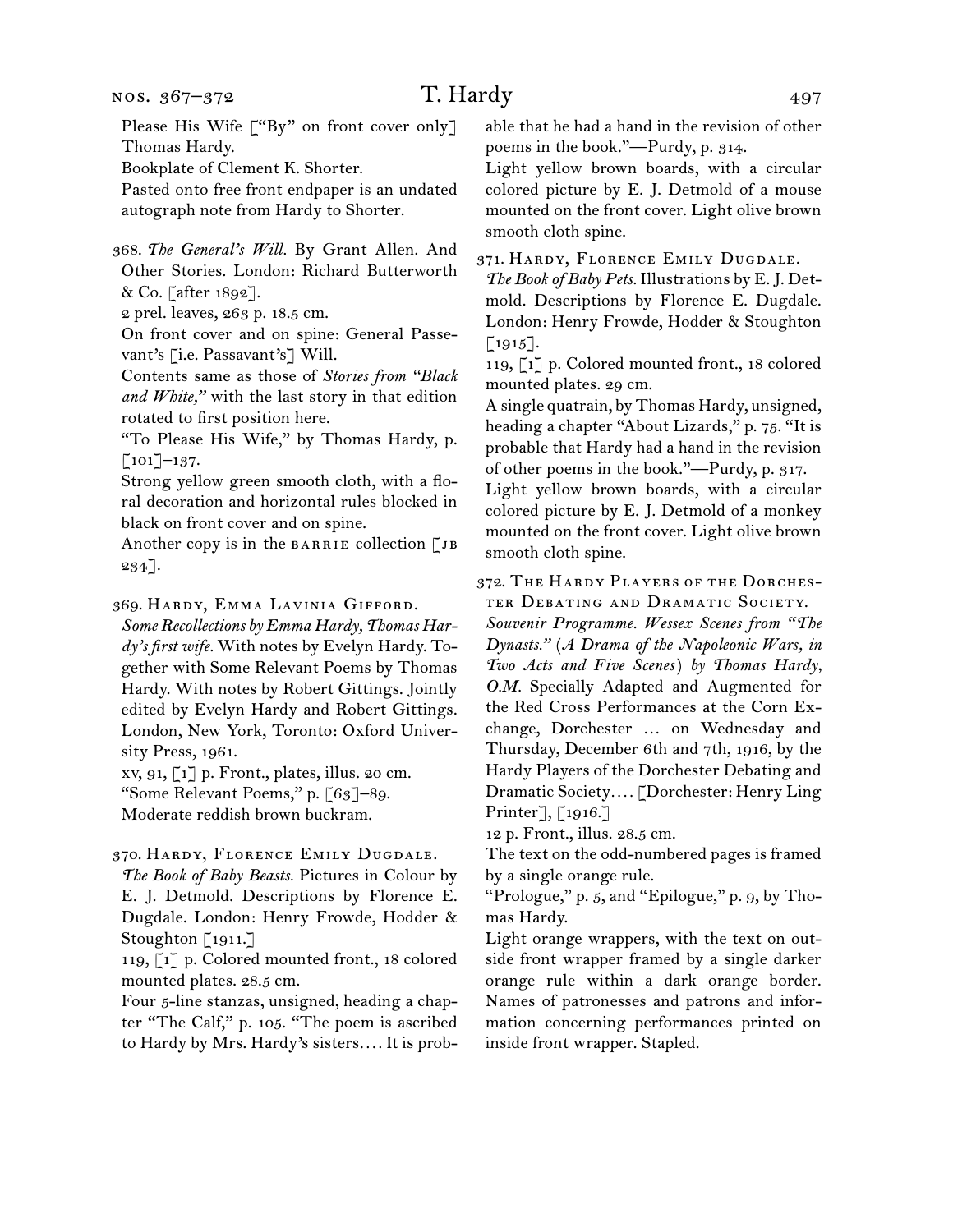Please His Wife ["By" on front cover only] Thomas Hardy.

Bookplate of Clement K. Shorter.

Pasted onto free front endpaper is an undated autograph note from Hardy to Shorter.

368. *The General's Will.* By Grant Allen. And Other Stories. London: Richard Butterworth & Co. [after 1892].

2 prel. leaves, 263 p. 18.5 cm.

On front cover and on spine: General Passevant's [i.e. Passavant's] Will.

Contents same as those of *Stories from "Black and White,"* with the last story in that edition rotated to first position here.

"To Please His Wife," by Thomas Hardy, p. [101]–137.

Strong yellow green smooth cloth, with a floral decoration and horizontal rules blocked in black on front cover and on spine.

Another copy is in the BARRIE collection [JB 234].

369. Hardy, Emma Lavinia Gifford.

*Some Recollections by Emma Hardy, Thomas Hardy's first wife.* With notes by Evelyn Hardy. Together with Some Relevant Poems by Thomas Hardy. With notes by Robert Gittings. Jointly edited by Evelyn Hardy and Robert Gittings. London, New York, Toronto: Oxford University Press, 1961.

xv, 91, [1] p. Front., plates, illus. 20 cm.

"Some Relevant Poems," p. [63]–89.

Moderate reddish brown buckram.

370. Hardy, Florence Emily Dugdale.

*The Book of Baby Beasts.* Pictures in Colour by E. J. Detmold. Descriptions by Florence E. Dugdale. London: Henry Frowde, Hodder & Stoughton [1911.]

119, [1] p. Colored mounted front., 18 colored mounted plates. 28.5 cm.

Four 5-line stanzas, unsigned, heading a chapter "The Calf," p. 105. "The poem is ascribed to Hardy by Mrs. Hardy's sisters.... It is probable that he had a hand in the revision of other poems in the book."—Purdy, p. 314.

Light yellow brown boards, with a circular colored picture by E. J. Detmold of a mouse mounted on the front cover. Light olive brown smooth cloth spine.

371. Hardy, Florence Emily Dugdale.

*The Book of Baby Pets.* Illustrations by E. J. Detmold. Descriptions by Florence E. Dugdale. London: Henry Frowde, Hodder & Stoughton [1915].

119, [1] p. Colored mounted front., 18 colored mounted plates. 29 cm.

A single quatrain, by Thomas Hardy, unsigned, heading a chapter "About Lizards," p. 75. "It is probable that Hardy had a hand in the revision of other poems in the book."—Purdy, p. 317.

Light yellow brown boards, with a circular colored picture by E. J. Detmold of a monkey mounted on the front cover. Light olive brown smooth cloth spine.

372. The Hardy Players of the Dorchester Debating and Dramatic Society.

*Souvenir Programme. Wessex Scenes from "The Dynasts." (A Drama of the Napoleonic Wars, in Two Acts and Five Scenes) by Thomas Hardy, O.M.* Specially Adapted and Augmented for the Red Cross Performances at the Corn Exchange, Dorchester ... on Wednesday and Thursday, December 6th and 7th, 1916, by the Hardy Players of the Dorchester Debating and Dramatic Society.... [Dorchester: Henry Ling Printer], [1916.]

12 p. Front., illus. 28.5 cm.

The text on the odd-numbered pages is framed by a single orange rule.

"Prologue," p. 5, and "Epilogue," p. 9, by Thomas Hardy.

Light orange wrappers, with the text on outside front wrapper framed by a single darker orange rule within a dark orange border. Names of patronesses and patrons and information concerning performances printed on inside front wrapper. Stapled.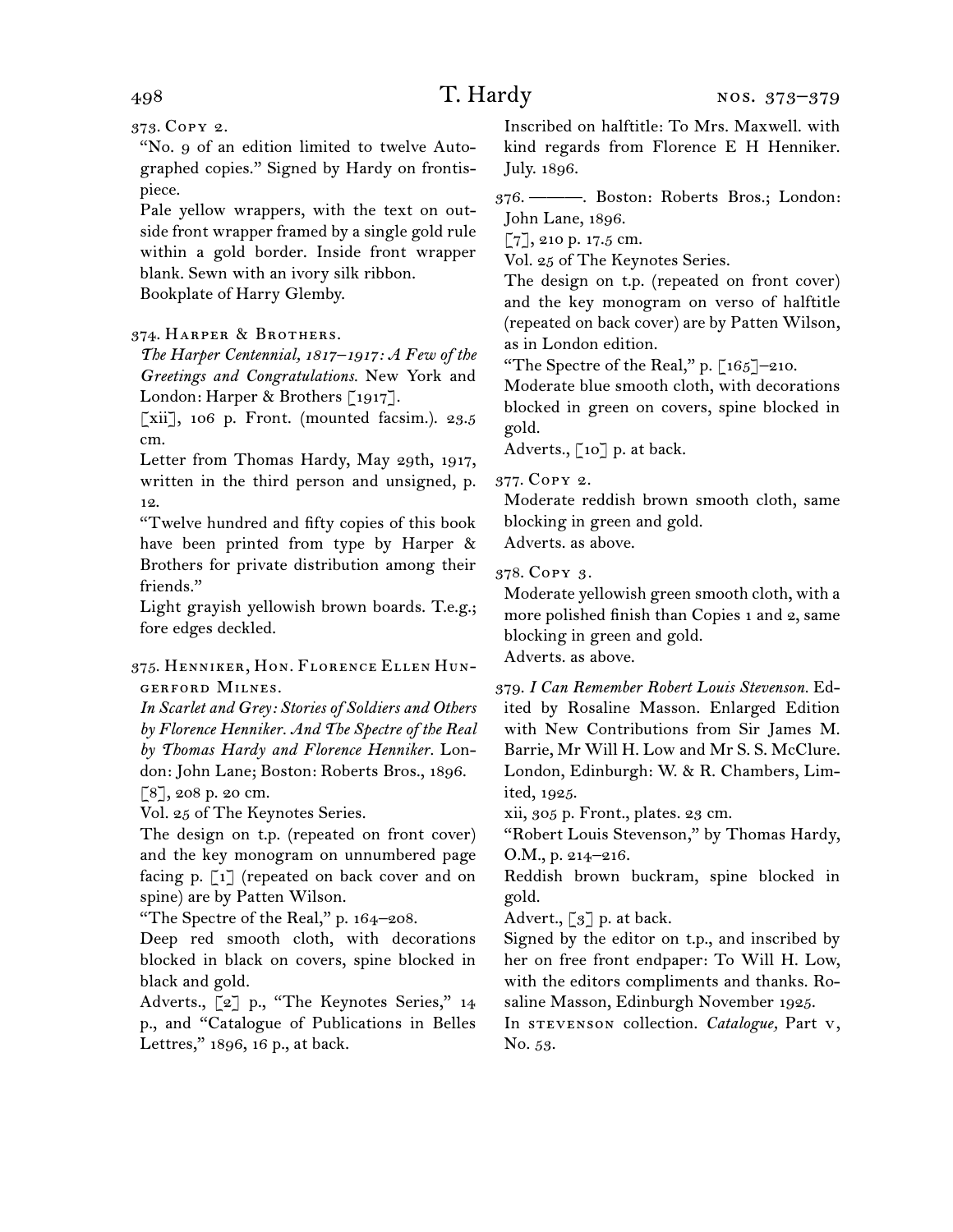373. Copy 2.

"No. 9 of an edition limited to twelve Autographed copies." Signed by Hardy on frontispiece.

Pale yellow wrappers, with the text on outside front wrapper framed by a single gold rule within a gold border. Inside front wrapper blank. Sewn with an ivory silk ribbon.

Bookplate of Harry Glemby.

374. Harper & Brothers.

*The Harper Centennial, 1817–1917: A Few of the Greetings and Congratulations.* New York and London: Harper & Brothers [1917].

[xii], 106 p. Front. (mounted facsim.). 23.5 cm.

Letter from Thomas Hardy, May 29th, 1917, written in the third person and unsigned, p. 12.

"Twelve hundred and fifty copies of this book have been printed from type by Harper & Brothers for private distribution among their friends."

Light grayish yellowish brown boards. T.e.g.; fore edges deckled.

375. Henniker, Hon. Florence Ellen Hungerford Milnes.

*In Scarlet and Grey: Stories of Soldiers and Others by Florence Henniker. And The Spectre of the Real by Thomas Hardy and Florence Henniker.* London: John Lane; Boston: Roberts Bros., 1896.

[8], 208 p. 20 cm.

Vol. 25 of The Keynotes Series.

The design on t.p. (repeated on front cover) and the key monogram on unnumbered page facing p. [1] (repeated on back cover and on spine) are by Patten Wilson.

"The Spectre of the Real," p. 164–208.

Deep red smooth cloth, with decorations blocked in black on covers, spine blocked in black and gold.

Adverts., [2] p., "The Keynotes Series," 14 p., and "Catalogue of Publications in Belles Lettres," 1896, 16 p., at back.

Inscribed on halftitle: To Mrs. Maxwell. with kind regards from Florence E H Henniker. July. 1896.

376. ———. Boston: Roberts Bros.; London: John Lane, 1896.

[7], 210 p. 17.5 cm.

Vol. 25 of The Keynotes Series.

The design on t.p. (repeated on front cover) and the key monogram on verso of halftitle (repeated on back cover) are by Patten Wilson, as in London edition.

"The Spectre of the Real," p. [165]–210.

Moderate blue smooth cloth, with decorations blocked in green on covers, spine blocked in gold.

Adverts., [10] p. at back.

377. Copy 2.

Moderate reddish brown smooth cloth, same blocking in green and gold.

Adverts. as above.

378. Copy 3.

Moderate yellowish green smooth cloth, with a more polished finish than Copies 1 and 2, same blocking in green and gold.

Adverts. as above.

379. *I Can Remember Robert Louis Stevenson.* Edited by Rosaline Masson. Enlarged Edition with New Contributions from Sir James M. Barrie, Mr Will H. Low and Mr S. S. McClure. London, Edinburgh: W. & R. Chambers, Limited, 1925.

xii, 305 p. Front., plates. 23 cm.

"Robert Louis Stevenson," by Thomas Hardy, O.M., p. 214–216.

Reddish brown buckram, spine blocked in gold.

Advert., [3] p. at back.

Signed by the editor on t.p., and inscribed by her on free front endpaper: To Will H. Low, with the editors compliments and thanks. Rosaline Masson, Edinburgh November 1925.

In stevenson collection. *Catalogue,* Part v, No. 53.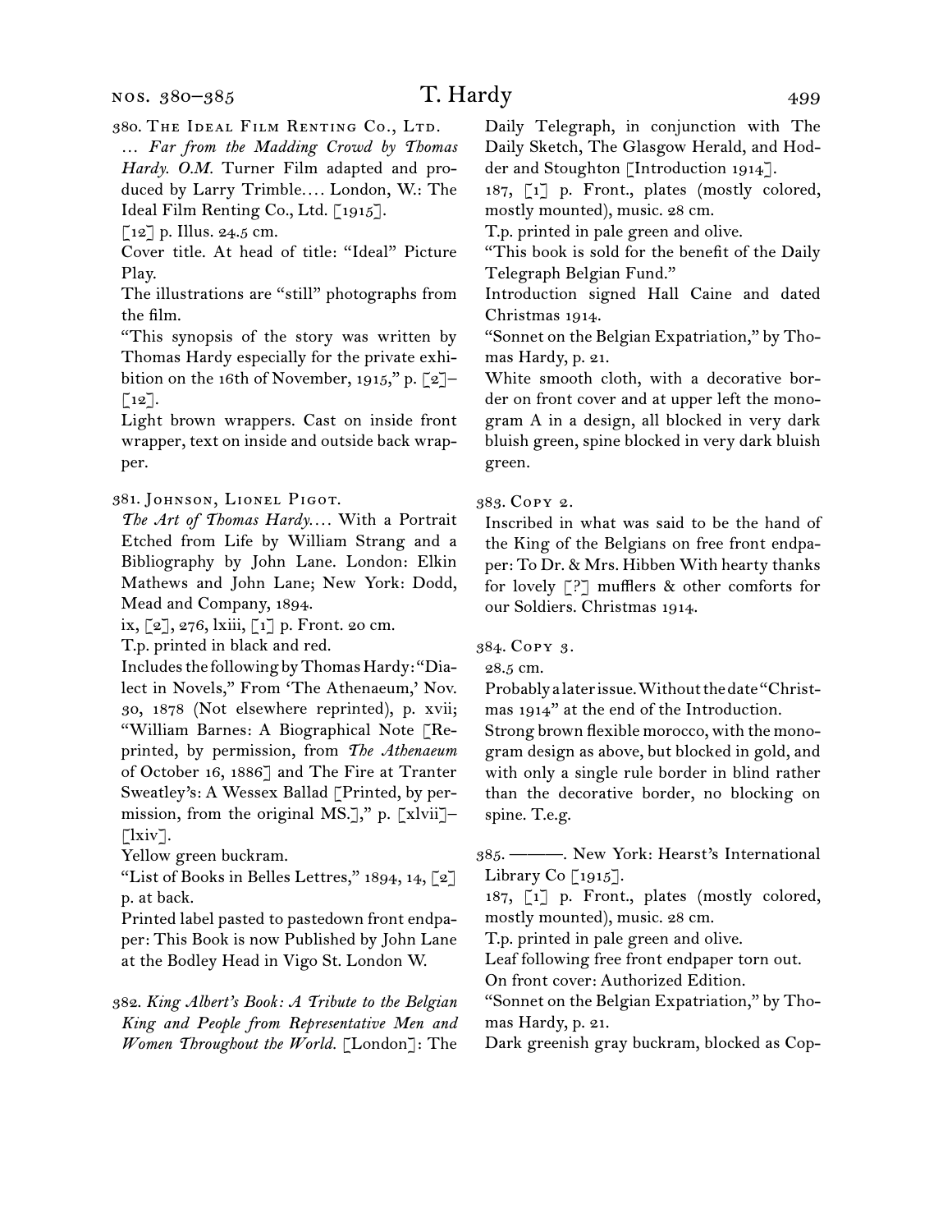380. The Ideal Film Renting Co., Ltd.

… *Far from the Madding Crowd by Thomas Hardy. O.M.* Turner Film adapted and produced by Larry Trimble.… London, W.: The Ideal Film Renting Co., Ltd. [1915].

[12] p. Illus. 24.5 cm.

Cover title. At head of title: "Ideal" Picture Play.

The illustrations are "still" photographs from the film.

"This synopsis of the story was written by Thomas Hardy especially for the private exhibition on the 16th of November, 1915," p. [2]–[12].

Light brown wrappers. Cast on inside front wrapper, text on inside and outside back wrapper.

381. Johnson, Lionel Pigot.

*The Art of Thomas Hardy.…* With a Portrait Etched from Life by William Strang and a Bibliography by John Lane. London: Elkin Mathews and John Lane; New York: Dodd, Mead and Company, 1894.

ix, [2], 276, lxiii, [1] p. Front. 20 cm.

T.p. printed in black and red.

Includes the following by Thomas Hardy: "Dialect in Novels," From 'The Athenaeum,' Nov. 30, 1878 (Not elsewhere reprinted), p. xvii; "William Barnes: A Biographical Note [Reprinted, by permission, from *The Athenaeum* of October 16, 1886] and The Fire at Tranter Sweatley's: A Wessex Ballad [Printed, by permission, from the original MS.]," p. [xlvii]–[lxiv].

Yellow green buckram.

"List of Books in Belles Lettres," 1894, 14, [2] p. at back.

Printed label pasted to pastedown front endpaper: This Book is now Published by John Lane at the Bodley Head in Vigo St. London W.

382. *King Albert's Book: A Tribute to the Belgian King and People from Representative Men and Women Throughout the World.* [London]: The Daily Telegraph, in conjunction with The Daily Sketch, The Glasgow Herald, and Hodder and Stoughton [Introduction 1914].

187, [1] p. Front., plates (mostly colored, mostly mounted), music. 28 cm.

T.p. printed in pale green and olive.

"This book is sold for the benefit of the Daily Telegraph Belgian Fund."

Introduction signed Hall Caine and dated Christmas 1914.

"Sonnet on the Belgian Expatriation," by Thomas Hardy, p. 21.

White smooth cloth, with a decorative border on front cover and at upper left the monogram A in a design, all blocked in very dark bluish green, spine blocked in very dark bluish green.

383. Copy 2.

Inscribed in what was said to be the hand of the King of the Belgians on free front endpaper: To Dr. & Mrs. Hibben With hearty thanks for lovely [?] mufflers & other comforts for our Soldiers. Christmas 1914.

384. Copy 3.

28.5 cm.

Probably a later issue. Without the date "Christmas 1914" at the end of the Introduction.

Strong brown flexible morocco, with the monogram design as above, but blocked in gold, and with only a single rule border in blind rather than the decorative border, no blocking on spine. T.e.g.

385. ———. New York: Hearst's International Library Co [1915].

187, [1] p. Front., plates (mostly colored, mostly mounted), music. 28 cm.

T.p. printed in pale green and olive.

Leaf following free front endpaper torn out.

On front cover: Authorized Edition.

"Sonnet on the Belgian Expatriation," by Thomas Hardy, p. 21.

Dark greenish gray buckram, blocked as Cop-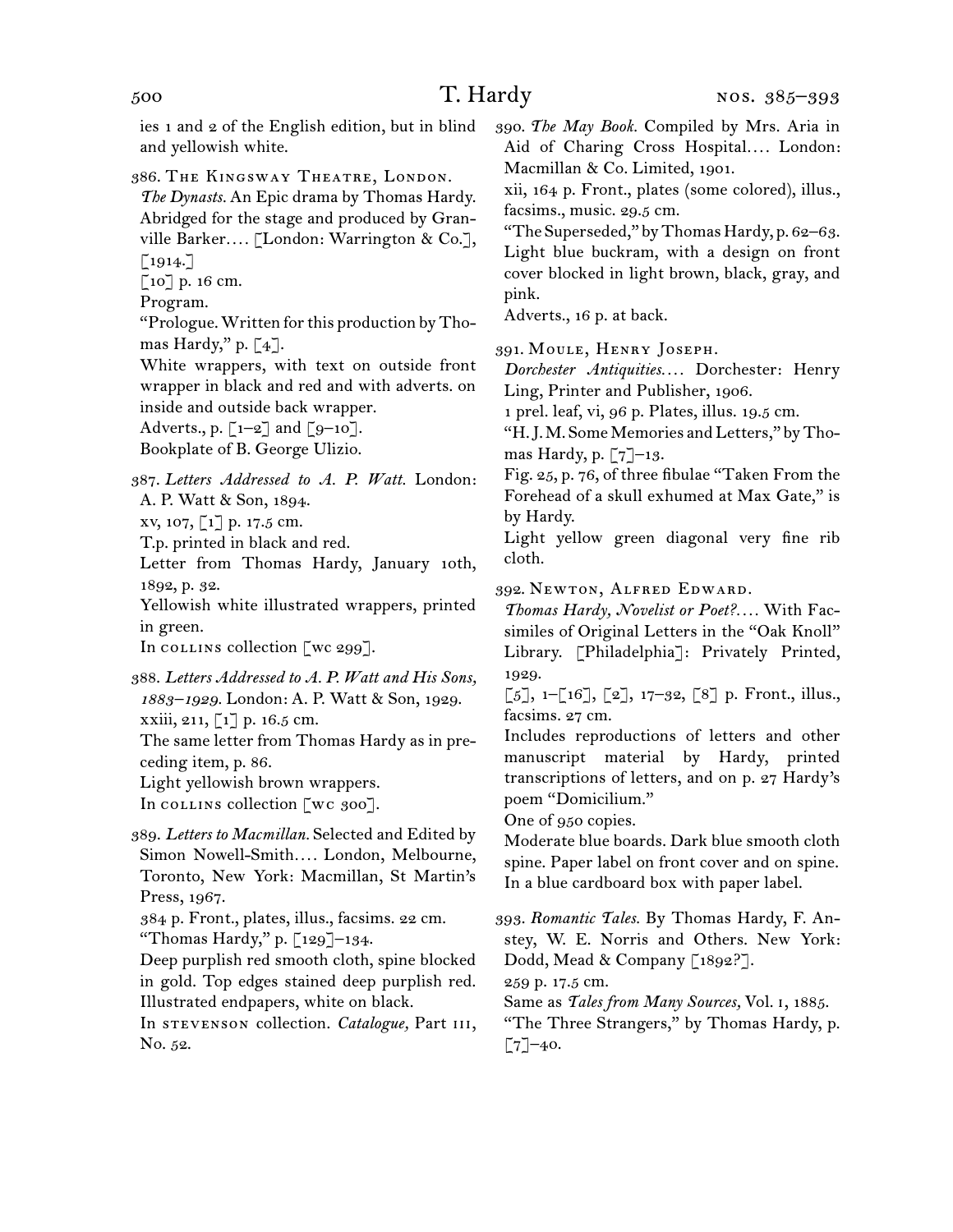ies 1 and 2 of the English edition, but in blind and yellowish white.

386. The Kingsway Theatre, London.
*The Dynasts.* An Epic drama by Thomas Hardy. Abridged for the stage and produced by Granville Barker.... [London: Warrington & Co.], [1914.]
[10] p. 16 cm.
Program.
"Prologue. Written for this production by Thomas Hardy," p. [4].
White wrappers, with text on outside front wrapper in black and red and with adverts. on inside and outside back wrapper.
Adverts., p. [1–2] and [9–10].
Bookplate of B. George Ulizio.

387. *Letters Addressed to A. P. Watt.* London: A. P. Watt & Son, 1894.
xv, 107, [1] p. 17.5 cm.
T.p. printed in black and red.
Letter from Thomas Hardy, January 10th, 1892, p. 32.
Yellowish white illustrated wrappers, printed in green.
In collins collection [wc 299].

388. *Letters Addressed to A. P. Watt and His Sons, 1883–1929.* London: A. P. Watt & Son, 1929.
xxiii, 211, [1] p. 16.5 cm.
The same letter from Thomas Hardy as in preceding item, p. 86.
Light yellowish brown wrappers.
In collins collection [wc 300].

389. *Letters to Macmillan.* Selected and Edited by Simon Nowell-Smith.... London, Melbourne, Toronto, New York: Macmillan, St Martin's Press, 1967.
384 p. Front., plates, illus., facsims. 22 cm.
"Thomas Hardy," p. [129]–134.
Deep purplish red smooth cloth, spine blocked in gold. Top edges stained deep purplish red. Illustrated endpapers, white on black.
In stevenson collection. *Catalogue,* Part iii, No. 52.

390. *The May Book.* Compiled by Mrs. Aria in Aid of Charing Cross Hospital.... London: Macmillan & Co. Limited, 1901.
xii, 164 p. Front., plates (some colored), illus., facsims., music. 29.5 cm.
"The Superseded," by Thomas Hardy, p. 62–63.
Light blue buckram, with a design on front cover blocked in light brown, black, gray, and pink.
Adverts., 16 p. at back.

391. Moule, Henry Joseph.
*Dorchester Antiquities....* Dorchester: Henry Ling, Printer and Publisher, 1906.
1 prel. leaf, vi, 96 p. Plates, illus. 19.5 cm.
"H. J. M. Some Memories and Letters," by Thomas Hardy, p. [7]–13.
Fig. 25, p. 76, of three fibulae "Taken From the Forehead of a skull exhumed at Max Gate," is by Hardy.
Light yellow green diagonal very fine rib cloth.

392. Newton, Alfred Edward.
*Thomas Hardy, Novelist or Poet?....* With Facsimiles of Original Letters in the "Oak Knoll" Library. [Philadelphia]: Privately Printed, 1929.
[5], 1–[16], [2], 17–32, [8] p. Front., illus., facsims. 27 cm.
Includes reproductions of letters and other manuscript material by Hardy, printed transcriptions of letters, and on p. 27 Hardy's poem "Domicilium."
One of 950 copies.
Moderate blue boards. Dark blue smooth cloth spine. Paper label on front cover and on spine. In a blue cardboard box with paper label.

393. *Romantic Tales.* By Thomas Hardy, F. Anstey, W. E. Norris and Others. New York: Dodd, Mead & Company [1892?].
259 p. 17.5 cm.
Same as *Tales from Many Sources,* Vol. 1, 1885.
"The Three Strangers," by Thomas Hardy, p. [7]–40.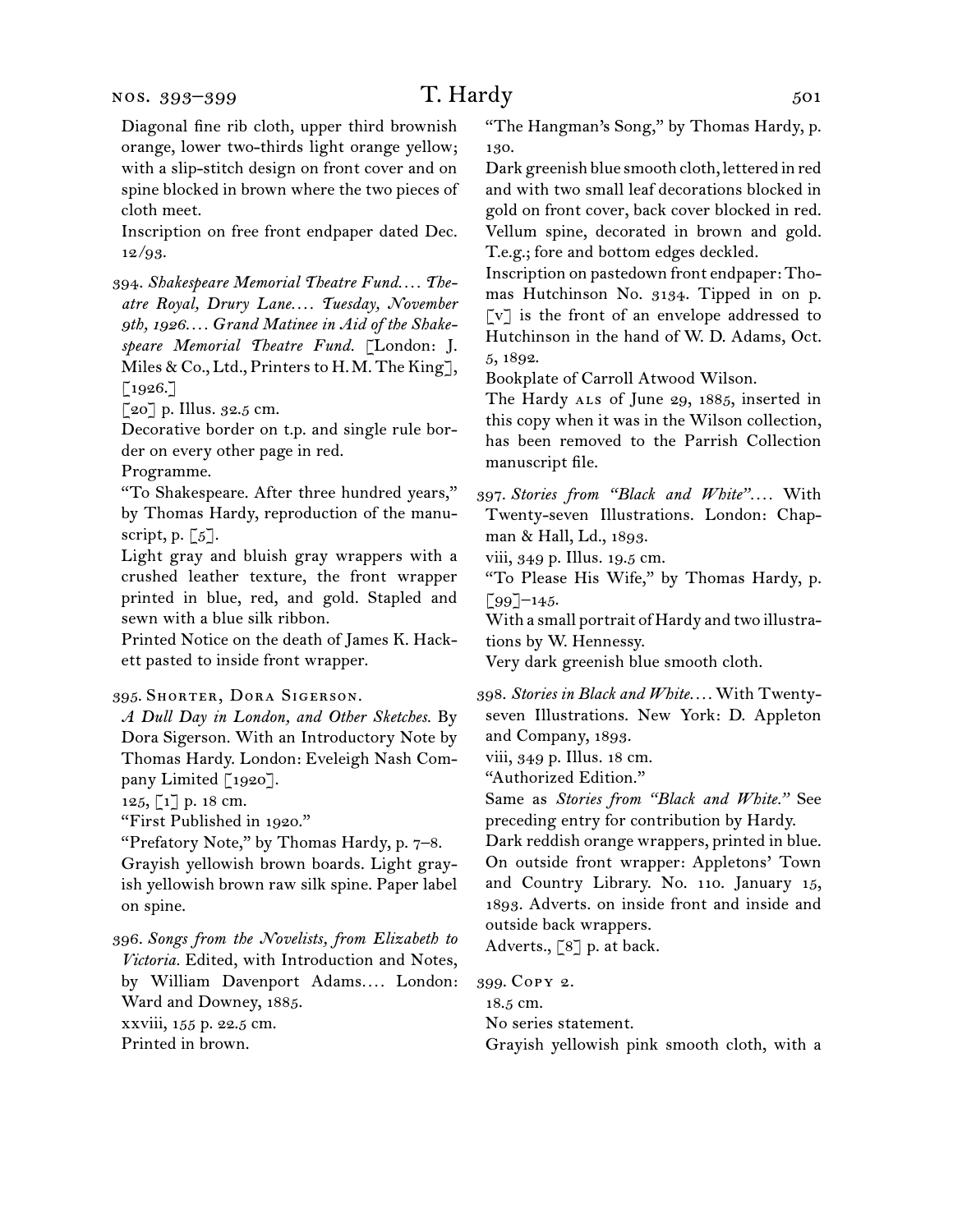Diagonal fine rib cloth, upper third brownish orange, lower two-thirds light orange yellow; with a slip-stitch design on front cover and on spine blocked in brown where the two pieces of cloth meet.

Inscription on free front endpaper dated Dec. 12/93.

394. *Shakespeare Memorial Theatre Fund.... Theatre Royal, Drury Lane.... Tuesday, November 9th, 1926.... Grand Matinee in Aid of the Shakespeare Memorial Theatre Fund.* [London: J. Miles & Co., Ltd., Printers to H. M. The King], [1926.]

[20] p. Illus. 32.5 cm.

Decorative border on t.p. and single rule border on every other page in red.

Programme.

"To Shakespeare. After three hundred years," by Thomas Hardy, reproduction of the manuscript, p. [5].

Light gray and bluish gray wrappers with a crushed leather texture, the front wrapper printed in blue, red, and gold. Stapled and sewn with a blue silk ribbon.

Printed Notice on the death of James K. Hackett pasted to inside front wrapper.

395. Shorter, Dora Sigerson.

*A Dull Day in London, and Other Sketches.* By Dora Sigerson. With an Introductory Note by Thomas Hardy. London: Eveleigh Nash Company Limited [1920].

125, [1] p. 18 cm.

"First Published in 1920."

"Prefatory Note," by Thomas Hardy, p. 7–8.

Grayish yellowish brown boards. Light grayish yellowish brown raw silk spine. Paper label on spine.

396. *Songs from the Novelists, from Elizabeth to Victoria.* Edited, with Introduction and Notes, by William Davenport Adams.... London: Ward and Downey, 1885.

xxviii, 155 p. 22.5 cm.

Printed in brown.

"The Hangman's Song," by Thomas Hardy, p. 130.

Dark greenish blue smooth cloth, lettered in red and with two small leaf decorations blocked in gold on front cover, back cover blocked in red. Vellum spine, decorated in brown and gold. T.e.g.; fore and bottom edges deckled.

Inscription on pastedown front endpaper: Thomas Hutchinson No. 3134. Tipped in on p. [v] is the front of an envelope addressed to Hutchinson in the hand of W. D. Adams, Oct. 5, 1892.

Bookplate of Carroll Atwood Wilson.

The Hardy ALS of June 29, 1885, inserted in this copy when it was in the Wilson collection, has been removed to the Parrish Collection manuscript file.

397. *Stories from "Black and White"....* With Twenty-seven Illustrations. London: Chapman & Hall, Ld., 1893.

viii, 349 p. Illus. 19.5 cm.

"To Please His Wife," by Thomas Hardy, p. [99]–145.

With a small portrait of Hardy and two illustrations by W. Hennessy.

Very dark greenish blue smooth cloth.

398. *Stories in Black and White....* With Twenty-seven Illustrations. New York: D. Appleton and Company, 1893.

viii, 349 p. Illus. 18 cm.

"Authorized Edition."

Same as *Stories from "Black and White."* See preceding entry for contribution by Hardy.

Dark reddish orange wrappers, printed in blue. On outside front wrapper: Appletons' Town and Country Library. No. 110. January 15, 1893. Adverts. on inside front and inside and outside back wrappers.

Adverts., [8] p. at back.

399. Copy 2.

18.5 cm.

No series statement.

Grayish yellowish pink smooth cloth, with a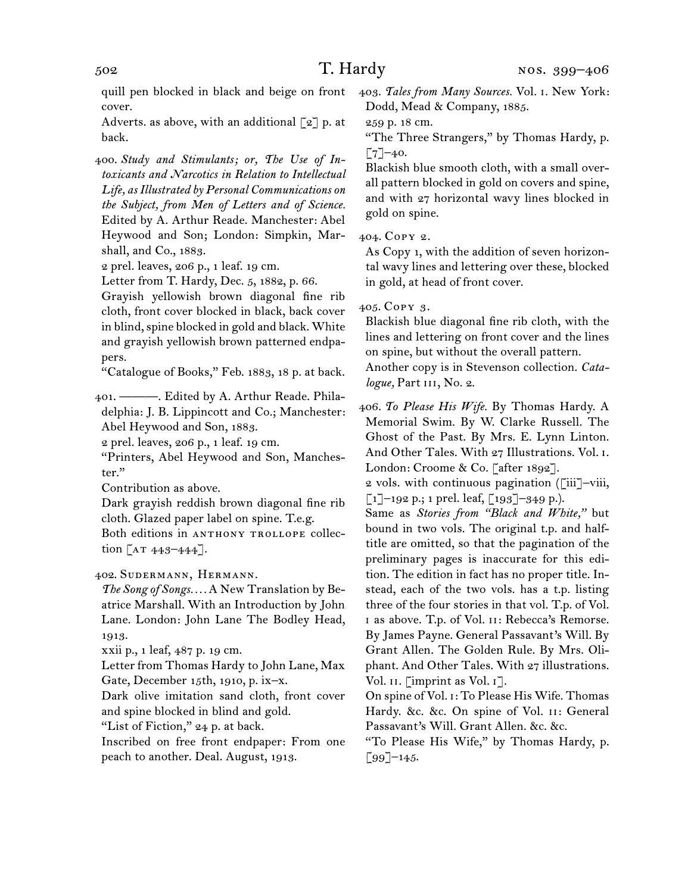quill pen blocked in black and beige on front cover.

Adverts. as above, with an additional [2] p. at back.

400. *Study and Stimulants; or, The Use of Intoxicants and Narcotics in Relation to Intellectual Life, as Illustrated by Personal Communications on the Subject, from Men of Letters and of Science.* Edited by A. Arthur Reade. Manchester: Abel Heywood and Son; London: Simpkin, Marshall, and Co., 1883.

2 prel. leaves, 206 p., 1 leaf. 19 cm.

Letter from T. Hardy, Dec. 5, 1882, p. 66.

Grayish yellowish brown diagonal fine rib cloth, front cover blocked in black, back cover in blind, spine blocked in gold and black. White and grayish yellowish brown patterned endpapers.

"Catalogue of Books," Feb. 1883, 18 p. at back.

401. ———. Edited by A. Arthur Reade. Philadelphia: J. B. Lippincott and Co.; Manchester: Abel Heywood and Son, 1883.

2 prel. leaves, 206 p., 1 leaf. 19 cm.

"Printers, Abel Heywood and Son, Manchester."

Contribution as above.

Dark grayish reddish brown diagonal fine rib cloth. Glazed paper label on spine. T.e.g.

Both editions in ANTHONY TROLLOPE collection [AT 443–444].

402. SUDERMANN, HERMANN.

*The Song of Songs. . . .* A New Translation by Beatrice Marshall. With an Introduction by John Lane. London: John Lane The Bodley Head, 1913.

xxii p., 1 leaf, 487 p. 19 cm.

Letter from Thomas Hardy to John Lane, Max Gate, December 15th, 1910, p. ix–x.

Dark olive imitation sand cloth, front cover and spine blocked in blind and gold.

"List of Fiction," 24 p. at back.

Inscribed on free front endpaper: From one peach to another. Deal. August, 1913.

403. *Tales from Many Sources.* Vol. I. New York: Dodd, Mead & Company, 1885.

259 p. 18 cm.

"The Three Strangers," by Thomas Hardy, p. [7]–40.

Blackish blue smooth cloth, with a small overall pattern blocked in gold on covers and spine, and with 27 horizontal wavy lines blocked in gold on spine.

404. COPY 2.

As Copy 1, with the addition of seven horizontal wavy lines and lettering over these, blocked in gold, at head of front cover.

405. COPY 3.

Blackish blue diagonal fine rib cloth, with the lines and lettering on front cover and the lines on spine, but without the overall pattern.

Another copy is in Stevenson collection. *Catalogue,* Part III, No. 2.

406. *To Please His Wife.* By Thomas Hardy. A Memorial Swim. By W. Clarke Russell. The Ghost of the Past. By Mrs. E. Lynn Linton. And Other Tales. With 27 Illustrations. Vol. I. London: Croome & Co. [after 1892].

2 vols. with continuous pagination ([iii]–viii, [1]–192 p.; 1 prel. leaf, [193]–349 p.).

Same as *Stories from "Black and White,"* but bound in two vols. The original t.p. and half-title are omitted, so that the pagination of the preliminary pages is inaccurate for this edition. The edition in fact has no proper title. Instead, each of the two vols. has a t.p. listing three of the four stories in that vol. T.p. of Vol. I as above. T.p. of Vol. II: Rebecca's Remorse. By James Payne. General Passavant's Will. By Grant Allen. The Golden Rule. By Mrs. Oliphant. And Other Tales. With 27 illustrations. Vol. II. [imprint as Vol. I].

On spine of Vol. I: To Please His Wife. Thomas Hardy. &c. &c. On spine of Vol. II: General Passavant's Will. Grant Allen. &c. &c.

"To Please His Wife," by Thomas Hardy, p. [99]–145.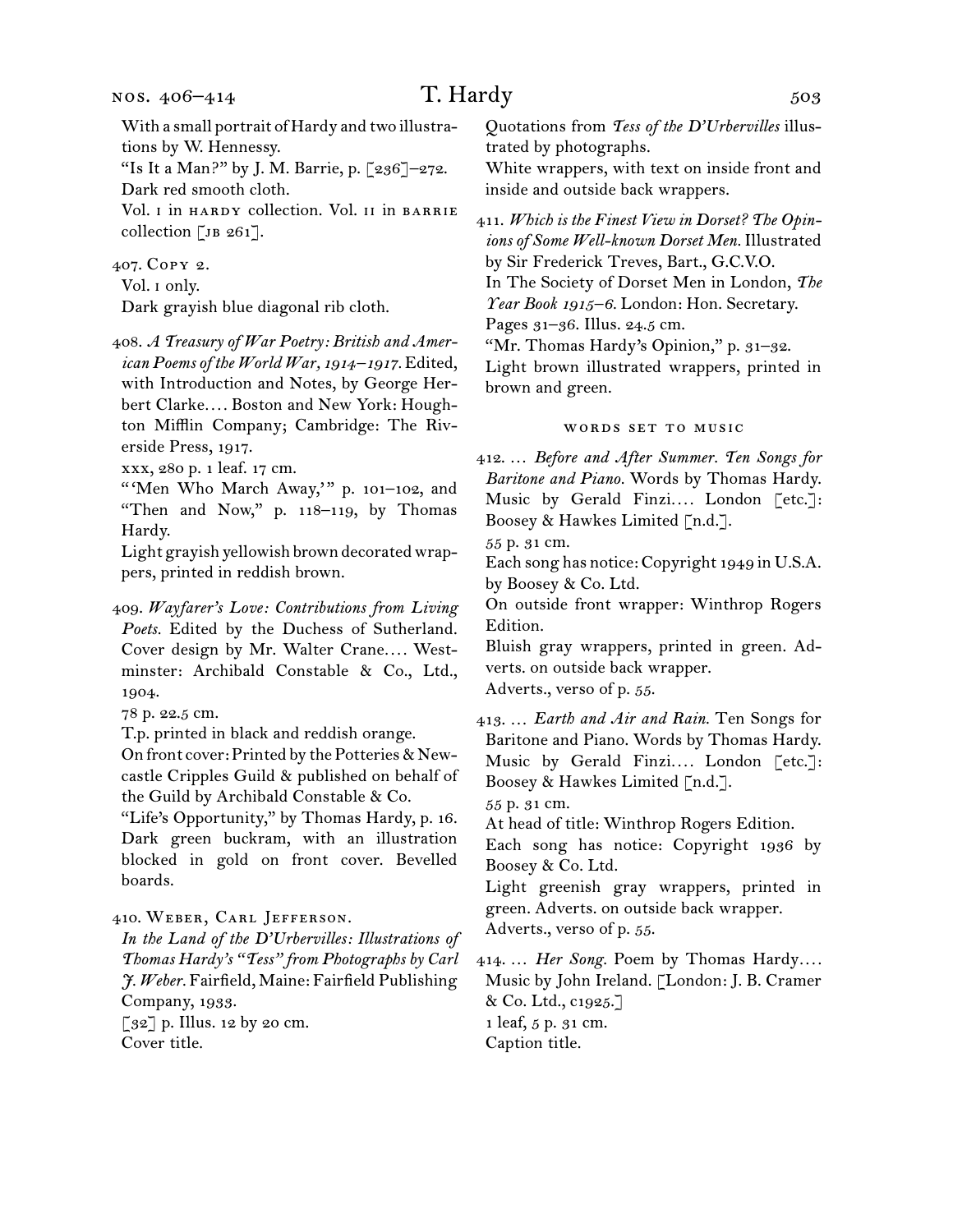With a small portrait of Hardy and two illustrations by W. Hennessy.
"Is It a Man?" by J. M. Barrie, p. [236]–272.
Dark red smooth cloth.
Vol. i in hardy collection. Vol. ii in barrie collection [jb 261].

407. Copy 2.
Vol. i only.
Dark grayish blue diagonal rib cloth.

408. *A Treasury of War Poetry: British and American Poems of the World War, 1914–1917.* Edited, with Introduction and Notes, by George Herbert Clarke.... Boston and New York: Houghton Mifflin Company; Cambridge: The Riverside Press, 1917.
xxx, 280 p. 1 leaf. 17 cm.
"'Men Who March Away,'" p. 101–102, and "Then and Now," p. 118–119, by Thomas Hardy.
Light grayish yellowish brown decorated wrappers, printed in reddish brown.

409. *Wayfarer's Love: Contributions from Living Poets.* Edited by the Duchess of Sutherland. Cover design by Mr. Walter Crane.... Westminster: Archibald Constable & Co., Ltd., 1904.
78 p. 22.5 cm.
T.p. printed in black and reddish orange.
On front cover: Printed by the Potteries & Newcastle Cripples Guild & published on behalf of the Guild by Archibald Constable & Co.
"Life's Opportunity," by Thomas Hardy, p. 16.
Dark green buckram, with an illustration blocked in gold on front cover. Bevelled boards.

410. Weber, Carl Jefferson.
*In the Land of the D'Urbervilles: Illustrations of Thomas Hardy's "Tess" from Photographs by Carl J. Weber.* Fairfield, Maine: Fairfield Publishing Company, 1933.
[32] p. Illus. 12 by 20 cm.
Cover title.
Quotations from *Tess of the D'Urbervilles* illustrated by photographs.
White wrappers, with text on inside front and inside and outside back wrappers.

411. *Which is the Finest View in Dorset? The Opinions of Some Well-known Dorset Men.* Illustrated by Sir Frederick Treves, Bart., G.C.V.O.
In The Society of Dorset Men in London, *The Year Book 1915–6.* London: Hon. Secretary.
Pages 31–36. Illus. 24.5 cm.
"Mr. Thomas Hardy's Opinion," p. 31–32.
Light brown illustrated wrappers, printed in brown and green.

### words set to music

412. ... *Before and After Summer. Ten Songs for Baritone and Piano.* Words by Thomas Hardy. Music by Gerald Finzi.... London [etc.]: Boosey & Hawkes Limited [n.d.].
55 p. 31 cm.
Each song has notice: Copyright 1949 in U.S.A. by Boosey & Co. Ltd.
On outside front wrapper: Winthrop Rogers Edition.
Bluish gray wrappers, printed in green. Adverts. on outside back wrapper.
Adverts., verso of p. 55.

413. ... *Earth and Air and Rain.* Ten Songs for Baritone and Piano. Words by Thomas Hardy. Music by Gerald Finzi.... London [etc.]: Boosey & Hawkes Limited [n.d.].
55 p. 31 cm.
At head of title: Winthrop Rogers Edition.
Each song has notice: Copyright 1936 by Boosey & Co. Ltd.
Light greenish gray wrappers, printed in green. Adverts. on outside back wrapper.
Adverts., verso of p. 55.

414. ... *Her Song.* Poem by Thomas Hardy.... Music by John Ireland. [London: J. B. Cramer & Co. Ltd., c1925.]
1 leaf, 5 p. 31 cm.
Caption title.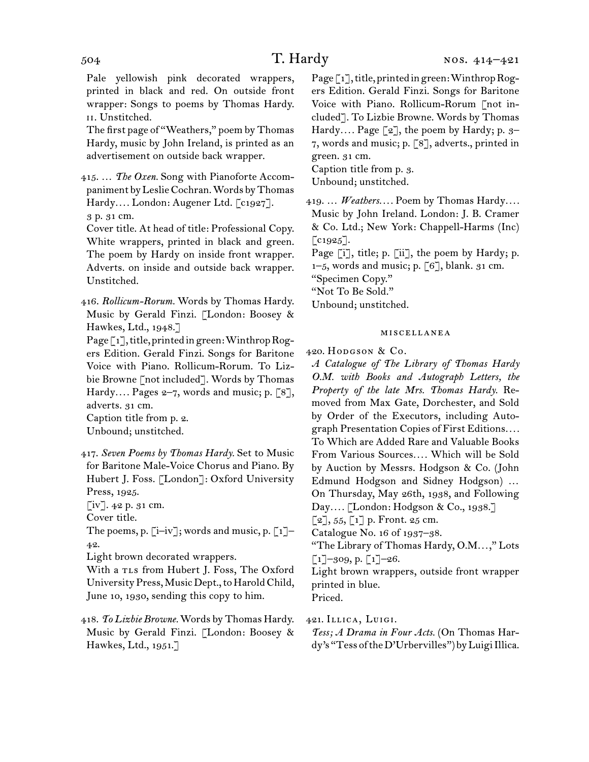Pale yellowish pink decorated wrappers, printed in black and red. On outside front wrapper: Songs to poems by Thomas Hardy. II. Unstitched.

The first page of "Weathers," poem by Thomas Hardy, music by John Ireland, is printed as an advertisement on outside back wrapper.

415. … *The Oxen.* Song with Pianoforte Accompaniment by Leslie Cochran. Words by Thomas Hardy…. London: Augener Ltd. [c1927].

3 p. 31 cm.

Cover title. At head of title: Professional Copy. White wrappers, printed in black and green. The poem by Hardy on inside front wrapper. Adverts. on inside and outside back wrapper. Unstitched.

416. *Rollicum-Rorum.* Words by Thomas Hardy. Music by Gerald Finzi. [London: Boosey & Hawkes, Ltd., 1948.]

Page [1], title, printed in green: Winthrop Rogers Edition. Gerald Finzi. Songs for Baritone Voice with Piano. Rollicum-Rorum. To Lizbie Browne [not included]. Words by Thomas Hardy…. Pages 2–7, words and music; p. [8], adverts. 31 cm.

Caption title from p. 2.

Unbound; unstitched.

417. *Seven Poems by Thomas Hardy.* Set to Music for Baritone Male-Voice Chorus and Piano. By Hubert J. Foss. [London]: Oxford University Press, 1925.

[iv]. 42 p. 31 cm.

Cover title.

The poems, p. [i–iv]; words and music, p. [1]–42.

Light brown decorated wrappers.

With a TLS from Hubert J. Foss, The Oxford University Press, Music Dept., to Harold Child, June 10, 1930, sending this copy to him.

418. *To Lizbie Browne.* Words by Thomas Hardy. Music by Gerald Finzi. [London: Boosey & Hawkes, Ltd., 1951.]

Page [1], title, printed in green: Winthrop Rogers Edition. Gerald Finzi. Songs for Baritone Voice with Piano. Rollicum-Rorum [not included]. To Lizbie Browne. Words by Thomas Hardy…. Page [2], the poem by Hardy; p. 3–7, words and music; p. [8], adverts., printed in green. 31 cm.

Caption title from p. 3.

Unbound; unstitched.

419. … *Weathers.*… Poem by Thomas Hardy…. Music by John Ireland. London: J. B. Cramer & Co. Ltd.; New York: Chappell-Harms (Inc) [c1925].

Page [i], title; p. [ii], the poem by Hardy; p. 1–5, words and music; p. [6], blank. 31 cm.

"Specimen Copy."

"Not To Be Sold."

Unbound; unstitched.

## MISCELLANEA

420. Hodgson & Co.

*A Catalogue of The Library of Thomas Hardy O.M. with Books and Autograph Letters, the Property of the late Mrs. Thomas Hardy.* Removed from Max Gate, Dorchester, and Sold by Order of the Executors, including Autograph Presentation Copies of First Editions…. To Which are Added Rare and Valuable Books From Various Sources…. Which will be Sold by Auction by Messrs. Hodgson & Co. (John Edmund Hodgson and Sidney Hodgson) … On Thursday, May 26th, 1938, and Following Day…. [London: Hodgson & Co., 1938.]

[2], 55, [1] p. Front. 25 cm.

Catalogue No. 16 of 1937–38.

"The Library of Thomas Hardy, O.M…," Lots [1]–309, p. [1]–26.

Light brown wrappers, outside front wrapper printed in blue.

Priced.

421. Illica, Luigi.

*Tess; A Drama in Four Acts.* (On Thomas Hardy's "Tess of the D'Urbervilles") by Luigi Illica.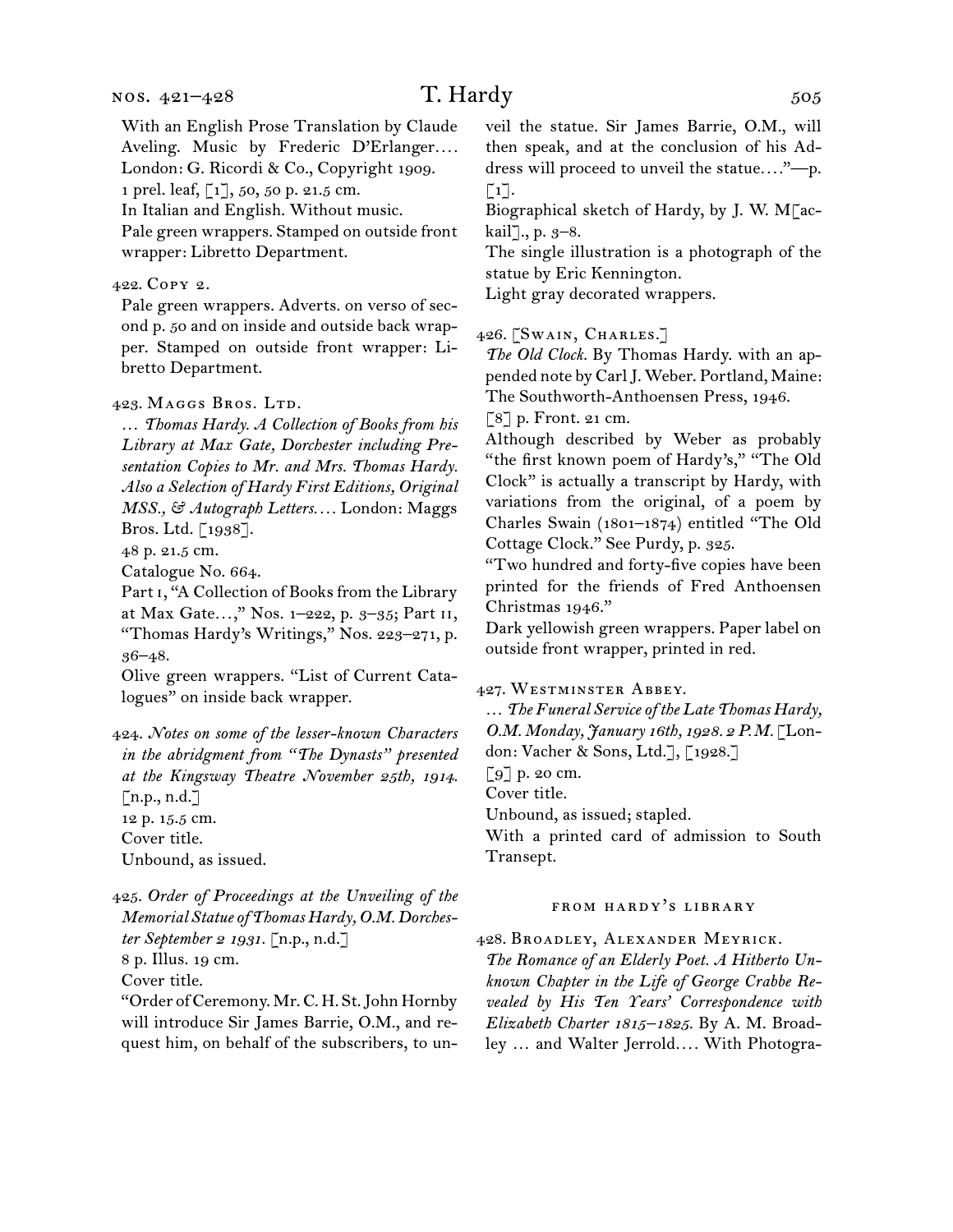With an English Prose Translation by Claude Aveling. Music by Frederic D'Erlanger.... London: G. Ricordi & Co., Copyright 1909.
1 prel. leaf, [1], 50, 50 p. 21.5 cm.
In Italian and English. Without music.
Pale green wrappers. Stamped on outside front wrapper: Libretto Department.

422. Copy 2.
Pale green wrappers. Adverts. on verso of second p. 50 and on inside and outside back wrapper. Stamped on outside front wrapper: Libretto Department.

423. Maggs Bros. Ltd.
... *Thomas Hardy. A Collection of Books from his Library at Max Gate, Dorchester including Presentation Copies to Mr. and Mrs. Thomas Hardy. Also a Selection of Hardy First Editions, Original MSS., & Autograph Letters....* London: Maggs Bros. Ltd. [1938].
48 p. 21.5 cm.
Catalogue No. 664.
Part I, "A Collection of Books from the Library at Max Gate...," Nos. 1–222, p. 3–35; Part II, "Thomas Hardy's Writings," Nos. 223–271, p. 36–48.
Olive green wrappers. "List of Current Catalogues" on inside back wrapper.

424. *Notes on some of the lesser-known Characters in the abridgment from "The Dynasts" presented at the Kingsway Theatre November 25th, 1914.* [n.p., n.d.]
12 p. 15.5 cm.
Cover title.
Unbound, as issued.

425. *Order of Proceedings at the Unveiling of the Memorial Statue of Thomas Hardy, O.M. Dorchester September 2 1931.* [n.p., n.d.]
8 p. Illus. 19 cm.
Cover title.
"Order of Ceremony. Mr. C. H. St. John Hornby will introduce Sir James Barrie, O.M., and request him, on behalf of the subscribers, to unveil the statue. Sir James Barrie, O.M., will then speak, and at the conclusion of his Address will proceed to unveil the statue...."—p. [1].
Biographical sketch of Hardy, by J. W. M[ackail]., p. 3–8.
The single illustration is a photograph of the statue by Eric Kennington.
Light gray decorated wrappers.

426. [Swain, Charles.]
*The Old Clock.* By Thomas Hardy. with an appended note by Carl J. Weber. Portland, Maine: The Southworth-Anthoensen Press, 1946.
[8] p. Front. 21 cm.
Although described by Weber as probably "the first known poem of Hardy's," "The Old Clock" is actually a transcript by Hardy, with variations from the original, of a poem by Charles Swain (1801–1874) entitled "The Old Cottage Clock." See Purdy, p. 325.
"Two hundred and forty-five copies have been printed for the friends of Fred Anthoensen Christmas 1946."
Dark yellowish green wrappers. Paper label on outside front wrapper, printed in red.

427. Westminster Abbey.
... *The Funeral Service of the Late Thomas Hardy, O.M. Monday, January 16th, 1928. 2 P.M.* [London: Vacher & Sons, Ltd.], [1928.]
[9] p. 20 cm.
Cover title.
Unbound, as issued; stapled.
With a printed card of admission to South Transept.

## from hardy's library

428. Broadley, Alexander Meyrick.
*The Romance of an Elderly Poet. A Hitherto Unknown Chapter in the Life of George Crabbe Revealed by His Ten Years' Correspondence with Elizabeth Charter 1815–1825.* By A. M. Broadley ... and Walter Jerrold.... With Photogra-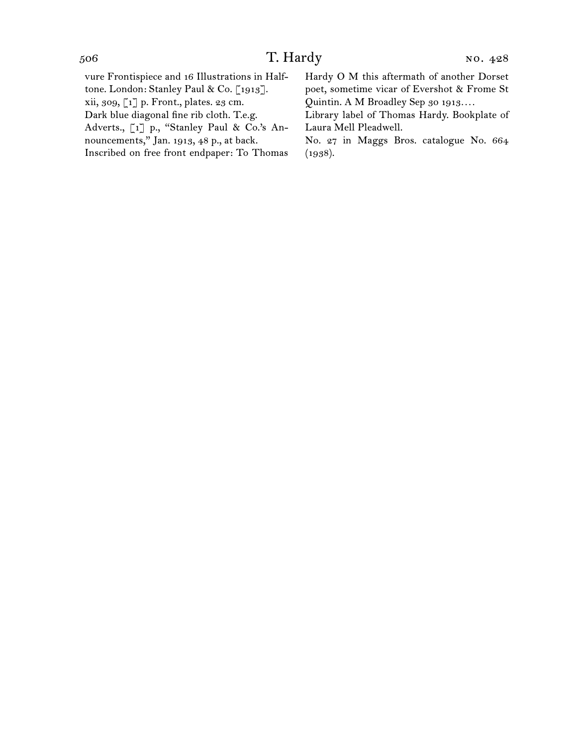vure Frontispiece and 16 Illustrations in Half-tone. London: Stanley Paul & Co. [1913].
xii, 309, [1] p. Front., plates. 23 cm.
Dark blue diagonal fine rib cloth. T.e.g.
Adverts., [1] p., "Stanley Paul & Co.'s Announcements," Jan. 1913, 48 p., at back.
Inscribed on free front endpaper: To Thomas Hardy O M this aftermath of another Dorset poet, sometime vicar of Evershot & Frome St Quintin. A M Broadley Sep 30 1913. . . .
Library label of Thomas Hardy. Bookplate of Laura Mell Pleadwell.
No. 27 in Maggs Bros. catalogue No. 664 (1938).